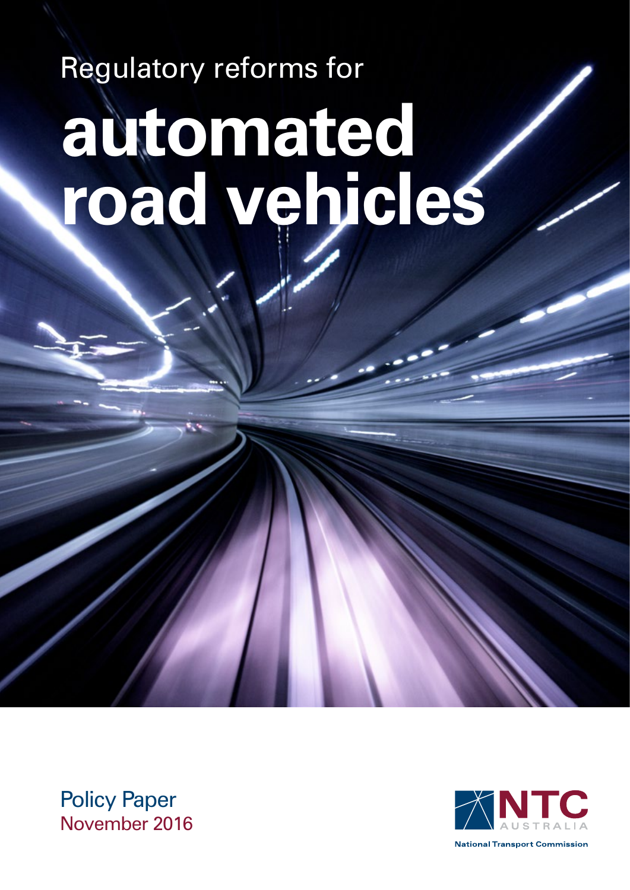Regulatory reforms for

# automated road vehicles

Policy Paper
November 2016

NTC AUSTRALIA
National Transport Commission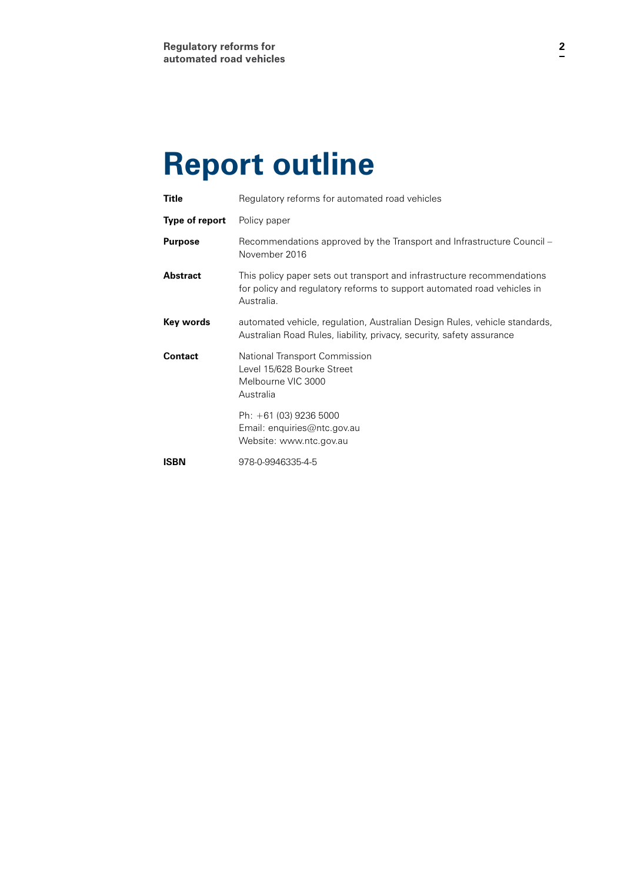# Report outline

| | |
|---|---|
| **Title** | Regulatory reforms for automated road vehicles |
| **Type of report** | Policy paper |
| **Purpose** | Recommendations approved by the Transport and Infrastructure Council – November 2016 |
| **Abstract** | This policy paper sets out transport and infrastructure recommendations for policy and regulatory reforms to support automated road vehicles in Australia. |
| **Key words** | automated vehicle, regulation, Australian Design Rules, vehicle standards, Australian Road Rules, liability, privacy, security, safety assurance |
| **Contact** | National Transport Commission<br>Level 15/628 Bourke Street<br>Melbourne VIC 3000<br>Australia<br><br>Ph: +61 (03) 9236 5000<br>Email: enquiries@ntc.gov.au<br>Website: www.ntc.gov.au |
| **ISBN** | 978-0-9946335-4-5 |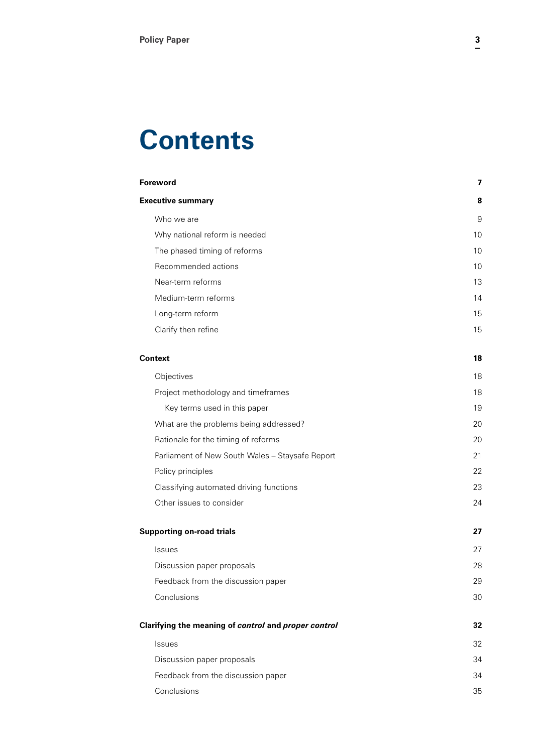# Contents

| | |
|---|---|
| **Foreword** | **7** |
| **Executive summary** | **8** |
| Who we are | 9 |
| Why national reform is needed | 10 |
| The phased timing of reforms | 10 |
| Recommended actions | 10 |
| Near-term reforms | 13 |
| Medium-term reforms | 14 |
| Long-term reform | 15 |
| Clarify then refine | 15 |
| **Context** | **18** |
| Objectives | 18 |
| Project methodology and timeframes | 18 |
| Key terms used in this paper | 19 |
| What are the problems being addressed? | 20 |
| Rationale for the timing of reforms | 20 |
| Parliament of New South Wales – Staysafe Report | 21 |
| Policy principles | 22 |
| Classifying automated driving functions | 23 |
| Other issues to consider | 24 |
| **Supporting on-road trials** | **27** |
| Issues | 27 |
| Discussion paper proposals | 28 |
| Feedback from the discussion paper | 29 |
| Conclusions | 30 |
| **Clarifying the meaning of *control* and *proper control*** | **32** |
| Issues | 32 |
| Discussion paper proposals | 34 |
| Feedback from the discussion paper | 34 |
| Conclusions | 35 |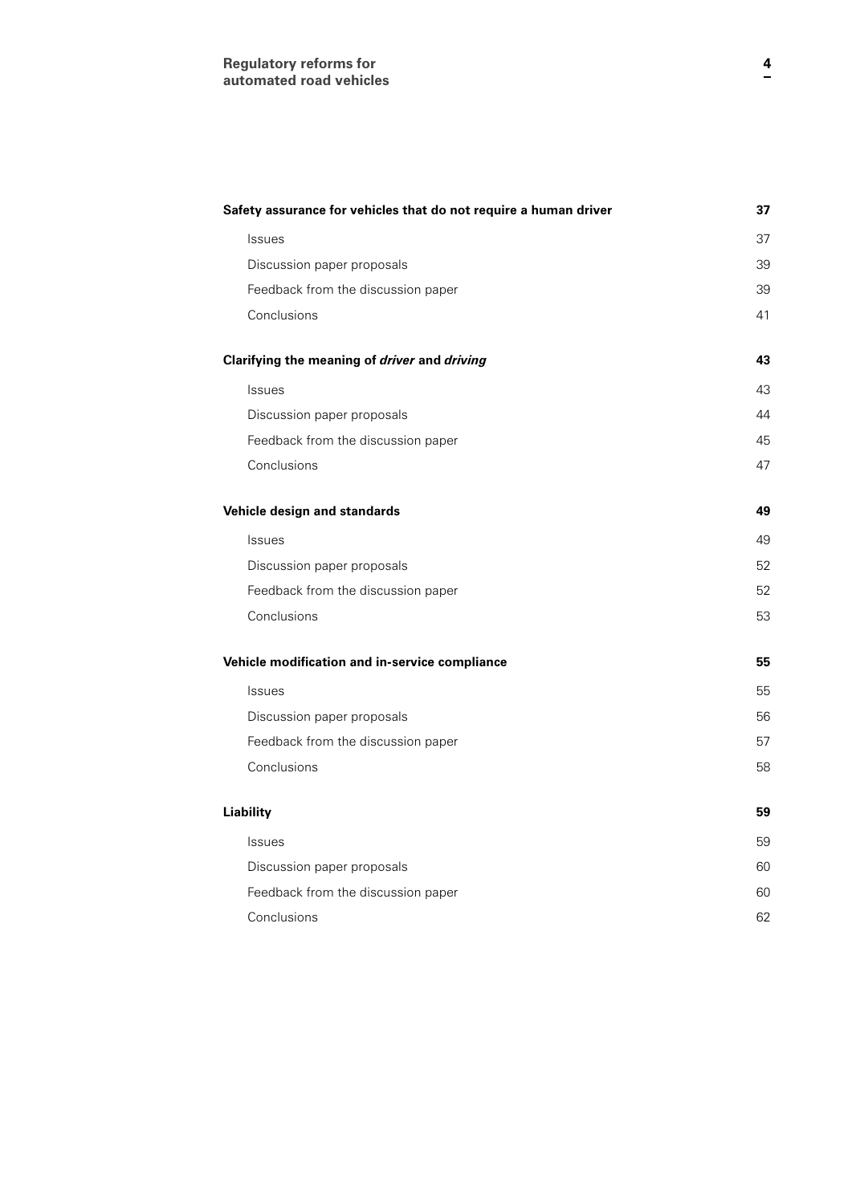| | |
|---|---|
| **Safety assurance for vehicles that do not require a human driver** | **37** |
| Issues | 37 |
| Discussion paper proposals | 39 |
| Feedback from the discussion paper | 39 |
| Conclusions | 41 |
| **Clarifying the meaning of *driver* and *driving*** | **43** |
| Issues | 43 |
| Discussion paper proposals | 44 |
| Feedback from the discussion paper | 45 |
| Conclusions | 47 |
| **Vehicle design and standards** | **49** |
| Issues | 49 |
| Discussion paper proposals | 52 |
| Feedback from the discussion paper | 52 |
| Conclusions | 53 |
| **Vehicle modification and in-service compliance** | **55** |
| Issues | 55 |
| Discussion paper proposals | 56 |
| Feedback from the discussion paper | 57 |
| Conclusions | 58 |
| **Liability** | **59** |
| Issues | 59 |
| Discussion paper proposals | 60 |
| Feedback from the discussion paper | 60 |
| Conclusions | 62 |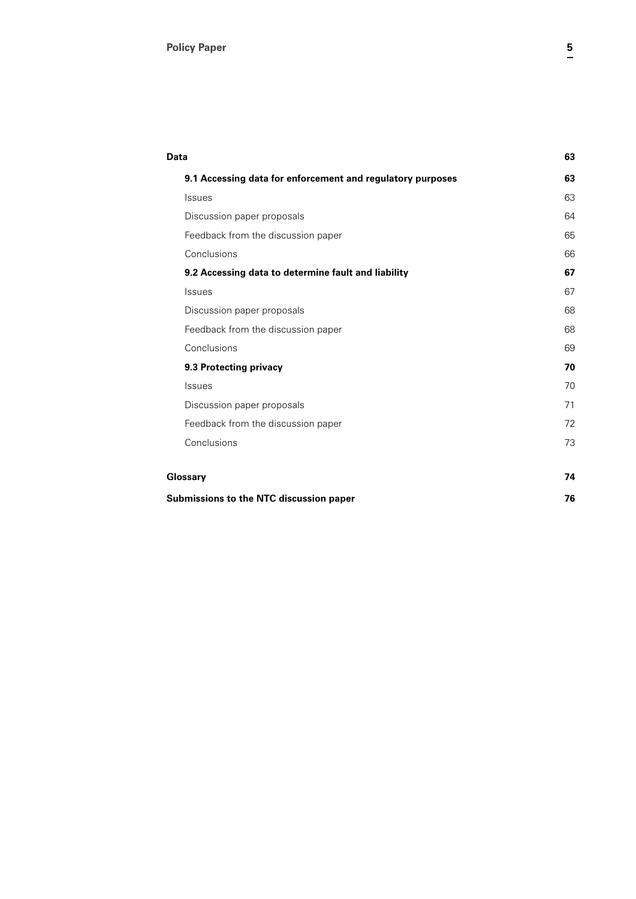| | |
|---|---|
| **Data** | **63** |
| **9.1 Accessing data for enforcement and regulatory purposes** | **63** |
| Issues | 63 |
| Discussion paper proposals | 64 |
| Feedback from the discussion paper | 65 |
| Conclusions | 66 |
| **9.2 Accessing data to determine fault and liability** | **67** |
| Issues | 67 |
| Discussion paper proposals | 68 |
| Feedback from the discussion paper | 68 |
| Conclusions | 69 |
| **9.3 Protecting privacy** | **70** |
| Issues | 70 |
| Discussion paper proposals | 71 |
| Feedback from the discussion paper | 72 |
| Conclusions | 73 |
| **Glossary** | **74** |
| **Submissions to the NTC discussion paper** | **76** |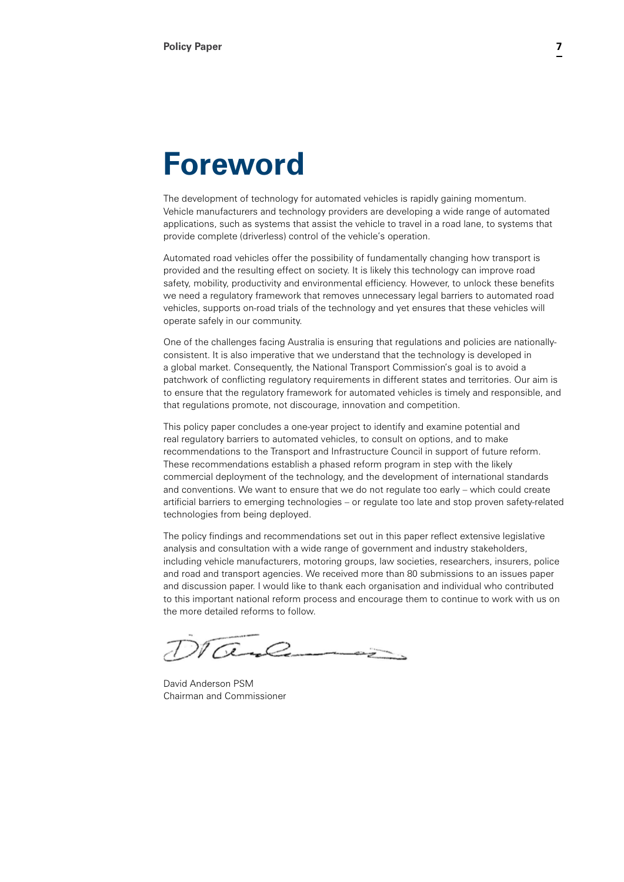# Foreword

The development of technology for automated vehicles is rapidly gaining momentum. Vehicle manufacturers and technology providers are developing a wide range of automated applications, such as systems that assist the vehicle to travel in a road lane, to systems that provide complete (driverless) control of the vehicle's operation.

Automated road vehicles offer the possibility of fundamentally changing how transport is provided and the resulting effect on society. It is likely this technology can improve road safety, mobility, productivity and environmental efficiency. However, to unlock these benefits we need a regulatory framework that removes unnecessary legal barriers to automated road vehicles, supports on-road trials of the technology and yet ensures that these vehicles will operate safely in our community.

One of the challenges facing Australia is ensuring that regulations and policies are nationally-consistent. It is also imperative that we understand that the technology is developed in a global market. Consequently, the National Transport Commission's goal is to avoid a patchwork of conflicting regulatory requirements in different states and territories. Our aim is to ensure that the regulatory framework for automated vehicles is timely and responsible, and that regulations promote, not discourage, innovation and competition.

This policy paper concludes a one-year project to identify and examine potential and real regulatory barriers to automated vehicles, to consult on options, and to make recommendations to the Transport and Infrastructure Council in support of future reform. These recommendations establish a phased reform program in step with the likely commercial deployment of the technology, and the development of international standards and conventions. We want to ensure that we do not regulate too early – which could create artificial barriers to emerging technologies – or regulate too late and stop proven safety-related technologies from being deployed.

The policy findings and recommendations set out in this paper reflect extensive legislative analysis and consultation with a wide range of government and industry stakeholders, including vehicle manufacturers, motoring groups, law societies, researchers, insurers, police and road and transport agencies. We received more than 80 submissions to an issues paper and discussion paper. I would like to thank each organisation and individual who contributed to this important national reform process and encourage them to continue to work with us on the more detailed reforms to follow.

David Anderson PSM
Chairman and Commissioner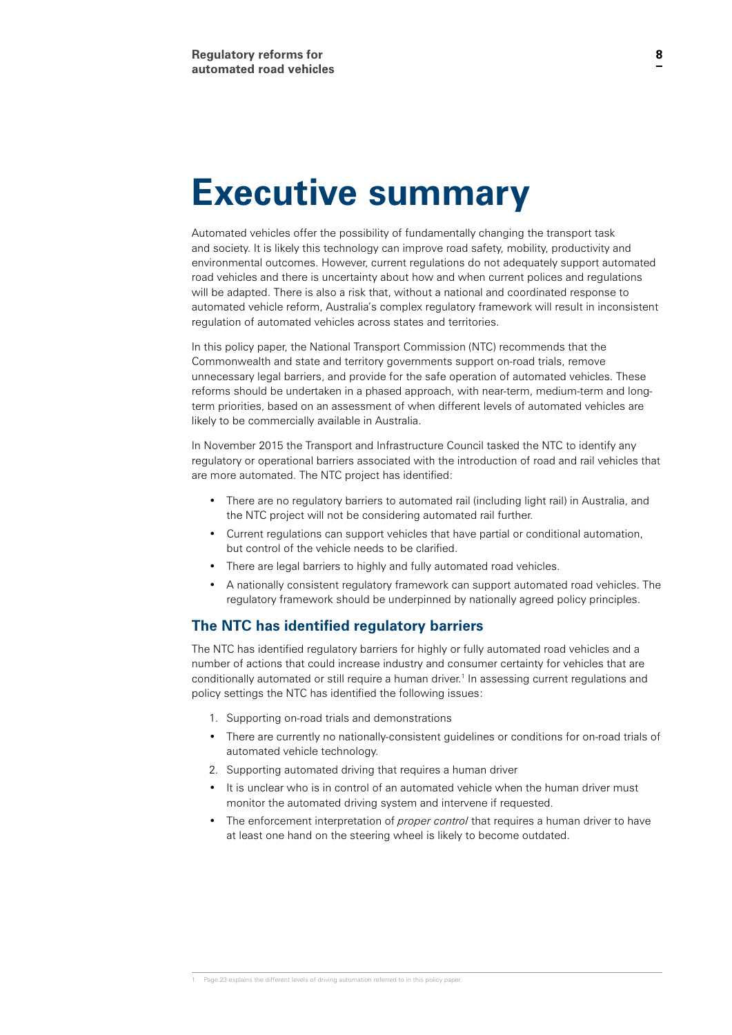# Executive summary

Automated vehicles offer the possibility of fundamentally changing the transport task and society. It is likely this technology can improve road safety, mobility, productivity and environmental outcomes. However, current regulations do not adequately support automated road vehicles and there is uncertainty about how and when current polices and regulations will be adapted. There is also a risk that, without a national and coordinated response to automated vehicle reform, Australia's complex regulatory framework will result in inconsistent regulation of automated vehicles across states and territories.

In this policy paper, the National Transport Commission (NTC) recommends that the Commonwealth and state and territory governments support on-road trials, remove unnecessary legal barriers, and provide for the safe operation of automated vehicles. These reforms should be undertaken in a phased approach, with near-term, medium-term and long-term priorities, based on an assessment of when different levels of automated vehicles are likely to be commercially available in Australia.

In November 2015 the Transport and Infrastructure Council tasked the NTC to identify any regulatory or operational barriers associated with the introduction of road and rail vehicles that are more automated. The NTC project has identified:

- There are no regulatory barriers to automated rail (including light rail) in Australia, and the NTC project will not be considering automated rail further.
- Current regulations can support vehicles that have partial or conditional automation, but control of the vehicle needs to be clarified.
- There are legal barriers to highly and fully automated road vehicles.
- A nationally consistent regulatory framework can support automated road vehicles. The regulatory framework should be underpinned by nationally agreed policy principles.

## The NTC has identified regulatory barriers

The NTC has identified regulatory barriers for highly or fully automated road vehicles and a number of actions that could increase industry and consumer certainty for vehicles that are conditionally automated or still require a human driver.[1] In assessing current regulations and policy settings the NTC has identified the following issues:

1. Supporting on-road trials and demonstrations

- There are currently no nationally-consistent guidelines or conditions for on-road trials of automated vehicle technology.

2. Supporting automated driving that requires a human driver

- It is unclear who is in control of an automated vehicle when the human driver must monitor the automated driving system and intervene if requested.
- The enforcement interpretation of *proper control* that requires a human driver to have at least one hand on the steering wheel is likely to become outdated.

[1] Page 23 explains the different levels of driving automation referred to in this policy paper.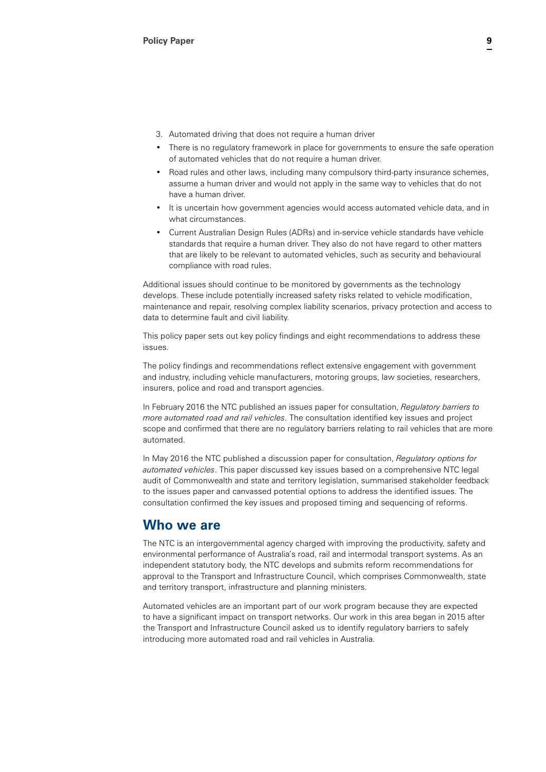3. Automated driving that does not require a human driver

- There is no regulatory framework in place for governments to ensure the safe operation of automated vehicles that do not require a human driver.
- Road rules and other laws, including many compulsory third-party insurance schemes, assume a human driver and would not apply in the same way to vehicles that do not have a human driver.
- It is uncertain how government agencies would access automated vehicle data, and in what circumstances.
- Current Australian Design Rules (ADRs) and in-service vehicle standards have vehicle standards that require a human driver. They also do not have regard to other matters that are likely to be relevant to automated vehicles, such as security and behavioural compliance with road rules.

Additional issues should continue to be monitored by governments as the technology develops. These include potentially increased safety risks related to vehicle modification, maintenance and repair, resolving complex liability scenarios, privacy protection and access to data to determine fault and civil liability.

This policy paper sets out key policy findings and eight recommendations to address these issues.

The policy findings and recommendations reflect extensive engagement with government and industry, including vehicle manufacturers, motoring groups, law societies, researchers, insurers, police and road and transport agencies.

In February 2016 the NTC published an issues paper for consultation, *Regulatory barriers to more automated road and rail vehicles*. The consultation identified key issues and project scope and confirmed that there are no regulatory barriers relating to rail vehicles that are more automated.

In May 2016 the NTC published a discussion paper for consultation, *Regulatory options for automated vehicles*. This paper discussed key issues based on a comprehensive NTC legal audit of Commonwealth and state and territory legislation, summarised stakeholder feedback to the issues paper and canvassed potential options to address the identified issues. The consultation confirmed the key issues and proposed timing and sequencing of reforms.

## Who we are

The NTC is an intergovernmental agency charged with improving the productivity, safety and environmental performance of Australia's road, rail and intermodal transport systems. As an independent statutory body, the NTC develops and submits reform recommendations for approval to the Transport and Infrastructure Council, which comprises Commonwealth, state and territory transport, infrastructure and planning ministers.

Automated vehicles are an important part of our work program because they are expected to have a significant impact on transport networks. Our work in this area began in 2015 after the Transport and Infrastructure Council asked us to identify regulatory barriers to safely introducing more automated road and rail vehicles in Australia.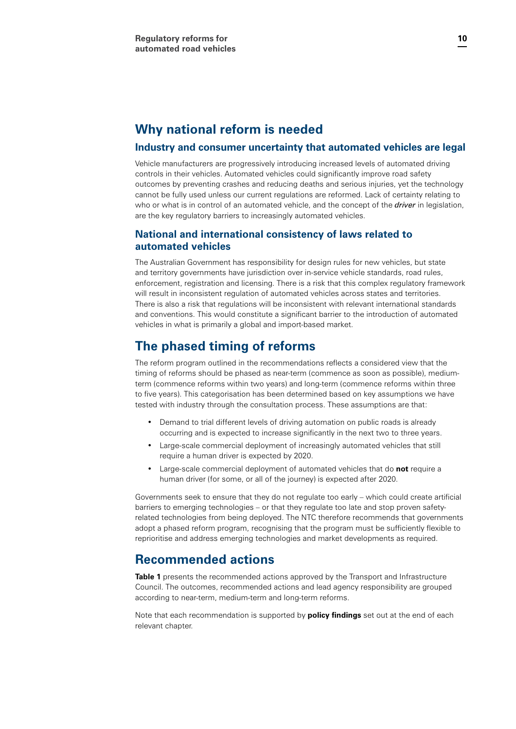## Why national reform is needed

### Industry and consumer uncertainty that automated vehicles are legal

Vehicle manufacturers are progressively introducing increased levels of automated driving controls in their vehicles. Automated vehicles could significantly improve road safety outcomes by preventing crashes and reducing deaths and serious injuries, yet the technology cannot be fully used unless our current regulations are reformed. Lack of certainty relating to who or what is in control of an automated vehicle, and the concept of the ***driver*** in legislation, are the key regulatory barriers to increasingly automated vehicles.

### National and international consistency of laws related to automated vehicles

The Australian Government has responsibility for design rules for new vehicles, but state and territory governments have jurisdiction over in-service vehicle standards, road rules, enforcement, registration and licensing. There is a risk that this complex regulatory framework will result in inconsistent regulation of automated vehicles across states and territories. There is also a risk that regulations will be inconsistent with relevant international standards and conventions. This would constitute a significant barrier to the introduction of automated vehicles in what is primarily a global and import-based market.

## The phased timing of reforms

The reform program outlined in the recommendations reflects a considered view that the timing of reforms should be phased as near-term (commence as soon as possible), medium-term (commence reforms within two years) and long-term (commence reforms within three to five years). This categorisation has been determined based on key assumptions we have tested with industry through the consultation process. These assumptions are that:

- Demand to trial different levels of driving automation on public roads is already occurring and is expected to increase significantly in the next two to three years.
- Large-scale commercial deployment of increasingly automated vehicles that still require a human driver is expected by 2020.
- Large-scale commercial deployment of automated vehicles that do **not** require a human driver (for some, or all of the journey) is expected after 2020.

Governments seek to ensure that they do not regulate too early – which could create artificial barriers to emerging technologies – or that they regulate too late and stop proven safety-related technologies from being deployed. The NTC therefore recommends that governments adopt a phased reform program, recognising that the program must be sufficiently flexible to reprioritise and address emerging technologies and market developments as required.

## Recommended actions

**Table 1** presents the recommended actions approved by the Transport and Infrastructure Council. The outcomes, recommended actions and lead agency responsibility are grouped according to near-term, medium-term and long-term reforms.

Note that each recommendation is supported by **policy findings** set out at the end of each relevant chapter.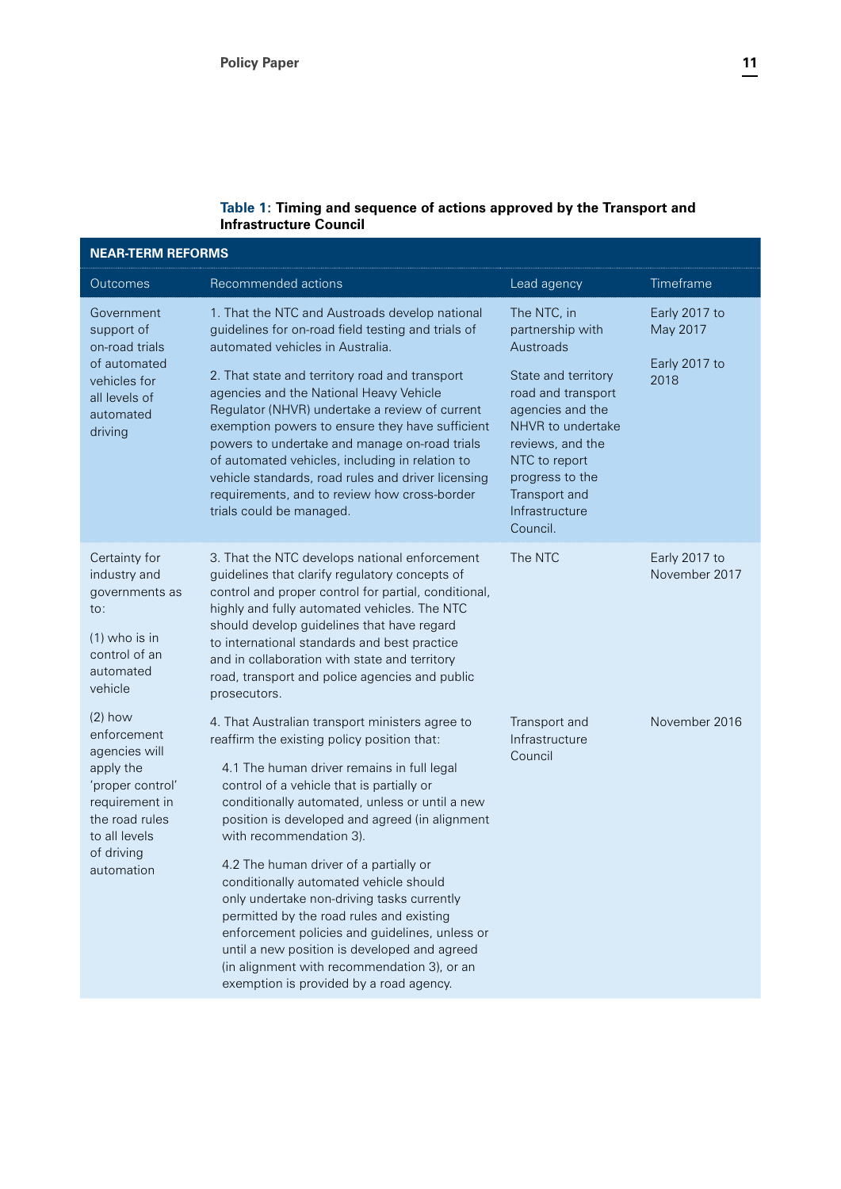**Table 1: Timing and sequence of actions approved by the Transport and Infrastructure Council**

| NEAR-TERM REFORMS | | | |
|---|---|---|---|
| Outcomes | Recommended actions | Lead agency | Timeframe |
| Government support of on-road trials of automated vehicles for all levels of automated driving | 1. That the NTC and Austroads develop national guidelines for on-road field testing and trials of automated vehicles in Australia. | The NTC, in partnership with Austroads | Early 2017 to May 2017 |
| | 2. That state and territory road and transport agencies and the National Heavy Vehicle Regulator (NHVR) undertake a review of current exemption powers to ensure they have sufficient powers to undertake and manage on-road trials of automated vehicles, including in relation to vehicle standards, road rules and driver licensing requirements, and to review how cross-border trials could be managed. | State and territory road and transport agencies and the NHVR to undertake reviews, and the NTC to report progress to the Transport and Infrastructure Council. | Early 2017 to 2018 |
| Certainty for industry and governments as to:<br><br>(1) who is in control of an automated vehicle | 3. That the NTC develops national enforcement guidelines that clarify regulatory concepts of control and proper control for partial, conditional, highly and fully automated vehicles. The NTC should develop guidelines that have regard to international standards and best practice and in collaboration with state and territory road, transport and police agencies and public prosecutors. | The NTC | Early 2017 to November 2017 |
| (2) how enforcement agencies will apply the 'proper control' requirement in the road rules to all levels of driving automation | 4. That Australian transport ministers agree to reaffirm the existing policy position that:<br><br>4.1 The human driver remains in full legal control of a vehicle that is partially or conditionally automated, unless or until a new position is developed and agreed (in alignment with recommendation 3).<br><br>4.2 The human driver of a partially or conditionally automated vehicle should only undertake non-driving tasks currently permitted by the road rules and existing enforcement policies and guidelines, unless or until a new position is developed and agreed (in alignment with recommendation 3), or an exemption is provided by a road agency. | Transport and Infrastructure Council | November 2016 |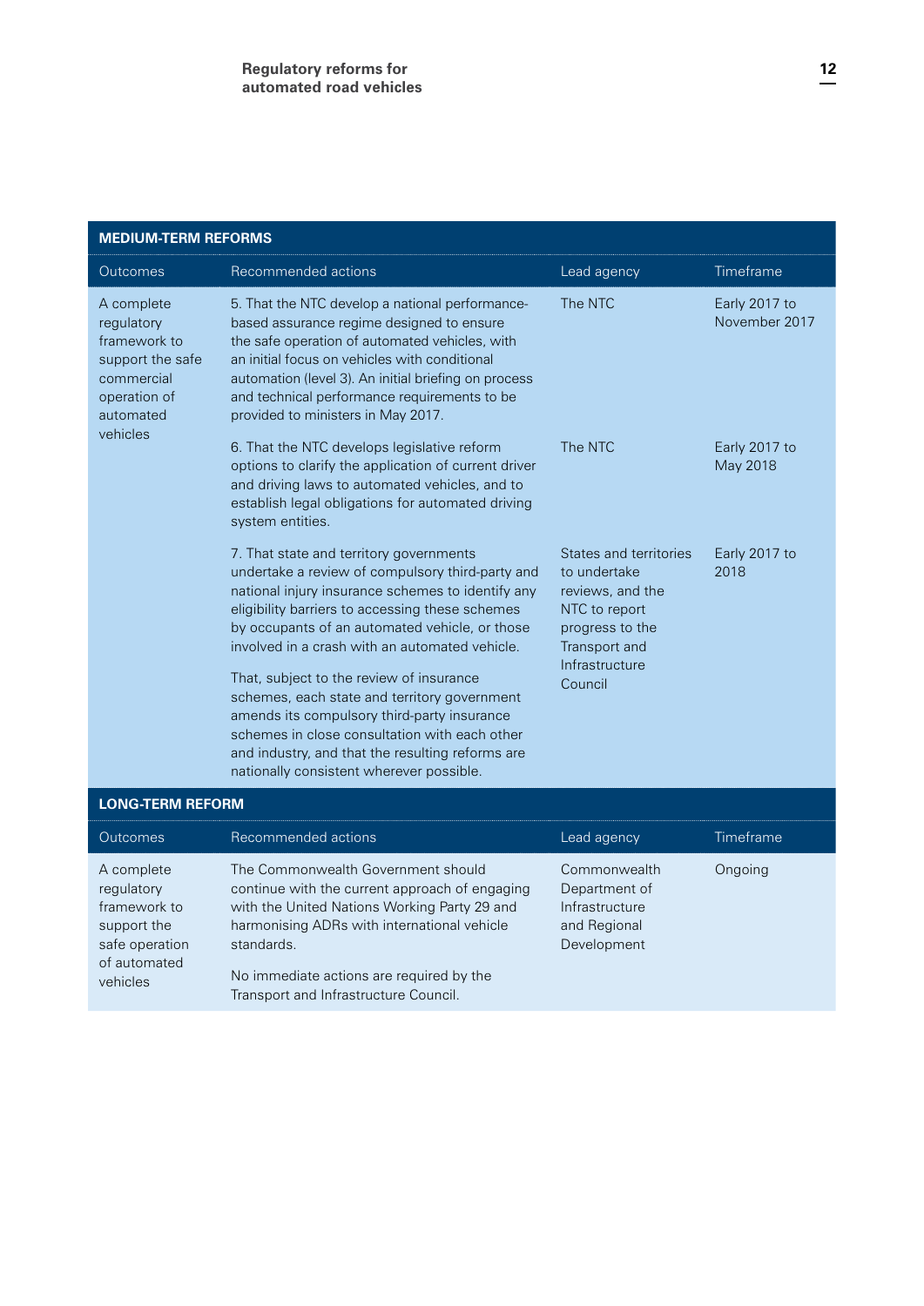## MEDIUM-TERM REFORMS

| Outcomes | Recommended actions | Lead agency | Timeframe |
|---|---|---|---|
| A complete regulatory framework to support the safe commercial operation of automated vehicles | 5. That the NTC develop a national performance-based assurance regime designed to ensure the safe operation of automated vehicles, with an initial focus on vehicles with conditional automation (level 3). An initial briefing on process and technical performance requirements to be provided to ministers in May 2017. | The NTC | Early 2017 to November 2017 |
| | 6. That the NTC develops legislative reform options to clarify the application of current driver and driving laws to automated vehicles, and to establish legal obligations for automated driving system entities. | The NTC | Early 2017 to May 2018 |
| | 7. That state and territory governments undertake a review of compulsory third-party and national injury insurance schemes to identify any eligibility barriers to accessing these schemes by occupants of an automated vehicle, or those involved in a crash with an automated vehicle.<br><br>That, subject to the review of insurance schemes, each state and territory government amends its compulsory third-party insurance schemes in close consultation with each other and industry, and that the resulting reforms are nationally consistent wherever possible. | States and territories to undertake reviews, and the NTC to report progress to the Transport and Infrastructure Council | Early 2017 to 2018 |

## LONG-TERM REFORM

| Outcomes | Recommended actions | Lead agency | Timeframe |
|---|---|---|---|
| A complete regulatory framework to support the safe operation of automated vehicles | The Commonwealth Government should continue with the current approach of engaging with the United Nations Working Party 29 and harmonising ADRs with international vehicle standards.<br><br>No immediate actions are required by the Transport and Infrastructure Council. | Commonwealth Department of Infrastructure and Regional Development | Ongoing |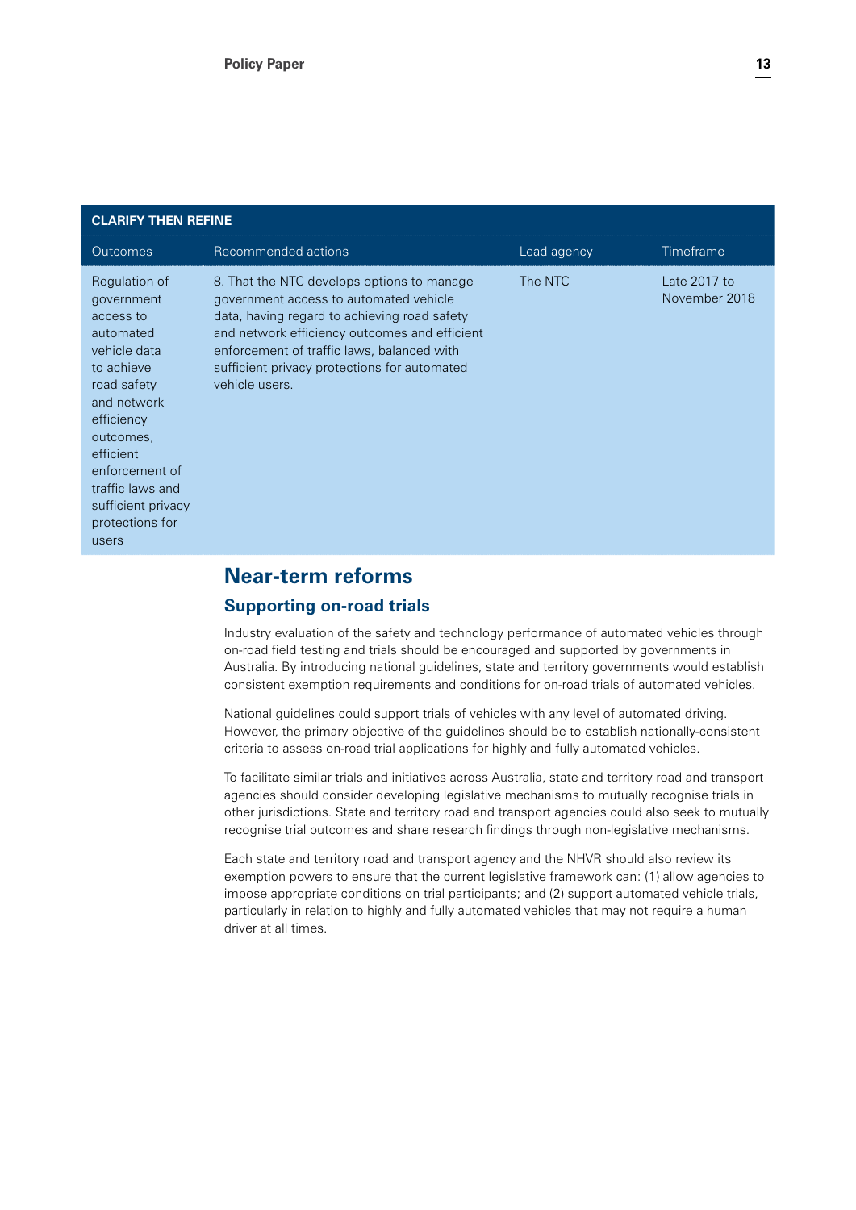| CLARIFY THEN REFINE | | | |
|---|---|---|---|
| Outcomes | Recommended actions | Lead agency | Timeframe |
| Regulation of government access to automated vehicle data to achieve road safety and network efficiency outcomes, efficient enforcement of traffic laws and sufficient privacy protections for users | 8. That the NTC develops options to manage government access to automated vehicle data, having regard to achieving road safety and network efficiency outcomes and efficient enforcement of traffic laws, balanced with sufficient privacy protections for automated vehicle users. | The NTC | Late 2017 to November 2018 |

## Near-term reforms

### Supporting on-road trials

Industry evaluation of the safety and technology performance of automated vehicles through on-road field testing and trials should be encouraged and supported by governments in Australia. By introducing national guidelines, state and territory governments would establish consistent exemption requirements and conditions for on-road trials of automated vehicles.

National guidelines could support trials of vehicles with any level of automated driving. However, the primary objective of the guidelines should be to establish nationally-consistent criteria to assess on-road trial applications for highly and fully automated vehicles.

To facilitate similar trials and initiatives across Australia, state and territory road and transport agencies should consider developing legislative mechanisms to mutually recognise trials in other jurisdictions. State and territory road and transport agencies could also seek to mutually recognise trial outcomes and share research findings through non-legislative mechanisms.

Each state and territory road and transport agency and the NHVR should also review its exemption powers to ensure that the current legislative framework can: (1) allow agencies to impose appropriate conditions on trial participants; and (2) support automated vehicle trials, particularly in relation to highly and fully automated vehicles that may not require a human driver at all times.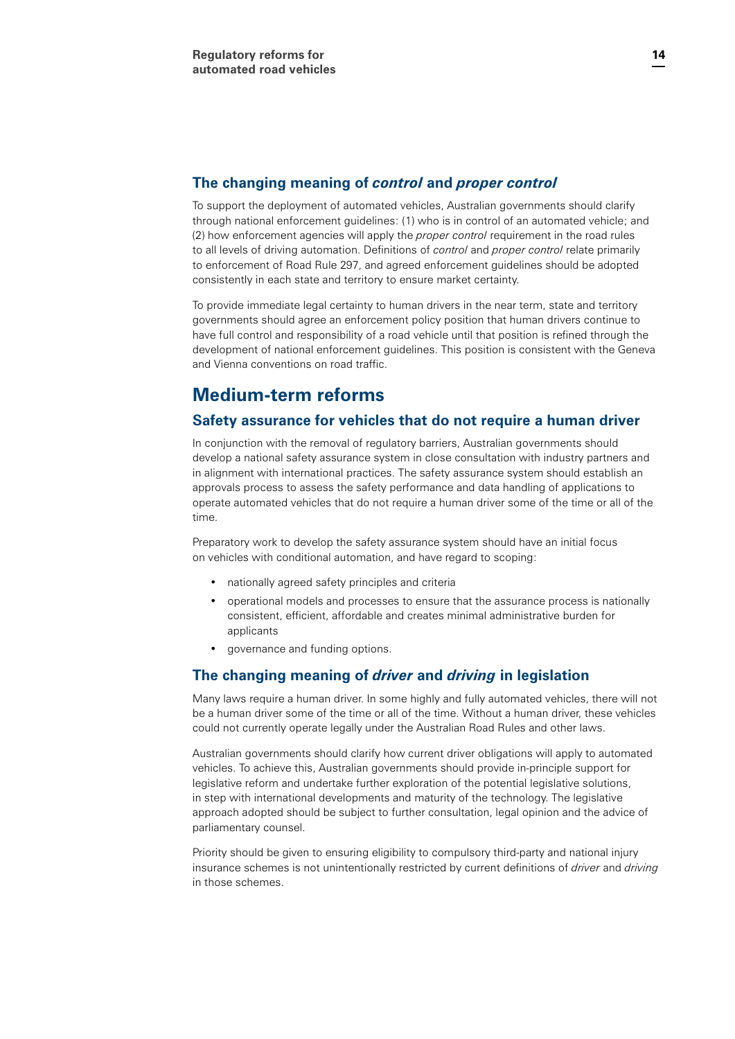### The changing meaning of *control* and *proper control*

To support the deployment of automated vehicles, Australian governments should clarify through national enforcement guidelines: (1) who is in control of an automated vehicle; and (2) how enforcement agencies will apply the *proper control* requirement in the road rules to all levels of driving automation. Definitions of *control* and *proper control* relate primarily to enforcement of Road Rule 297, and agreed enforcement guidelines should be adopted consistently in each state and territory to ensure market certainty.

To provide immediate legal certainty to human drivers in the near term, state and territory governments should agree an enforcement policy position that human drivers continue to have full control and responsibility of a road vehicle until that position is refined through the development of national enforcement guidelines. This position is consistent with the Geneva and Vienna conventions on road traffic.

## Medium-term reforms

### Safety assurance for vehicles that do not require a human driver

In conjunction with the removal of regulatory barriers, Australian governments should develop a national safety assurance system in close consultation with industry partners and in alignment with international practices. The safety assurance system should establish an approvals process to assess the safety performance and data handling of applications to operate automated vehicles that do not require a human driver some of the time or all of the time.

Preparatory work to develop the safety assurance system should have an initial focus on vehicles with conditional automation, and have regard to scoping:

- nationally agreed safety principles and criteria
- operational models and processes to ensure that the assurance process is nationally consistent, efficient, affordable and creates minimal administrative burden for applicants
- governance and funding options.

### The changing meaning of *driver* and *driving* in legislation

Many laws require a human driver. In some highly and fully automated vehicles, there will not be a human driver some of the time or all of the time. Without a human driver, these vehicles could not currently operate legally under the Australian Road Rules and other laws.

Australian governments should clarify how current driver obligations will apply to automated vehicles. To achieve this, Australian governments should provide in-principle support for legislative reform and undertake further exploration of the potential legislative solutions, in step with international developments and maturity of the technology. The legislative approach adopted should be subject to further consultation, legal opinion and the advice of parliamentary counsel.

Priority should be given to ensuring eligibility to compulsory third-party and national injury insurance schemes is not unintentionally restricted by current definitions of *driver* and *driving* in those schemes.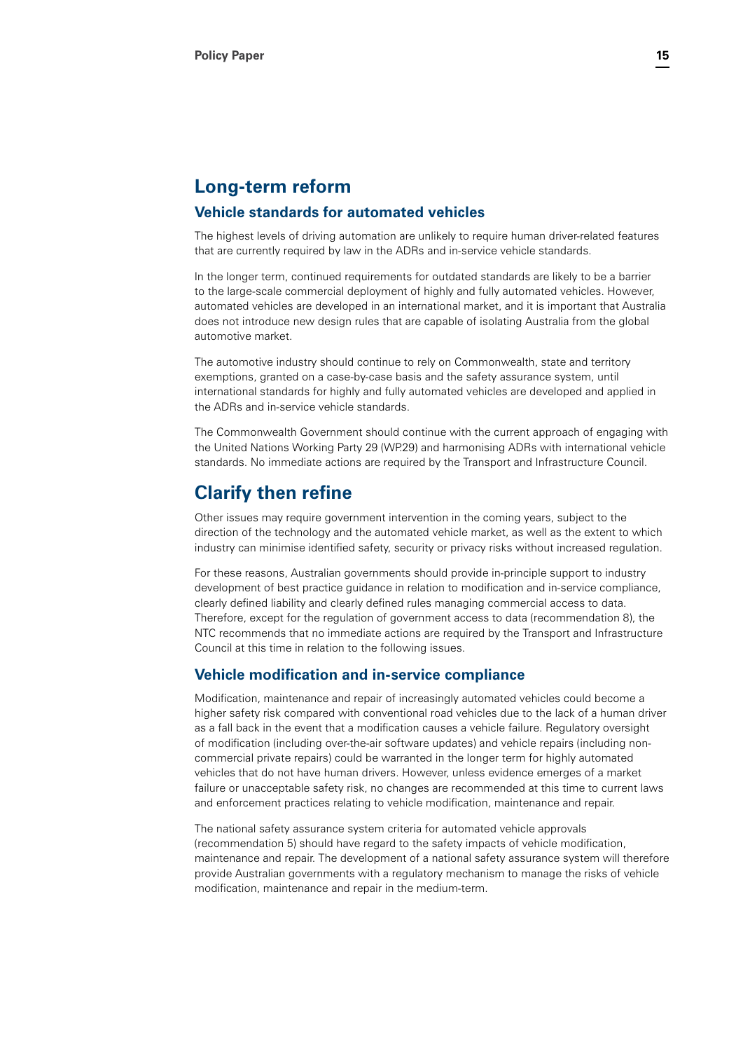## Long-term reform

### Vehicle standards for automated vehicles

The highest levels of driving automation are unlikely to require human driver-related features that are currently required by law in the ADRs and in-service vehicle standards.

In the longer term, continued requirements for outdated standards are likely to be a barrier to the large-scale commercial deployment of highly and fully automated vehicles. However, automated vehicles are developed in an international market, and it is important that Australia does not introduce new design rules that are capable of isolating Australia from the global automotive market.

The automotive industry should continue to rely on Commonwealth, state and territory exemptions, granted on a case-by-case basis and the safety assurance system, until international standards for highly and fully automated vehicles are developed and applied in the ADRs and in-service vehicle standards.

The Commonwealth Government should continue with the current approach of engaging with the United Nations Working Party 29 (WP.29) and harmonising ADRs with international vehicle standards. No immediate actions are required by the Transport and Infrastructure Council.

## Clarify then refine

Other issues may require government intervention in the coming years, subject to the direction of the technology and the automated vehicle market, as well as the extent to which industry can minimise identified safety, security or privacy risks without increased regulation.

For these reasons, Australian governments should provide in-principle support to industry development of best practice guidance in relation to modification and in-service compliance, clearly defined liability and clearly defined rules managing commercial access to data. Therefore, except for the regulation of government access to data (recommendation 8), the NTC recommends that no immediate actions are required by the Transport and Infrastructure Council at this time in relation to the following issues.

### Vehicle modification and in-service compliance

Modification, maintenance and repair of increasingly automated vehicles could become a higher safety risk compared with conventional road vehicles due to the lack of a human driver as a fall back in the event that a modification causes a vehicle failure. Regulatory oversight of modification (including over-the-air software updates) and vehicle repairs (including non-commercial private repairs) could be warranted in the longer term for highly automated vehicles that do not have human drivers. However, unless evidence emerges of a market failure or unacceptable safety risk, no changes are recommended at this time to current laws and enforcement practices relating to vehicle modification, maintenance and repair.

The national safety assurance system criteria for automated vehicle approvals (recommendation 5) should have regard to the safety impacts of vehicle modification, maintenance and repair. The development of a national safety assurance system will therefore provide Australian governments with a regulatory mechanism to manage the risks of vehicle modification, maintenance and repair in the medium-term.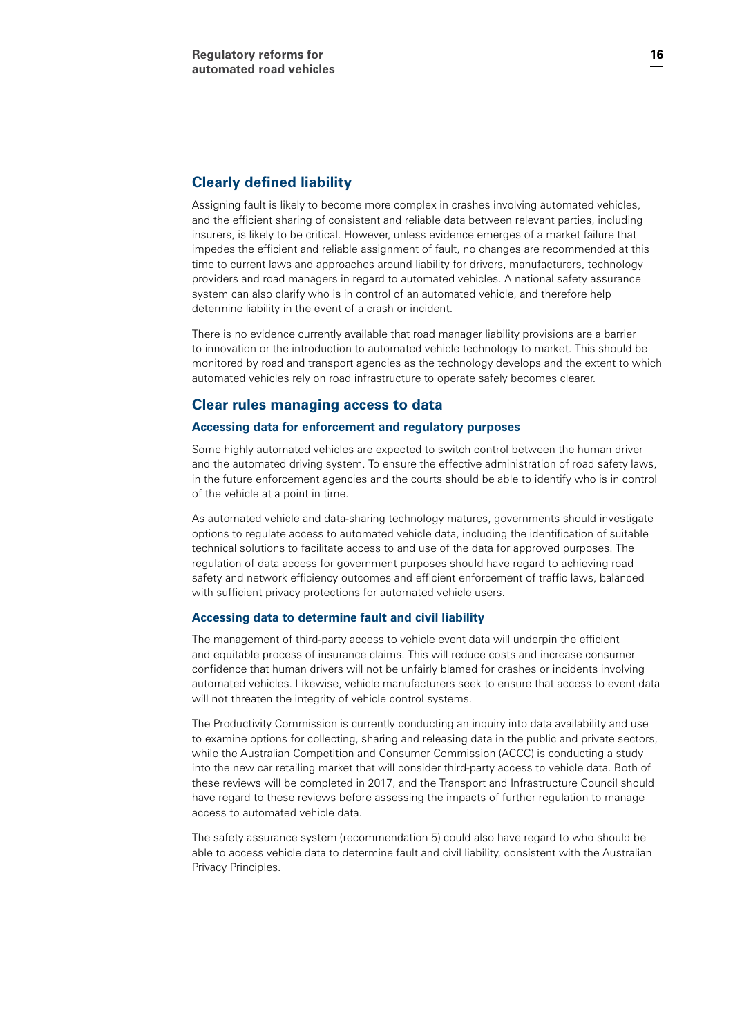## Clearly defined liability

Assigning fault is likely to become more complex in crashes involving automated vehicles, and the efficient sharing of consistent and reliable data between relevant parties, including insurers, is likely to be critical. However, unless evidence emerges of a market failure that impedes the efficient and reliable assignment of fault, no changes are recommended at this time to current laws and approaches around liability for drivers, manufacturers, technology providers and road managers in regard to automated vehicles. A national safety assurance system can also clarify who is in control of an automated vehicle, and therefore help determine liability in the event of a crash or incident.

There is no evidence currently available that road manager liability provisions are a barrier to innovation or the introduction to automated vehicle technology to market. This should be monitored by road and transport agencies as the technology develops and the extent to which automated vehicles rely on road infrastructure to operate safely becomes clearer.

## Clear rules managing access to data

### Accessing data for enforcement and regulatory purposes

Some highly automated vehicles are expected to switch control between the human driver and the automated driving system. To ensure the effective administration of road safety laws, in the future enforcement agencies and the courts should be able to identify who is in control of the vehicle at a point in time.

As automated vehicle and data-sharing technology matures, governments should investigate options to regulate access to automated vehicle data, including the identification of suitable technical solutions to facilitate access to and use of the data for approved purposes. The regulation of data access for government purposes should have regard to achieving road safety and network efficiency outcomes and efficient enforcement of traffic laws, balanced with sufficient privacy protections for automated vehicle users.

### Accessing data to determine fault and civil liability

The management of third-party access to vehicle event data will underpin the efficient and equitable process of insurance claims. This will reduce costs and increase consumer confidence that human drivers will not be unfairly blamed for crashes or incidents involving automated vehicles. Likewise, vehicle manufacturers seek to ensure that access to event data will not threaten the integrity of vehicle control systems.

The Productivity Commission is currently conducting an inquiry into data availability and use to examine options for collecting, sharing and releasing data in the public and private sectors, while the Australian Competition and Consumer Commission (ACCC) is conducting a study into the new car retailing market that will consider third-party access to vehicle data. Both of these reviews will be completed in 2017, and the Transport and Infrastructure Council should have regard to these reviews before assessing the impacts of further regulation to manage access to automated vehicle data.

The safety assurance system (recommendation 5) could also have regard to who should be able to access vehicle data to determine fault and civil liability, consistent with the Australian Privacy Principles.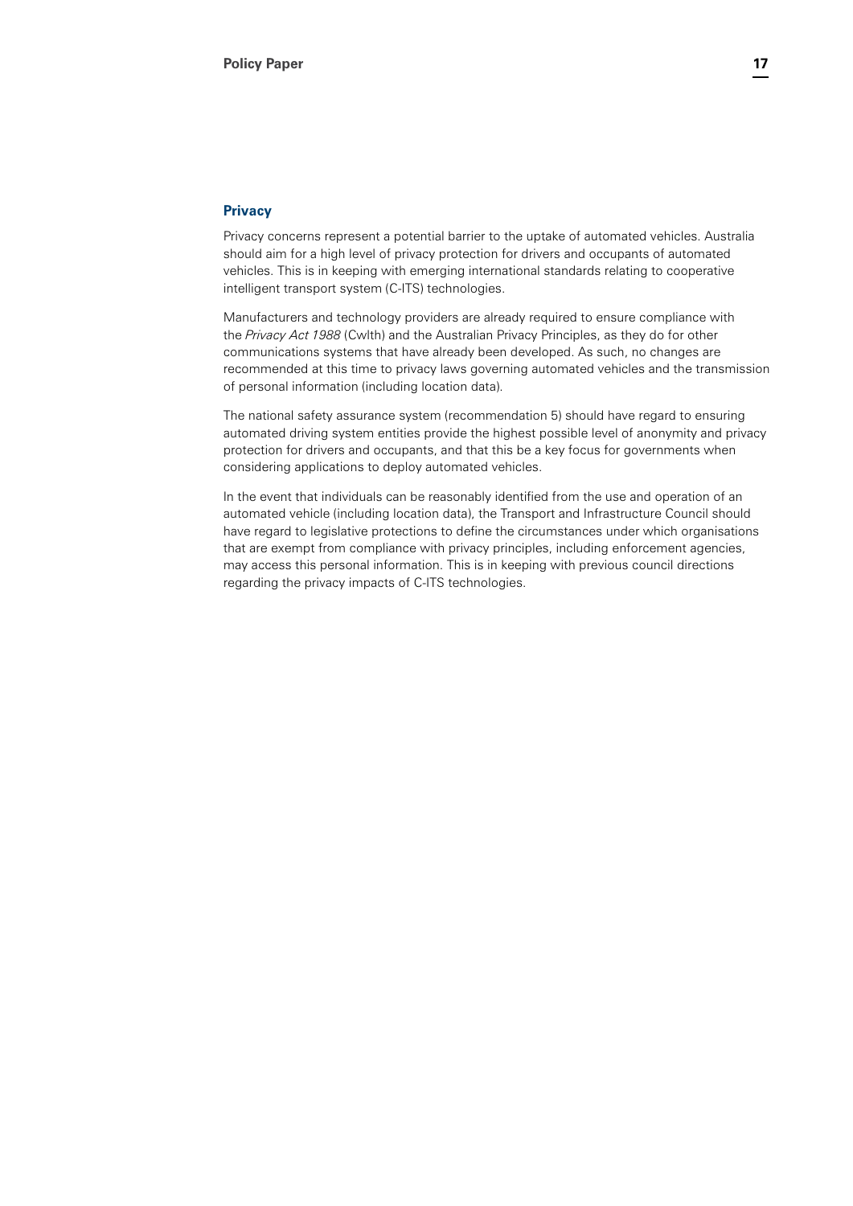## Privacy

Privacy concerns represent a potential barrier to the uptake of automated vehicles. Australia should aim for a high level of privacy protection for drivers and occupants of automated vehicles. This is in keeping with emerging international standards relating to cooperative intelligent transport system (C-ITS) technologies.

Manufacturers and technology providers are already required to ensure compliance with the *Privacy Act 1988* (Cwlth) and the Australian Privacy Principles, as they do for other communications systems that have already been developed. As such, no changes are recommended at this time to privacy laws governing automated vehicles and the transmission of personal information (including location data).

The national safety assurance system (recommendation 5) should have regard to ensuring automated driving system entities provide the highest possible level of anonymity and privacy protection for drivers and occupants, and that this be a key focus for governments when considering applications to deploy automated vehicles.

In the event that individuals can be reasonably identified from the use and operation of an automated vehicle (including location data), the Transport and Infrastructure Council should have regard to legislative protections to define the circumstances under which organisations that are exempt from compliance with privacy principles, including enforcement agencies, may access this personal information. This is in keeping with previous council directions regarding the privacy impacts of C-ITS technologies.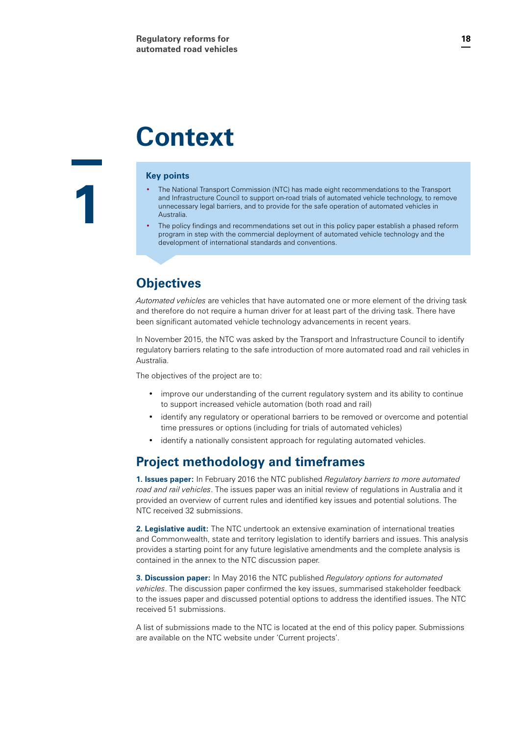# 1 Context

**Key points**

- The National Transport Commission (NTC) has made eight recommendations to the Transport and Infrastructure Council to support on-road trials of automated vehicle technology, to remove unnecessary legal barriers, and to provide for the safe operation of automated vehicles in Australia.
- The policy findings and recommendations set out in this policy paper establish a phased reform program in step with the commercial deployment of automated vehicle technology and the development of international standards and conventions.

## Objectives

*Automated vehicles* are vehicles that have automated one or more element of the driving task and therefore do not require a human driver for at least part of the driving task. There have been significant automated vehicle technology advancements in recent years.

In November 2015, the NTC was asked by the Transport and Infrastructure Council to identify regulatory barriers relating to the safe introduction of more automated road and rail vehicles in Australia.

The objectives of the project are to:

- improve our understanding of the current regulatory system and its ability to continue to support increased vehicle automation (both road and rail)
- identify any regulatory or operational barriers to be removed or overcome and potential time pressures or options (including for trials of automated vehicles)
- identify a nationally consistent approach for regulating automated vehicles.

## Project methodology and timeframes

**1. Issues paper:** In February 2016 the NTC published *Regulatory barriers to more automated road and rail vehicles*. The issues paper was an initial review of regulations in Australia and it provided an overview of current rules and identified key issues and potential solutions. The NTC received 32 submissions.

**2. Legislative audit:** The NTC undertook an extensive examination of international treaties and Commonwealth, state and territory legislation to identify barriers and issues. This analysis provides a starting point for any future legislative amendments and the complete analysis is contained in the annex to the NTC discussion paper.

**3. Discussion paper:** In May 2016 the NTC published *Regulatory options for automated vehicles*. The discussion paper confirmed the key issues, summarised stakeholder feedback to the issues paper and discussed potential options to address the identified issues. The NTC received 51 submissions.

A list of submissions made to the NTC is located at the end of this policy paper. Submissions are available on the NTC website under 'Current projects'.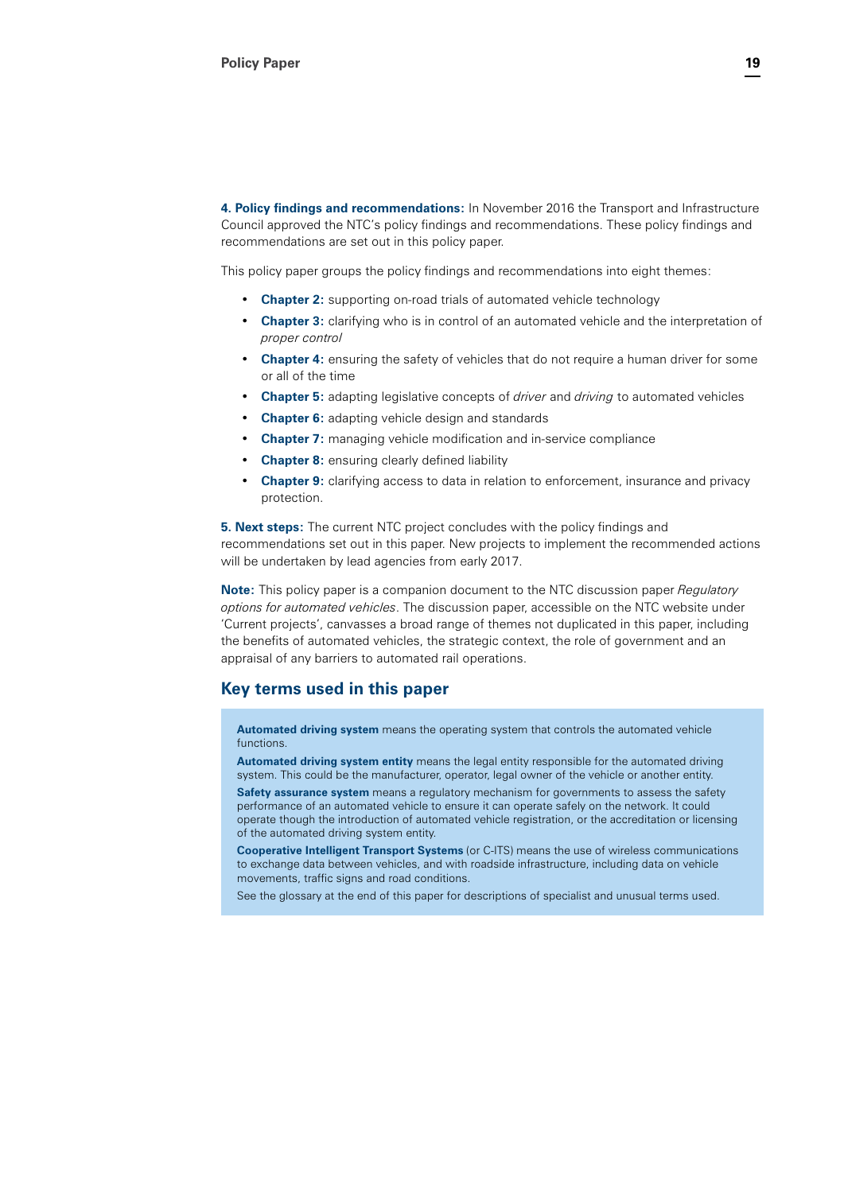**4. Policy findings and recommendations:** In November 2016 the Transport and Infrastructure Council approved the NTC's policy findings and recommendations. These policy findings and recommendations are set out in this policy paper.

This policy paper groups the policy findings and recommendations into eight themes:

- **Chapter 2:** supporting on-road trials of automated vehicle technology
- **Chapter 3:** clarifying who is in control of an automated vehicle and the interpretation of *proper control*
- **Chapter 4:** ensuring the safety of vehicles that do not require a human driver for some or all of the time
- **Chapter 5:** adapting legislative concepts of *driver* and *driving* to automated vehicles
- **Chapter 6:** adapting vehicle design and standards
- **Chapter 7:** managing vehicle modification and in-service compliance
- **Chapter 8:** ensuring clearly defined liability
- **Chapter 9:** clarifying access to data in relation to enforcement, insurance and privacy protection.

**5. Next steps:** The current NTC project concludes with the policy findings and recommendations set out in this paper. New projects to implement the recommended actions will be undertaken by lead agencies from early 2017.

**Note:** This policy paper is a companion document to the NTC discussion paper *Regulatory options for automated vehicles*. The discussion paper, accessible on the NTC website under 'Current projects', canvasses a broad range of themes not duplicated in this paper, including the benefits of automated vehicles, the strategic context, the role of government and an appraisal of any barriers to automated rail operations.

## Key terms used in this paper

**Automated driving system** means the operating system that controls the automated vehicle functions.

**Automated driving system entity** means the legal entity responsible for the automated driving system. This could be the manufacturer, operator, legal owner of the vehicle or another entity.

**Safety assurance system** means a regulatory mechanism for governments to assess the safety performance of an automated vehicle to ensure it can operate safely on the network. It could operate though the introduction of automated vehicle registration, or the accreditation or licensing of the automated driving system entity.

**Cooperative Intelligent Transport Systems** (or C-ITS) means the use of wireless communications to exchange data between vehicles, and with roadside infrastructure, including data on vehicle movements, traffic signs and road conditions.

See the glossary at the end of this paper for descriptions of specialist and unusual terms used.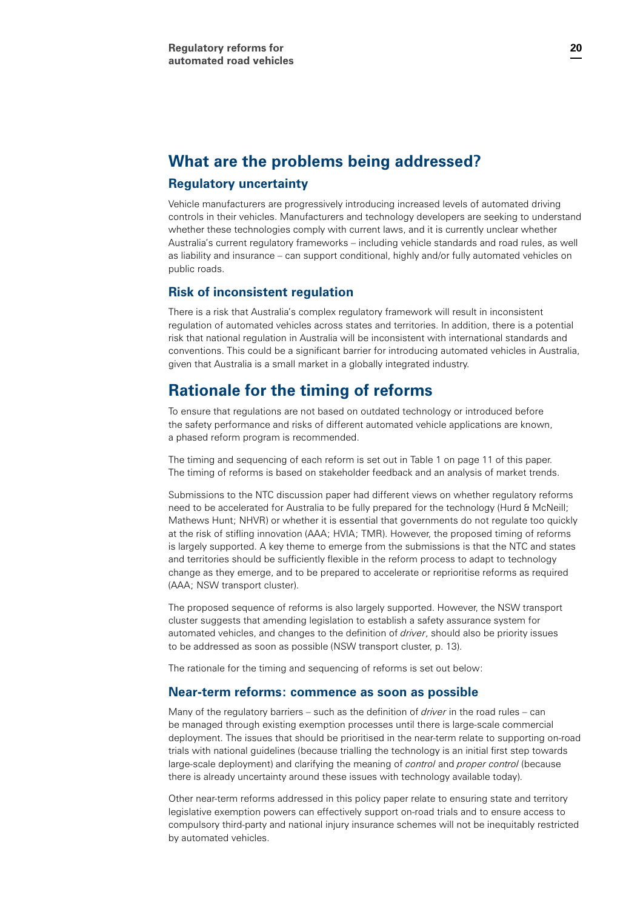## What are the problems being addressed?

### Regulatory uncertainty

Vehicle manufacturers are progressively introducing increased levels of automated driving controls in their vehicles. Manufacturers and technology developers are seeking to understand whether these technologies comply with current laws, and it is currently unclear whether Australia's current regulatory frameworks – including vehicle standards and road rules, as well as liability and insurance – can support conditional, highly and/or fully automated vehicles on public roads.

### Risk of inconsistent regulation

There is a risk that Australia's complex regulatory framework will result in inconsistent regulation of automated vehicles across states and territories. In addition, there is a potential risk that national regulation in Australia will be inconsistent with international standards and conventions. This could be a significant barrier for introducing automated vehicles in Australia, given that Australia is a small market in a globally integrated industry.

## Rationale for the timing of reforms

To ensure that regulations are not based on outdated technology or introduced before the safety performance and risks of different automated vehicle applications are known, a phased reform program is recommended.

The timing and sequencing of each reform is set out in Table 1 on page 11 of this paper. The timing of reforms is based on stakeholder feedback and an analysis of market trends.

Submissions to the NTC discussion paper had different views on whether regulatory reforms need to be accelerated for Australia to be fully prepared for the technology (Hurd & McNeill; Mathews Hunt; NHVR) or whether it is essential that governments do not regulate too quickly at the risk of stifling innovation (AAA; HVIA; TMR). However, the proposed timing of reforms is largely supported. A key theme to emerge from the submissions is that the NTC and states and territories should be sufficiently flexible in the reform process to adapt to technology change as they emerge, and to be prepared to accelerate or reprioritise reforms as required (AAA; NSW transport cluster).

The proposed sequence of reforms is also largely supported. However, the NSW transport cluster suggests that amending legislation to establish a safety assurance system for automated vehicles, and changes to the definition of *driver*, should also be priority issues to be addressed as soon as possible (NSW transport cluster, p. 13).

The rationale for the timing and sequencing of reforms is set out below:

### Near-term reforms: commence as soon as possible

Many of the regulatory barriers – such as the definition of *driver* in the road rules – can be managed through existing exemption processes until there is large-scale commercial deployment. The issues that should be prioritised in the near-term relate to supporting on-road trials with national guidelines (because trialling the technology is an initial first step towards large-scale deployment) and clarifying the meaning of *control* and *proper control* (because there is already uncertainty around these issues with technology available today).

Other near-term reforms addressed in this policy paper relate to ensuring state and territory legislative exemption powers can effectively support on-road trials and to ensure access to compulsory third-party and national injury insurance schemes will not be inequitably restricted by automated vehicles.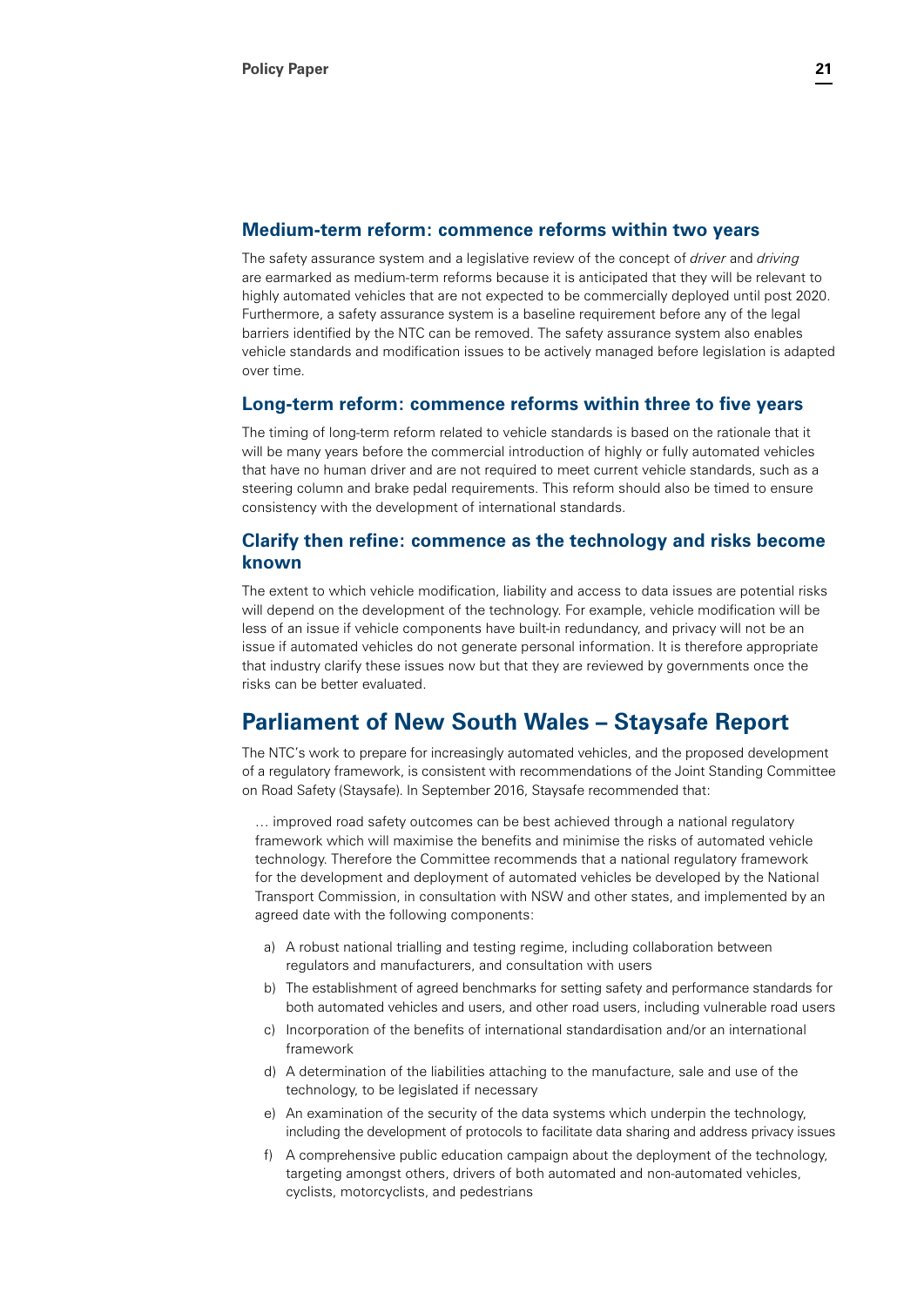### Medium-term reform: commence reforms within two years

The safety assurance system and a legislative review of the concept of *driver* and *driving* are earmarked as medium-term reforms because it is anticipated that they will be relevant to highly automated vehicles that are not expected to be commercially deployed until post 2020. Furthermore, a safety assurance system is a baseline requirement before any of the legal barriers identified by the NTC can be removed. The safety assurance system also enables vehicle standards and modification issues to be actively managed before legislation is adapted over time.

### Long-term reform: commence reforms within three to five years

The timing of long-term reform related to vehicle standards is based on the rationale that it will be many years before the commercial introduction of highly or fully automated vehicles that have no human driver and are not required to meet current vehicle standards, such as a steering column and brake pedal requirements. This reform should also be timed to ensure consistency with the development of international standards.

### Clarify then refine: commence as the technology and risks become known

The extent to which vehicle modification, liability and access to data issues are potential risks will depend on the development of the technology. For example, vehicle modification will be less of an issue if vehicle components have built-in redundancy, and privacy will not be an issue if automated vehicles do not generate personal information. It is therefore appropriate that industry clarify these issues now but that they are reviewed by governments once the risks can be better evaluated.

## Parliament of New South Wales – Staysafe Report

The NTC's work to prepare for increasingly automated vehicles, and the proposed development of a regulatory framework, is consistent with recommendations of the Joint Standing Committee on Road Safety (Staysafe). In September 2016, Staysafe recommended that:

> … improved road safety outcomes can be best achieved through a national regulatory framework which will maximise the benefits and minimise the risks of automated vehicle technology. Therefore the Committee recommends that a national regulatory framework for the development and deployment of automated vehicles be developed by the National Transport Commission, in consultation with NSW and other states, and implemented by an agreed date with the following components:
>
> a) A robust national trialling and testing regime, including collaboration between regulators and manufacturers, and consultation with users
>
> b) The establishment of agreed benchmarks for setting safety and performance standards for both automated vehicles and users, and other road users, including vulnerable road users
>
> c) Incorporation of the benefits of international standardisation and/or an international framework
>
> d) A determination of the liabilities attaching to the manufacture, sale and use of the technology, to be legislated if necessary
>
> e) An examination of the security of the data systems which underpin the technology, including the development of protocols to facilitate data sharing and address privacy issues
>
> f) A comprehensive public education campaign about the deployment of the technology, targeting amongst others, drivers of both automated and non-automated vehicles, cyclists, motorcyclists, and pedestrians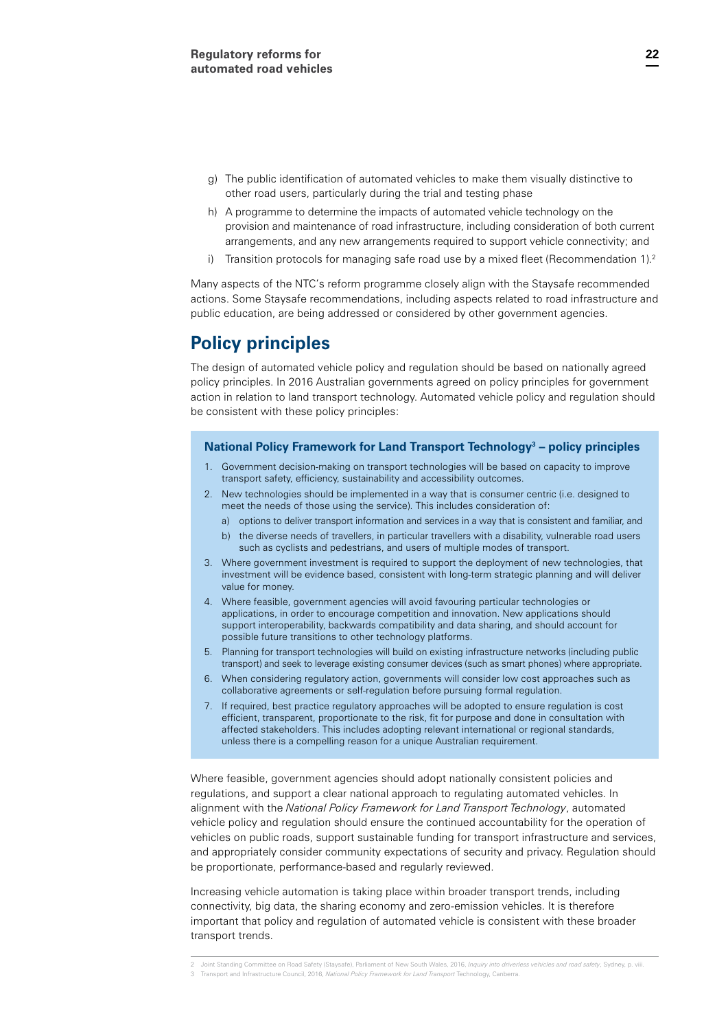g) The public identification of automated vehicles to make them visually distinctive to other road users, particularly during the trial and testing phase

h) A programme to determine the impacts of automated vehicle technology on the provision and maintenance of road infrastructure, including consideration of both current arrangements, and any new arrangements required to support vehicle connectivity; and

i) Transition protocols for managing safe road use by a mixed fleet (Recommendation 1).[2]

Many aspects of the NTC's reform programme closely align with the Staysafe recommended actions. Some Staysafe recommendations, including aspects related to road infrastructure and public education, are being addressed or considered by other government agencies.

## Policy principles

The design of automated vehicle policy and regulation should be based on nationally agreed policy principles. In 2016 Australian governments agreed on policy principles for government action in relation to land transport technology. Automated vehicle policy and regulation should be consistent with these policy principles:

### National Policy Framework for Land Transport Technology[3] – policy principles

1. Government decision-making on transport technologies will be based on capacity to improve transport safety, efficiency, sustainability and accessibility outcomes.
2. New technologies should be implemented in a way that is consumer centric (i.e. designed to meet the needs of those using the service). This includes consideration of:
   a) options to deliver transport information and services in a way that is consistent and familiar, and
   b) the diverse needs of travellers, in particular travellers with a disability, vulnerable road users such as cyclists and pedestrians, and users of multiple modes of transport.
3. Where government investment is required to support the deployment of new technologies, that investment will be evidence based, consistent with long-term strategic planning and will deliver value for money.
4. Where feasible, government agencies will avoid favouring particular technologies or applications, in order to encourage competition and innovation. New applications should support interoperability, backwards compatibility and data sharing, and should account for possible future transitions to other technology platforms.
5. Planning for transport technologies will build on existing infrastructure networks (including public transport) and seek to leverage existing consumer devices (such as smart phones) where appropriate.
6. When considering regulatory action, governments will consider low cost approaches such as collaborative agreements or self-regulation before pursuing formal regulation.
7. If required, best practice regulatory approaches will be adopted to ensure regulation is cost efficient, transparent, proportionate to the risk, fit for purpose and done in consultation with affected stakeholders. This includes adopting relevant international or regional standards, unless there is a compelling reason for a unique Australian requirement.

Where feasible, government agencies should adopt nationally consistent policies and regulations, and support a clear national approach to regulating automated vehicles. In alignment with the *National Policy Framework for Land Transport Technology*, automated vehicle policy and regulation should ensure the continued accountability for the operation of vehicles on public roads, support sustainable funding for transport infrastructure and services, and appropriately consider community expectations of security and privacy. Regulation should be proportionate, performance-based and regularly reviewed.

Increasing vehicle automation is taking place within broader transport trends, including connectivity, big data, the sharing economy and zero-emission vehicles. It is therefore important that policy and regulation of automated vehicle is consistent with these broader transport trends.

2 Joint Standing Committee on Road Safety (Staysafe), Parliament of New South Wales, 2016, *Inquiry into driverless vehicles and road safety*, Sydney, p. viii.

3 Transport and Infrastructure Council, 2016, *National Policy Framework for Land Transport* Technology, Canberra.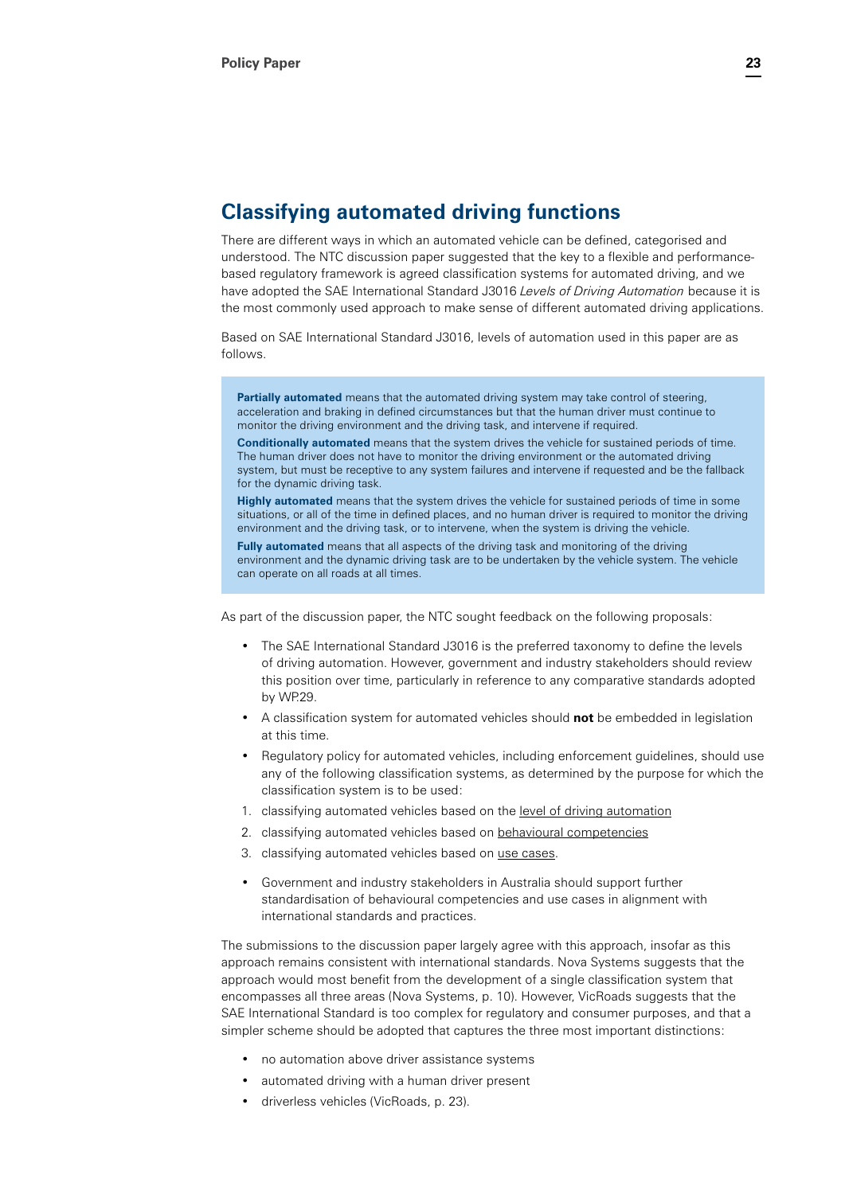## Classifying automated driving functions

There are different ways in which an automated vehicle can be defined, categorised and understood. The NTC discussion paper suggested that the key to a flexible and performance-based regulatory framework is agreed classification systems for automated driving, and we have adopted the SAE International Standard J3016 *Levels of Driving Automation* because it is the most commonly used approach to make sense of different automated driving applications.

Based on SAE International Standard J3016, levels of automation used in this paper are as follows.

> **Partially automated** means that the automated driving system may take control of steering, acceleration and braking in defined circumstances but that the human driver must continue to monitor the driving environment and the driving task, and intervene if required.
>
> **Conditionally automated** means that the system drives the vehicle for sustained periods of time. The human driver does not have to monitor the driving environment or the automated driving system, but must be receptive to any system failures and intervene if requested and be the fallback for the dynamic driving task.
>
> **Highly automated** means that the system drives the vehicle for sustained periods of time in some situations, or all of the time in defined places, and no human driver is required to monitor the driving environment and the driving task, or to intervene, when the system is driving the vehicle.
>
> **Fully automated** means that all aspects of the driving task and monitoring of the driving environment and the dynamic driving task are to be undertaken by the vehicle system. The vehicle can operate on all roads at all times.

As part of the discussion paper, the NTC sought feedback on the following proposals:

- The SAE International Standard J3016 is the preferred taxonomy to define the levels of driving automation. However, government and industry stakeholders should review this position over time, particularly in reference to any comparative standards adopted by WP.29.
- A classification system for automated vehicles should **not** be embedded in legislation at this time.
- Regulatory policy for automated vehicles, including enforcement guidelines, should use any of the following classification systems, as determined by the purpose for which the classification system is to be used:

1. classifying automated vehicles based on the level of driving automation
2. classifying automated vehicles based on behavioural competencies
3. classifying automated vehicles based on use cases.

- Government and industry stakeholders in Australia should support further standardisation of behavioural competencies and use cases in alignment with international standards and practices.

The submissions to the discussion paper largely agree with this approach, insofar as this approach remains consistent with international standards. Nova Systems suggests that the approach would most benefit from the development of a single classification system that encompasses all three areas (Nova Systems, p. 10). However, VicRoads suggests that the SAE International Standard is too complex for regulatory and consumer purposes, and that a simpler scheme should be adopted that captures the three most important distinctions:

- no automation above driver assistance systems
- automated driving with a human driver present
- driverless vehicles (VicRoads, p. 23).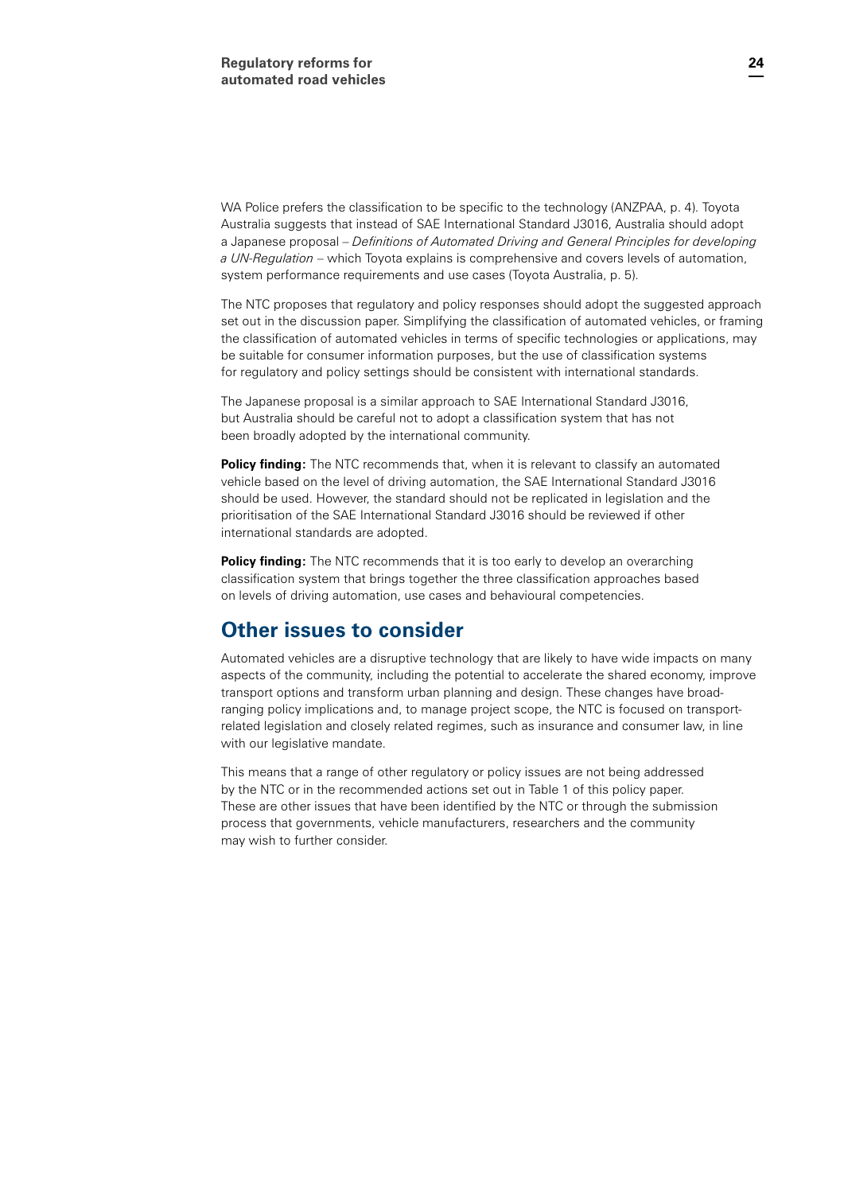WA Police prefers the classification to be specific to the technology (ANZPAA, p. 4). Toyota Australia suggests that instead of SAE International Standard J3016, Australia should adopt a Japanese proposal – *Definitions of Automated Driving and General Principles for developing a UN-Regulation* – which Toyota explains is comprehensive and covers levels of automation, system performance requirements and use cases (Toyota Australia, p. 5).

The NTC proposes that regulatory and policy responses should adopt the suggested approach set out in the discussion paper. Simplifying the classification of automated vehicles, or framing the classification of automated vehicles in terms of specific technologies or applications, may be suitable for consumer information purposes, but the use of classification systems for regulatory and policy settings should be consistent with international standards.

The Japanese proposal is a similar approach to SAE International Standard J3016, but Australia should be careful not to adopt a classification system that has not been broadly adopted by the international community.

**Policy finding:** The NTC recommends that, when it is relevant to classify an automated vehicle based on the level of driving automation, the SAE International Standard J3016 should be used. However, the standard should not be replicated in legislation and the prioritisation of the SAE International Standard J3016 should be reviewed if other international standards are adopted.

**Policy finding:** The NTC recommends that it is too early to develop an overarching classification system that brings together the three classification approaches based on levels of driving automation, use cases and behavioural competencies.

## Other issues to consider

Automated vehicles are a disruptive technology that are likely to have wide impacts on many aspects of the community, including the potential to accelerate the shared economy, improve transport options and transform urban planning and design. These changes have broad-ranging policy implications and, to manage project scope, the NTC is focused on transport-related legislation and closely related regimes, such as insurance and consumer law, in line with our legislative mandate.

This means that a range of other regulatory or policy issues are not being addressed by the NTC or in the recommended actions set out in Table 1 of this policy paper. These are other issues that have been identified by the NTC or through the submission process that governments, vehicle manufacturers, researchers and the community may wish to further consider.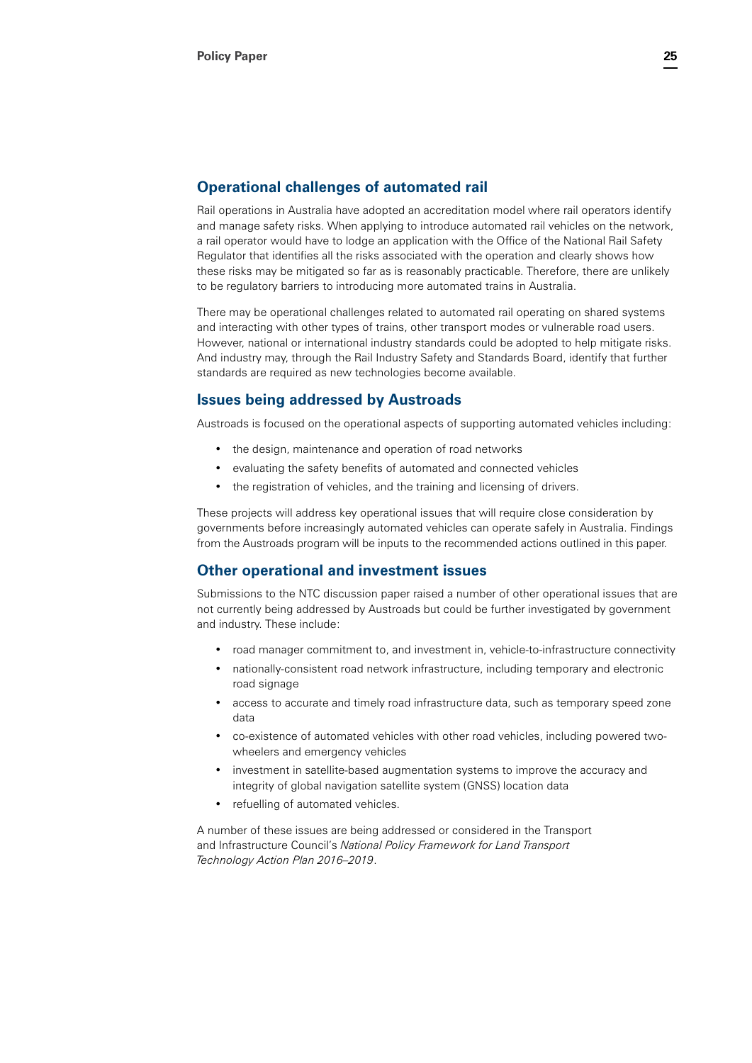## Operational challenges of automated rail

Rail operations in Australia have adopted an accreditation model where rail operators identify and manage safety risks. When applying to introduce automated rail vehicles on the network, a rail operator would have to lodge an application with the Office of the National Rail Safety Regulator that identifies all the risks associated with the operation and clearly shows how these risks may be mitigated so far as is reasonably practicable. Therefore, there are unlikely to be regulatory barriers to introducing more automated trains in Australia.

There may be operational challenges related to automated rail operating on shared systems and interacting with other types of trains, other transport modes or vulnerable road users. However, national or international industry standards could be adopted to help mitigate risks. And industry may, through the Rail Industry Safety and Standards Board, identify that further standards are required as new technologies become available.

## Issues being addressed by Austroads

Austroads is focused on the operational aspects of supporting automated vehicles including:

- the design, maintenance and operation of road networks
- evaluating the safety benefits of automated and connected vehicles
- the registration of vehicles, and the training and licensing of drivers.

These projects will address key operational issues that will require close consideration by governments before increasingly automated vehicles can operate safely in Australia. Findings from the Austroads program will be inputs to the recommended actions outlined in this paper.

## Other operational and investment issues

Submissions to the NTC discussion paper raised a number of other operational issues that are not currently being addressed by Austroads but could be further investigated by government and industry. These include:

- road manager commitment to, and investment in, vehicle-to-infrastructure connectivity
- nationally-consistent road network infrastructure, including temporary and electronic road signage
- access to accurate and timely road infrastructure data, such as temporary speed zone data
- co-existence of automated vehicles with other road vehicles, including powered two-wheelers and emergency vehicles
- investment in satellite-based augmentation systems to improve the accuracy and integrity of global navigation satellite system (GNSS) location data
- refuelling of automated vehicles.

A number of these issues are being addressed or considered in the Transport and Infrastructure Council's *National Policy Framework for Land Transport Technology Action Plan 2016–2019*.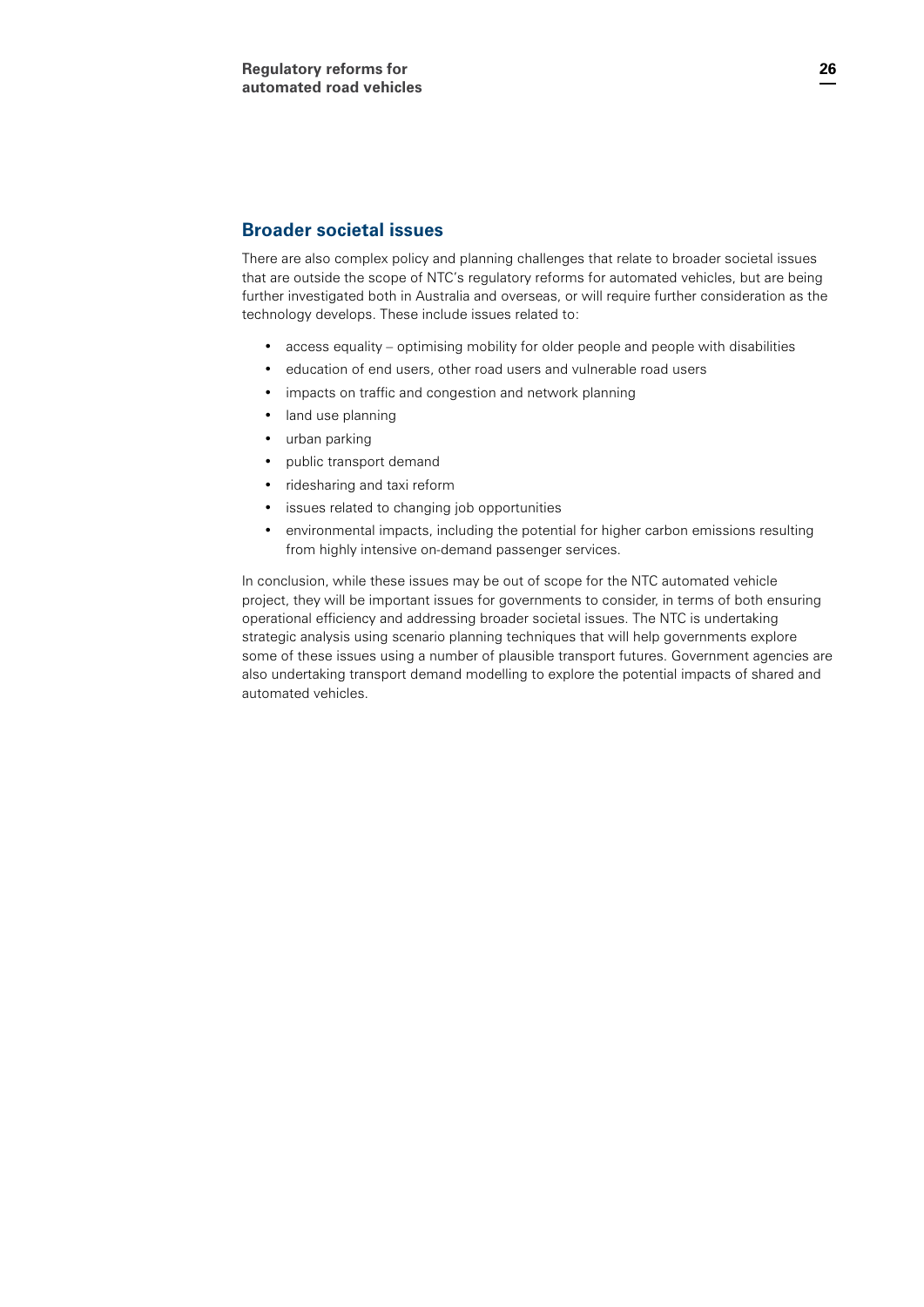## Broader societal issues

There are also complex policy and planning challenges that relate to broader societal issues that are outside the scope of NTC's regulatory reforms for automated vehicles, but are being further investigated both in Australia and overseas, or will require further consideration as the technology develops. These include issues related to:

- access equality – optimising mobility for older people and people with disabilities
- education of end users, other road users and vulnerable road users
- impacts on traffic and congestion and network planning
- land use planning
- urban parking
- public transport demand
- ridesharing and taxi reform
- issues related to changing job opportunities
- environmental impacts, including the potential for higher carbon emissions resulting from highly intensive on-demand passenger services.

In conclusion, while these issues may be out of scope for the NTC automated vehicle project, they will be important issues for governments to consider, in terms of both ensuring operational efficiency and addressing broader societal issues. The NTC is undertaking strategic analysis using scenario planning techniques that will help governments explore some of these issues using a number of plausible transport futures. Government agencies are also undertaking transport demand modelling to explore the potential impacts of shared and automated vehicles.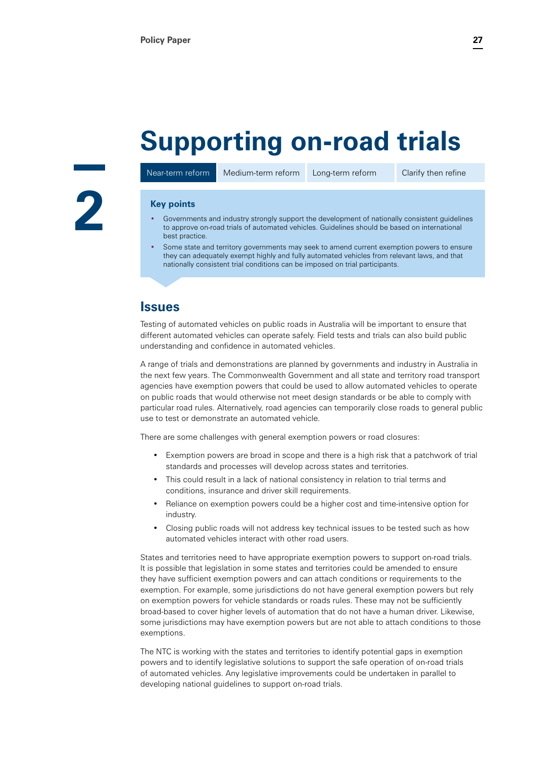# Supporting on-road trials

2

| Near-term reform | Medium-term reform | Long-term reform | Clarify then refine |
|---|---|---|---|

**Key points**

- Governments and industry strongly support the development of nationally consistent guidelines to approve on-road trials of automated vehicles. Guidelines should be based on international best practice.
- Some state and territory governments may seek to amend current exemption powers to ensure they can adequately exempt highly and fully automated vehicles from relevant laws, and that nationally consistent trial conditions can be imposed on trial participants.

## Issues

Testing of automated vehicles on public roads in Australia will be important to ensure that different automated vehicles can operate safely. Field tests and trials can also build public understanding and confidence in automated vehicles.

A range of trials and demonstrations are planned by governments and industry in Australia in the next few years. The Commonwealth Government and all state and territory road transport agencies have exemption powers that could be used to allow automated vehicles to operate on public roads that would otherwise not meet design standards or be able to comply with particular road rules. Alternatively, road agencies can temporarily close roads to general public use to test or demonstrate an automated vehicle.

There are some challenges with general exemption powers or road closures:

- Exemption powers are broad in scope and there is a high risk that a patchwork of trial standards and processes will develop across states and territories.
- This could result in a lack of national consistency in relation to trial terms and conditions, insurance and driver skill requirements.
- Reliance on exemption powers could be a higher cost and time-intensive option for industry.
- Closing public roads will not address key technical issues to be tested such as how automated vehicles interact with other road users.

States and territories need to have appropriate exemption powers to support on-road trials. It is possible that legislation in some states and territories could be amended to ensure they have sufficient exemption powers and can attach conditions or requirements to the exemption. For example, some jurisdictions do not have general exemption powers but rely on exemption powers for vehicle standards or roads rules. These may not be sufficiently broad-based to cover higher levels of automation that do not have a human driver. Likewise, some jurisdictions may have exemption powers but are not able to attach conditions to those exemptions.

The NTC is working with the states and territories to identify potential gaps in exemption powers and to identify legislative solutions to support the safe operation of on-road trials of automated vehicles. Any legislative improvements could be undertaken in parallel to developing national guidelines to support on-road trials.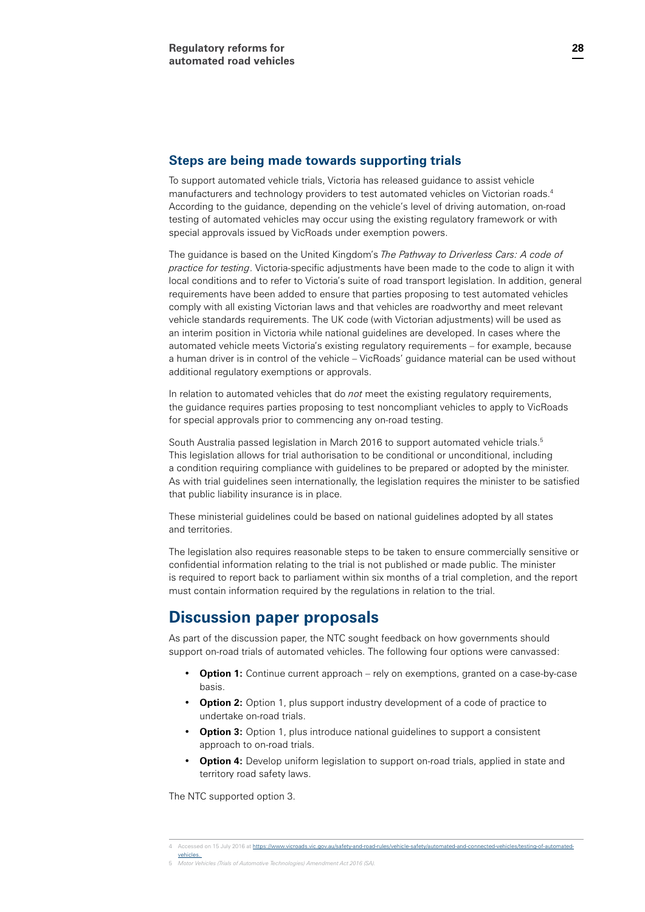### Steps are being made towards supporting trials

To support automated vehicle trials, Victoria has released guidance to assist vehicle manufacturers and technology providers to test automated vehicles on Victorian roads.[4] According to the guidance, depending on the vehicle's level of driving automation, on-road testing of automated vehicles may occur using the existing regulatory framework or with special approvals issued by VicRoads under exemption powers.

The guidance is based on the United Kingdom's *The Pathway to Driverless Cars: A code of practice for testing*. Victoria-specific adjustments have been made to the code to align it with local conditions and to refer to Victoria's suite of road transport legislation. In addition, general requirements have been added to ensure that parties proposing to test automated vehicles comply with all existing Victorian laws and that vehicles are roadworthy and meet relevant vehicle standards requirements. The UK code (with Victorian adjustments) will be used as an interim position in Victoria while national guidelines are developed. In cases where the automated vehicle meets Victoria's existing regulatory requirements – for example, because a human driver is in control of the vehicle – VicRoads' guidance material can be used without additional regulatory exemptions or approvals.

In relation to automated vehicles that do *not* meet the existing regulatory requirements, the guidance requires parties proposing to test noncompliant vehicles to apply to VicRoads for special approvals prior to commencing any on-road testing.

South Australia passed legislation in March 2016 to support automated vehicle trials.[5] This legislation allows for trial authorisation to be conditional or unconditional, including a condition requiring compliance with guidelines to be prepared or adopted by the minister. As with trial guidelines seen internationally, the legislation requires the minister to be satisfied that public liability insurance is in place.

These ministerial guidelines could be based on national guidelines adopted by all states and territories.

The legislation also requires reasonable steps to be taken to ensure commercially sensitive or confidential information relating to the trial is not published or made public. The minister is required to report back to parliament within six months of a trial completion, and the report must contain information required by the regulations in relation to the trial.

## Discussion paper proposals

As part of the discussion paper, the NTC sought feedback on how governments should support on-road trials of automated vehicles. The following four options were canvassed:

- **Option 1:** Continue current approach – rely on exemptions, granted on a case-by-case basis.
- **Option 2:** Option 1, plus support industry development of a code of practice to undertake on-road trials.
- **Option 3:** Option 1, plus introduce national guidelines to support a consistent approach to on-road trials.
- **Option 4:** Develop uniform legislation to support on-road trials, applied in state and territory road safety laws.

The NTC supported option 3.

---

4 Accessed on 15 July 2016 at https://www.vicroads.vic.gov.au/safety-and-road-rules/vehicle-safety/automated-and-connected-vehicles/testing-of-automated-vehicles.

5 *Motor Vehicles (Trials of Automotive Technologies) Amendment Act 2016 (SA).*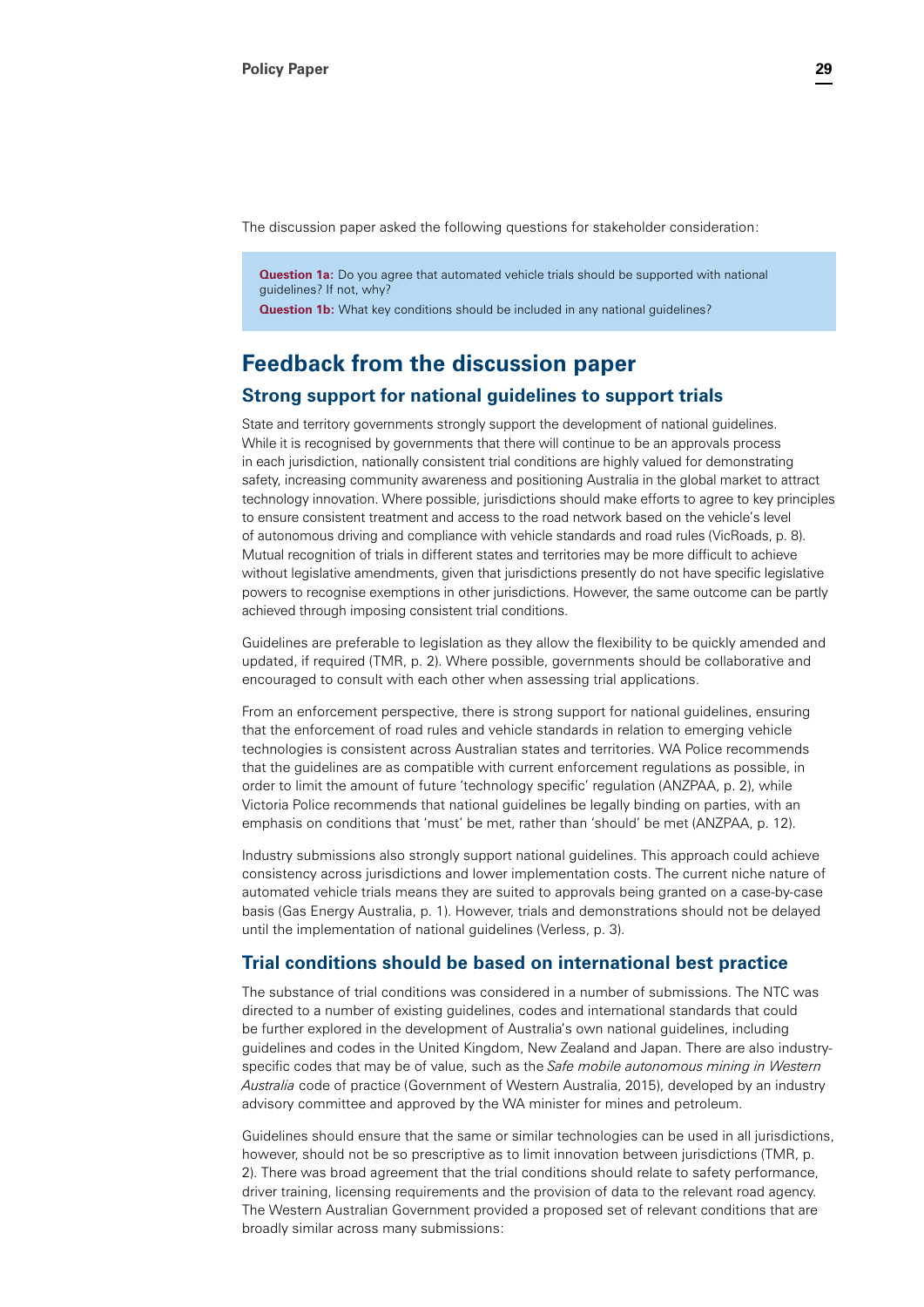The discussion paper asked the following questions for stakeholder consideration:

> **Question 1a:** Do you agree that automated vehicle trials should be supported with national guidelines? If not, why?
>
> **Question 1b:** What key conditions should be included in any national guidelines?

## Feedback from the discussion paper

### Strong support for national guidelines to support trials

State and territory governments strongly support the development of national guidelines. While it is recognised by governments that there will continue to be an approvals process in each jurisdiction, nationally consistent trial conditions are highly valued for demonstrating safety, increasing community awareness and positioning Australia in the global market to attract technology innovation. Where possible, jurisdictions should make efforts to agree to key principles to ensure consistent treatment and access to the road network based on the vehicle's level of autonomous driving and compliance with vehicle standards and road rules (VicRoads, p. 8). Mutual recognition of trials in different states and territories may be more difficult to achieve without legislative amendments, given that jurisdictions presently do not have specific legislative powers to recognise exemptions in other jurisdictions. However, the same outcome can be partly achieved through imposing consistent trial conditions.

Guidelines are preferable to legislation as they allow the flexibility to be quickly amended and updated, if required (TMR, p. 2). Where possible, governments should be collaborative and encouraged to consult with each other when assessing trial applications.

From an enforcement perspective, there is strong support for national guidelines, ensuring that the enforcement of road rules and vehicle standards in relation to emerging vehicle technologies is consistent across Australian states and territories. WA Police recommends that the guidelines are as compatible with current enforcement regulations as possible, in order to limit the amount of future 'technology specific' regulation (ANZPAA, p. 2), while Victoria Police recommends that national guidelines be legally binding on parties, with an emphasis on conditions that 'must' be met, rather than 'should' be met (ANZPAA, p. 12).

Industry submissions also strongly support national guidelines. This approach could achieve consistency across jurisdictions and lower implementation costs. The current niche nature of automated vehicle trials means they are suited to approvals being granted on a case-by-case basis (Gas Energy Australia, p. 1). However, trials and demonstrations should not be delayed until the implementation of national guidelines (Verless, p. 3).

### Trial conditions should be based on international best practice

The substance of trial conditions was considered in a number of submissions. The NTC was directed to a number of existing guidelines, codes and international standards that could be further explored in the development of Australia's own national guidelines, including guidelines and codes in the United Kingdom, New Zealand and Japan. There are also industry-specific codes that may be of value, such as the *Safe mobile autonomous mining in Western Australia* code of practice (Government of Western Australia, 2015), developed by an industry advisory committee and approved by the WA minister for mines and petroleum.

Guidelines should ensure that the same or similar technologies can be used in all jurisdictions, however, should not be so prescriptive as to limit innovation between jurisdictions (TMR, p. 2). There was broad agreement that the trial conditions should relate to safety performance, driver training, licensing requirements and the provision of data to the relevant road agency. The Western Australian Government provided a proposed set of relevant conditions that are broadly similar across many submissions: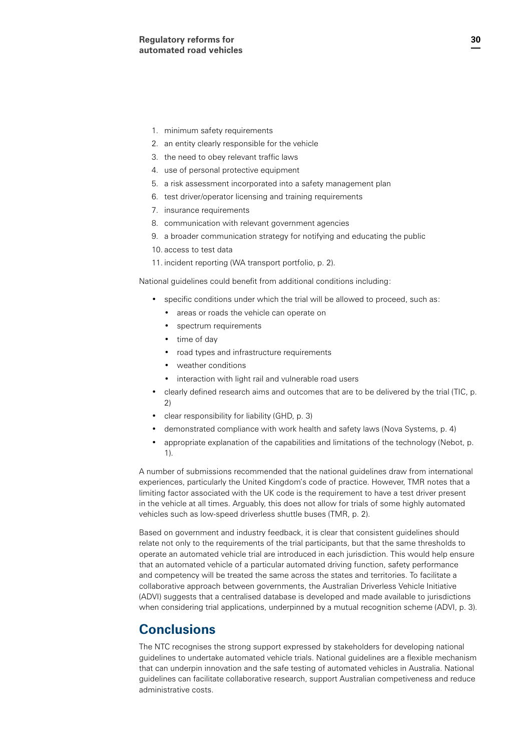1. minimum safety requirements
2. an entity clearly responsible for the vehicle
3. the need to obey relevant traffic laws
4. use of personal protective equipment
5. a risk assessment incorporated into a safety management plan
6. test driver/operator licensing and training requirements
7. insurance requirements
8. communication with relevant government agencies
9. a broader communication strategy for notifying and educating the public
10. access to test data
11. incident reporting (WA transport portfolio, p. 2).

National guidelines could benefit from additional conditions including:

- specific conditions under which the trial will be allowed to proceed, such as:
  - areas or roads the vehicle can operate on
  - spectrum requirements
  - time of day
  - road types and infrastructure requirements
  - weather conditions
  - interaction with light rail and vulnerable road users
- clearly defined research aims and outcomes that are to be delivered by the trial (TIC, p. 2)
- clear responsibility for liability (GHD, p. 3)
- demonstrated compliance with work health and safety laws (Nova Systems, p. 4)
- appropriate explanation of the capabilities and limitations of the technology (Nebot, p. 1).

A number of submissions recommended that the national guidelines draw from international experiences, particularly the United Kingdom's code of practice. However, TMR notes that a limiting factor associated with the UK code is the requirement to have a test driver present in the vehicle at all times. Arguably, this does not allow for trials of some highly automated vehicles such as low-speed driverless shuttle buses (TMR, p. 2).

Based on government and industry feedback, it is clear that consistent guidelines should relate not only to the requirements of the trial participants, but that the same thresholds to operate an automated vehicle trial are introduced in each jurisdiction. This would help ensure that an automated vehicle of a particular automated driving function, safety performance and competency will be treated the same across the states and territories. To facilitate a collaborative approach between governments, the Australian Driverless Vehicle Initiative (ADVI) suggests that a centralised database is developed and made available to jurisdictions when considering trial applications, underpinned by a mutual recognition scheme (ADVI, p. 3).

## Conclusions

The NTC recognises the strong support expressed by stakeholders for developing national guidelines to undertake automated vehicle trials. National guidelines are a flexible mechanism that can underpin innovation and the safe testing of automated vehicles in Australia. National guidelines can facilitate collaborative research, support Australian competiveness and reduce administrative costs.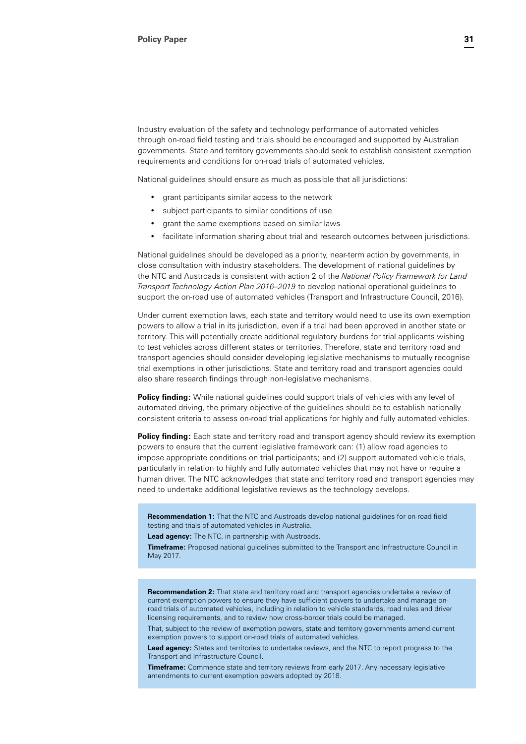Industry evaluation of the safety and technology performance of automated vehicles through on-road field testing and trials should be encouraged and supported by Australian governments. State and territory governments should seek to establish consistent exemption requirements and conditions for on-road trials of automated vehicles.

National guidelines should ensure as much as possible that all jurisdictions:

- grant participants similar access to the network
- subject participants to similar conditions of use
- grant the same exemptions based on similar laws
- facilitate information sharing about trial and research outcomes between jurisdictions.

National guidelines should be developed as a priority, near-term action by governments, in close consultation with industry stakeholders. The development of national guidelines by the NTC and Austroads is consistent with action 2 of the *National Policy Framework for Land Transport Technology Action Plan 2016–2019* to develop national operational guidelines to support the on-road use of automated vehicles (Transport and Infrastructure Council, 2016).

Under current exemption laws, each state and territory would need to use its own exemption powers to allow a trial in its jurisdiction, even if a trial had been approved in another state or territory. This will potentially create additional regulatory burdens for trial applicants wishing to test vehicles across different states or territories. Therefore, state and territory road and transport agencies should consider developing legislative mechanisms to mutually recognise trial exemptions in other jurisdictions. State and territory road and transport agencies could also share research findings through non-legislative mechanisms.

**Policy finding:** While national guidelines could support trials of vehicles with any level of automated driving, the primary objective of the guidelines should be to establish nationally consistent criteria to assess on-road trial applications for highly and fully automated vehicles.

**Policy finding:** Each state and territory road and transport agency should review its exemption powers to ensure that the current legislative framework can: (1) allow road agencies to impose appropriate conditions on trial participants; and (2) support automated vehicle trials, particularly in relation to highly and fully automated vehicles that may not have or require a human driver. The NTC acknowledges that state and territory road and transport agencies may need to undertake additional legislative reviews as the technology develops.

**Recommendation 1:** That the NTC and Austroads develop national guidelines for on-road field testing and trials of automated vehicles in Australia.

**Lead agency:** The NTC, in partnership with Austroads.

**Timeframe:** Proposed national guidelines submitted to the Transport and Infrastructure Council in May 2017.

**Recommendation 2:** That state and territory road and transport agencies undertake a review of current exemption powers to ensure they have sufficient powers to undertake and manage on-road trials of automated vehicles, including in relation to vehicle standards, road rules and driver licensing requirements, and to review how cross-border trials could be managed.

That, subject to the review of exemption powers, state and territory governments amend current exemption powers to support on-road trials of automated vehicles.

**Lead agency:** States and territories to undertake reviews, and the NTC to report progress to the Transport and Infrastructure Council.

**Timeframe:** Commence state and territory reviews from early 2017. Any necessary legislative amendments to current exemption powers adopted by 2018.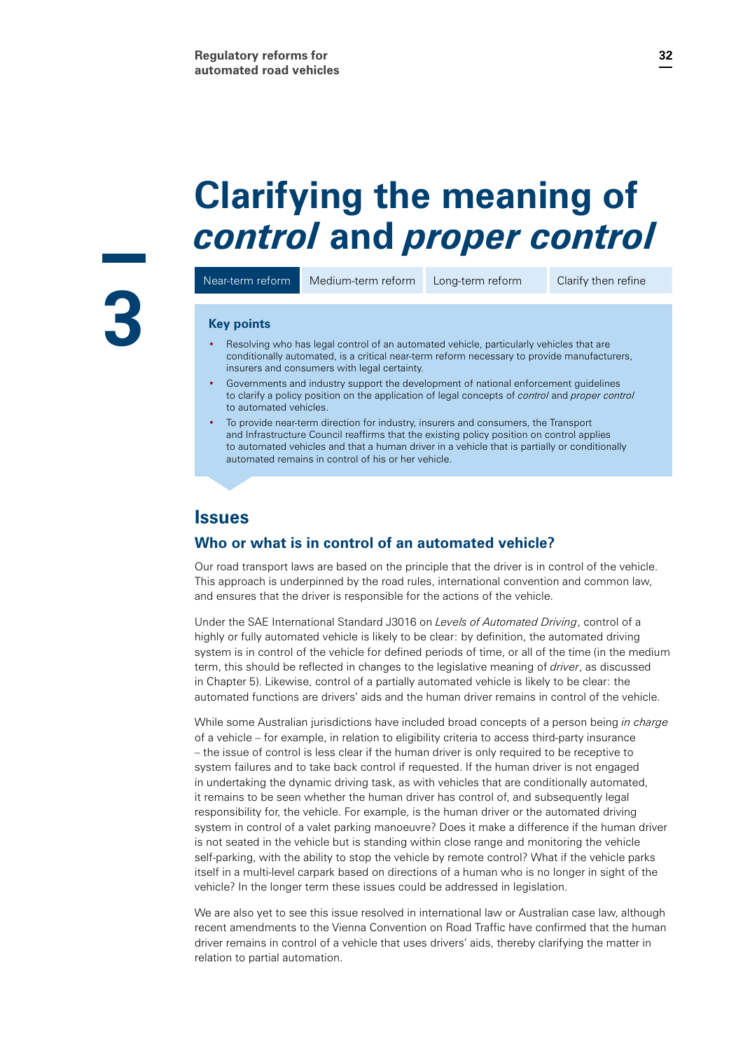# 3 Clarifying the meaning of *control* and *proper control*

Near-term reform | Medium-term reform | Long-term reform | Clarify then refine

**Key points**

- Resolving who has legal control of an automated vehicle, particularly vehicles that are conditionally automated, is a critical near-term reform necessary to provide manufacturers, insurers and consumers with legal certainty.
- Governments and industry support the development of national enforcement guidelines to clarify a policy position on the application of legal concepts of *control* and *proper control* to automated vehicles.
- To provide near-term direction for industry, insurers and consumers, the Transport and Infrastructure Council reaffirms that the existing policy position on control applies to automated vehicles and that a human driver in a vehicle that is partially or conditionally automated remains in control of his or her vehicle.

## Issues

### Who or what is in control of an automated vehicle?

Our road transport laws are based on the principle that the driver is in control of the vehicle. This approach is underpinned by the road rules, international convention and common law, and ensures that the driver is responsible for the actions of the vehicle.

Under the SAE International Standard J3016 on *Levels of Automated Driving*, control of a highly or fully automated vehicle is likely to be clear: by definition, the automated driving system is in control of the vehicle for defined periods of time, or all of the time (in the medium term, this should be reflected in changes to the legislative meaning of *driver*, as discussed in Chapter 5). Likewise, control of a partially automated vehicle is likely to be clear: the automated functions are drivers' aids and the human driver remains in control of the vehicle.

While some Australian jurisdictions have included broad concepts of a person being *in charge* of a vehicle – for example, in relation to eligibility criteria to access third-party insurance – the issue of control is less clear if the human driver is only required to be receptive to system failures and to take back control if requested. If the human driver is not engaged in undertaking the dynamic driving task, as with vehicles that are conditionally automated, it remains to be seen whether the human driver has control of, and subsequently legal responsibility for, the vehicle. For example, is the human driver or the automated driving system in control of a valet parking manoeuvre? Does it make a difference if the human driver is not seated in the vehicle but is standing within close range and monitoring the vehicle self-parking, with the ability to stop the vehicle by remote control? What if the vehicle parks itself in a multi-level carpark based on directions of a human who is no longer in sight of the vehicle? In the longer term these issues could be addressed in legislation.

We are also yet to see this issue resolved in international law or Australian case law, although recent amendments to the Vienna Convention on Road Traffic have confirmed that the human driver remains in control of a vehicle that uses drivers' aids, thereby clarifying the matter in relation to partial automation.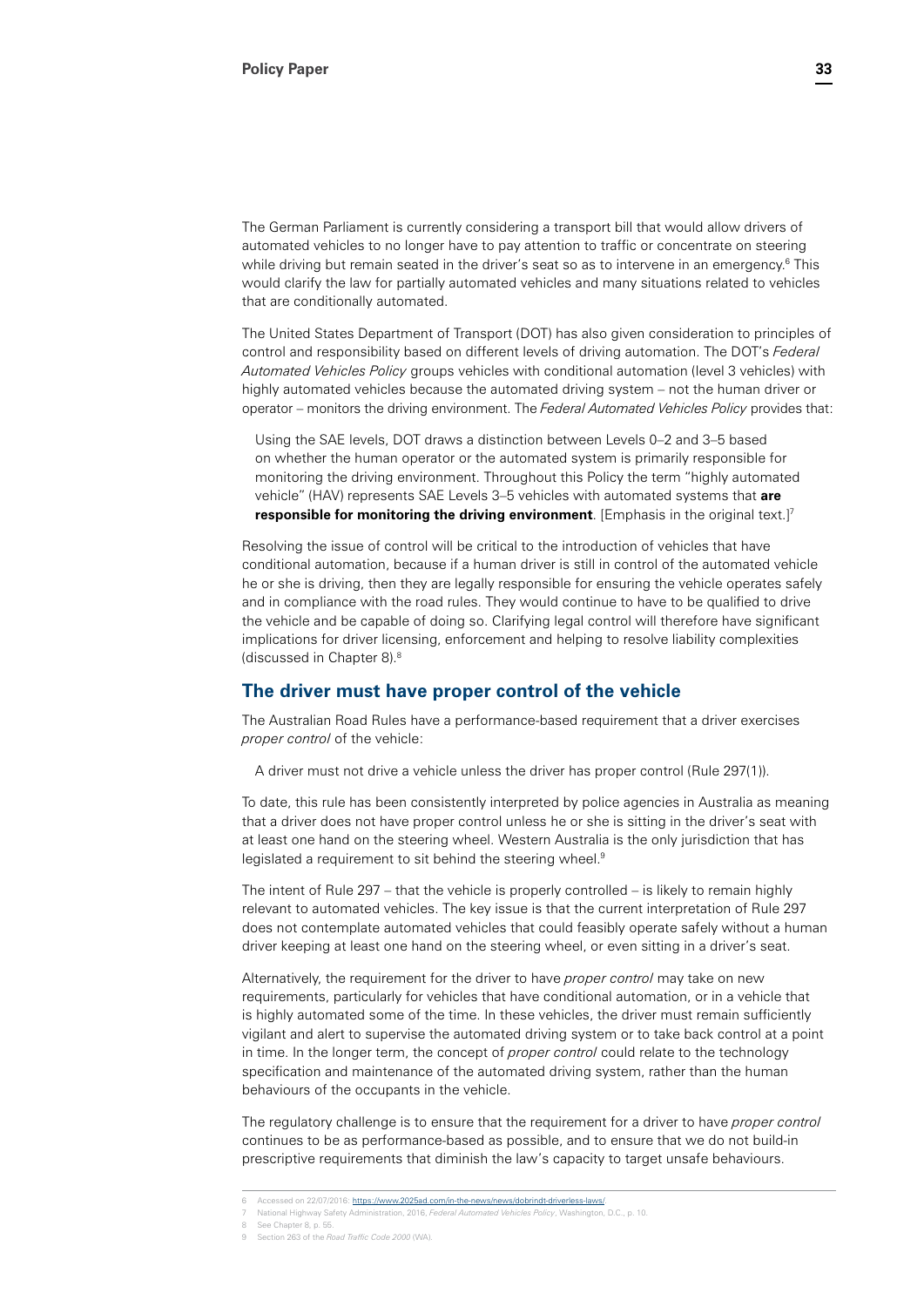The German Parliament is currently considering a transport bill that would allow drivers of automated vehicles to no longer have to pay attention to traffic or concentrate on steering while driving but remain seated in the driver's seat so as to intervene in an emergency.[6] This would clarify the law for partially automated vehicles and many situations related to vehicles that are conditionally automated.

The United States Department of Transport (DOT) has also given consideration to principles of control and responsibility based on different levels of driving automation. The DOT's *Federal Automated Vehicles Policy* groups vehicles with conditional automation (level 3 vehicles) with highly automated vehicles because the automated driving system – not the human driver or operator – monitors the driving environment. The *Federal Automated Vehicles Policy* provides that:

> Using the SAE levels, DOT draws a distinction between Levels 0–2 and 3–5 based on whether the human operator or the automated system is primarily responsible for monitoring the driving environment. Throughout this Policy the term "highly automated vehicle" (HAV) represents SAE Levels 3–5 vehicles with automated systems that **are responsible for monitoring the driving environment**. [Emphasis in the original text.][7]

Resolving the issue of control will be critical to the introduction of vehicles that have conditional automation, because if a human driver is still in control of the automated vehicle he or she is driving, then they are legally responsible for ensuring the vehicle operates safely and in compliance with the road rules. They would continue to have to be qualified to drive the vehicle and be capable of doing so. Clarifying legal control will therefore have significant implications for driver licensing, enforcement and helping to resolve liability complexities (discussed in Chapter 8).[8]

## The driver must have proper control of the vehicle

The Australian Road Rules have a performance-based requirement that a driver exercises *proper control* of the vehicle:

> A driver must not drive a vehicle unless the driver has proper control (Rule 297(1)).

To date, this rule has been consistently interpreted by police agencies in Australia as meaning that a driver does not have proper control unless he or she is sitting in the driver's seat with at least one hand on the steering wheel. Western Australia is the only jurisdiction that has legislated a requirement to sit behind the steering wheel.[9]

The intent of Rule 297 – that the vehicle is properly controlled – is likely to remain highly relevant to automated vehicles. The key issue is that the current interpretation of Rule 297 does not contemplate automated vehicles that could feasibly operate safely without a human driver keeping at least one hand on the steering wheel, or even sitting in a driver's seat.

Alternatively, the requirement for the driver to have *proper control* may take on new requirements, particularly for vehicles that have conditional automation, or in a vehicle that is highly automated some of the time. In these vehicles, the driver must remain sufficiently vigilant and alert to supervise the automated driving system or to take back control at a point in time. In the longer term, the concept of *proper control* could relate to the technology specification and maintenance of the automated driving system, rather than the human behaviours of the occupants in the vehicle.

The regulatory challenge is to ensure that the requirement for a driver to have *proper control* continues to be as performance-based as possible, and to ensure that we do not build-in prescriptive requirements that diminish the law's capacity to target unsafe behaviours.

---

6 Accessed on 22/07/2016: https://www.2025ad.com/in-the-news/news/dobrindt-driverless-laws/

7 National Highway Safety Administration, 2016, *Federal Automated Vehicles Policy*, Washington, D.C., p. 10.

8 See Chapter 8, p. 55.

9 Section 263 of the *Road Traffic Code 2000* (WA).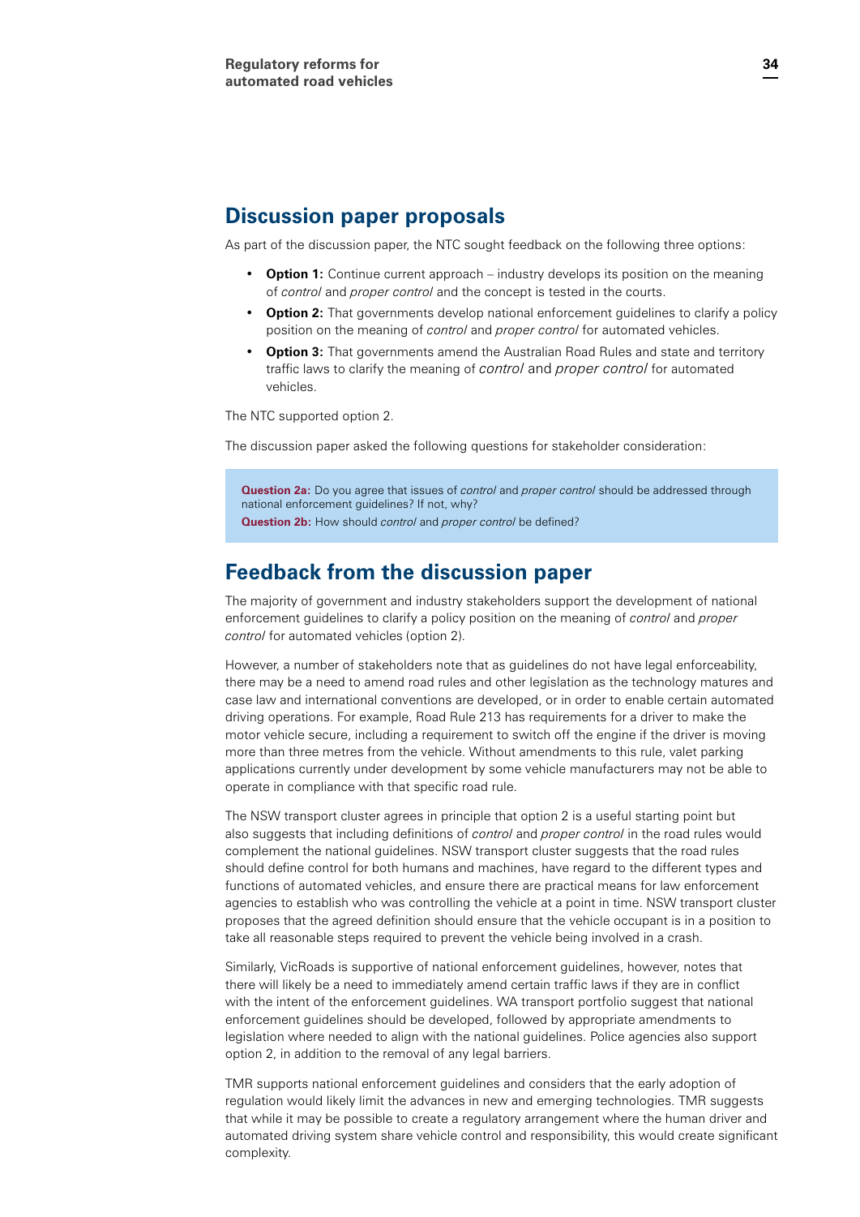## Discussion paper proposals

As part of the discussion paper, the NTC sought feedback on the following three options:

- **Option 1:** Continue current approach – industry develops its position on the meaning of *control* and *proper control* and the concept is tested in the courts.
- **Option 2:** That governments develop national enforcement guidelines to clarify a policy position on the meaning of *control* and *proper control* for automated vehicles.
- **Option 3:** That governments amend the Australian Road Rules and state and territory traffic laws to clarify the meaning of *control* and *proper control* for automated vehicles.

The NTC supported option 2.

The discussion paper asked the following questions for stakeholder consideration:

> **Question 2a:** Do you agree that issues of *control* and *proper control* should be addressed through national enforcement guidelines? If not, why?
>
> **Question 2b:** How should *control* and *proper control* be defined?

## Feedback from the discussion paper

The majority of government and industry stakeholders support the development of national enforcement guidelines to clarify a policy position on the meaning of *control* and *proper control* for automated vehicles (option 2).

However, a number of stakeholders note that as guidelines do not have legal enforceability, there may be a need to amend road rules and other legislation as the technology matures and case law and international conventions are developed, or in order to enable certain automated driving operations. For example, Road Rule 213 has requirements for a driver to make the motor vehicle secure, including a requirement to switch off the engine if the driver is moving more than three metres from the vehicle. Without amendments to this rule, valet parking applications currently under development by some vehicle manufacturers may not be able to operate in compliance with that specific road rule.

The NSW transport cluster agrees in principle that option 2 is a useful starting point but also suggests that including definitions of *control* and *proper control* in the road rules would complement the national guidelines. NSW transport cluster suggests that the road rules should define control for both humans and machines, have regard to the different types and functions of automated vehicles, and ensure there are practical means for law enforcement agencies to establish who was controlling the vehicle at a point in time. NSW transport cluster proposes that the agreed definition should ensure that the vehicle occupant is in a position to take all reasonable steps required to prevent the vehicle being involved in a crash.

Similarly, VicRoads is supportive of national enforcement guidelines, however, notes that there will likely be a need to immediately amend certain traffic laws if they are in conflict with the intent of the enforcement guidelines. WA transport portfolio suggest that national enforcement guidelines should be developed, followed by appropriate amendments to legislation where needed to align with the national guidelines. Police agencies also support option 2, in addition to the removal of any legal barriers.

TMR supports national enforcement guidelines and considers that the early adoption of regulation would likely limit the advances in new and emerging technologies. TMR suggests that while it may be possible to create a regulatory arrangement where the human driver and automated driving system share vehicle control and responsibility, this would create significant complexity.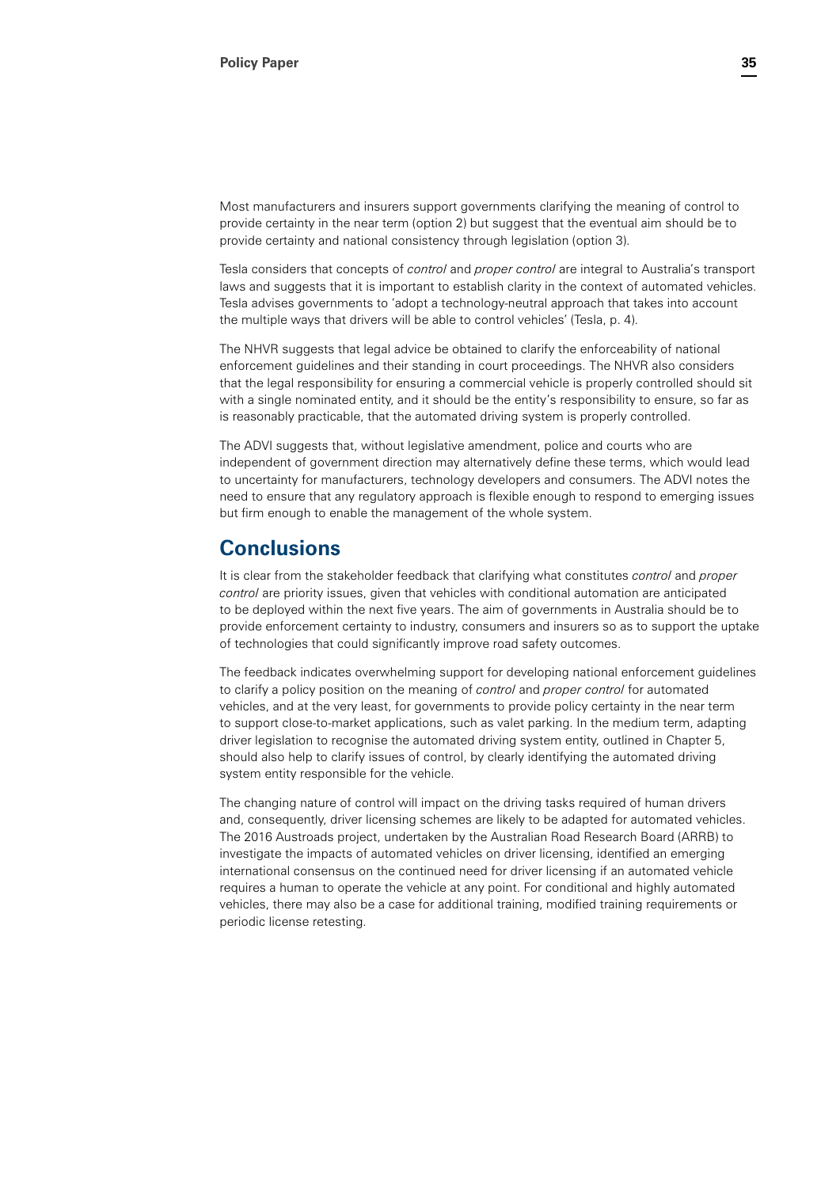Most manufacturers and insurers support governments clarifying the meaning of control to provide certainty in the near term (option 2) but suggest that the eventual aim should be to provide certainty and national consistency through legislation (option 3).

Tesla considers that concepts of *control* and *proper control* are integral to Australia's transport laws and suggests that it is important to establish clarity in the context of automated vehicles. Tesla advises governments to 'adopt a technology-neutral approach that takes into account the multiple ways that drivers will be able to control vehicles' (Tesla, p. 4).

The NHVR suggests that legal advice be obtained to clarify the enforceability of national enforcement guidelines and their standing in court proceedings. The NHVR also considers that the legal responsibility for ensuring a commercial vehicle is properly controlled should sit with a single nominated entity, and it should be the entity's responsibility to ensure, so far as is reasonably practicable, that the automated driving system is properly controlled.

The ADVI suggests that, without legislative amendment, police and courts who are independent of government direction may alternatively define these terms, which would lead to uncertainty for manufacturers, technology developers and consumers. The ADVI notes the need to ensure that any regulatory approach is flexible enough to respond to emerging issues but firm enough to enable the management of the whole system.

## Conclusions

It is clear from the stakeholder feedback that clarifying what constitutes *control* and *proper control* are priority issues, given that vehicles with conditional automation are anticipated to be deployed within the next five years. The aim of governments in Australia should be to provide enforcement certainty to industry, consumers and insurers so as to support the uptake of technologies that could significantly improve road safety outcomes.

The feedback indicates overwhelming support for developing national enforcement guidelines to clarify a policy position on the meaning of *control* and *proper control* for automated vehicles, and at the very least, for governments to provide policy certainty in the near term to support close-to-market applications, such as valet parking. In the medium term, adapting driver legislation to recognise the automated driving system entity, outlined in Chapter 5, should also help to clarify issues of control, by clearly identifying the automated driving system entity responsible for the vehicle.

The changing nature of control will impact on the driving tasks required of human drivers and, consequently, driver licensing schemes are likely to be adapted for automated vehicles. The 2016 Austroads project, undertaken by the Australian Road Research Board (ARRB) to investigate the impacts of automated vehicles on driver licensing, identified an emerging international consensus on the continued need for driver licensing if an automated vehicle requires a human to operate the vehicle at any point. For conditional and highly automated vehicles, there may also be a case for additional training, modified training requirements or periodic license retesting.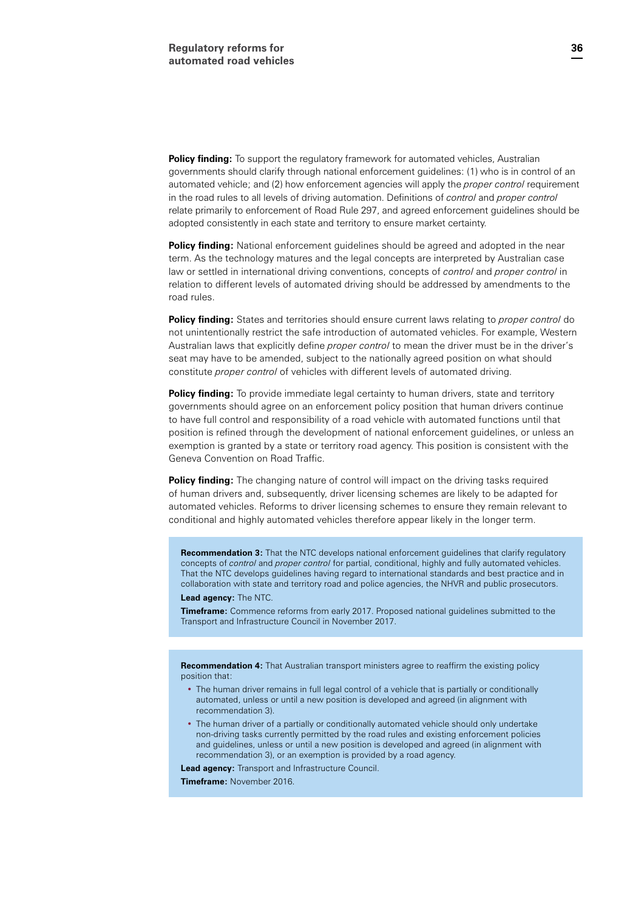**Policy finding:** To support the regulatory framework for automated vehicles, Australian governments should clarify through national enforcement guidelines: (1) who is in control of an automated vehicle; and (2) how enforcement agencies will apply the *proper control* requirement in the road rules to all levels of driving automation. Definitions of *control* and *proper control* relate primarily to enforcement of Road Rule 297, and agreed enforcement guidelines should be adopted consistently in each state and territory to ensure market certainty.

**Policy finding:** National enforcement guidelines should be agreed and adopted in the near term. As the technology matures and the legal concepts are interpreted by Australian case law or settled in international driving conventions, concepts of *control* and *proper control* in relation to different levels of automated driving should be addressed by amendments to the road rules.

**Policy finding:** States and territories should ensure current laws relating to *proper control* do not unintentionally restrict the safe introduction of automated vehicles. For example, Western Australian laws that explicitly define *proper control* to mean the driver must be in the driver's seat may have to be amended, subject to the nationally agreed position on what should constitute *proper control* of vehicles with different levels of automated driving.

**Policy finding:** To provide immediate legal certainty to human drivers, state and territory governments should agree on an enforcement policy position that human drivers continue to have full control and responsibility of a road vehicle with automated functions until that position is refined through the development of national enforcement guidelines, or unless an exemption is granted by a state or territory road agency. This position is consistent with the Geneva Convention on Road Traffic.

**Policy finding:** The changing nature of control will impact on the driving tasks required of human drivers and, subsequently, driver licensing schemes are likely to be adapted for automated vehicles. Reforms to driver licensing schemes to ensure they remain relevant to conditional and highly automated vehicles therefore appear likely in the longer term.

**Recommendation 3:** That the NTC develops national enforcement guidelines that clarify regulatory concepts of *control* and *proper control* for partial, conditional, highly and fully automated vehicles. That the NTC develops guidelines having regard to international standards and best practice and in collaboration with state and territory road and police agencies, the NHVR and public prosecutors.

**Lead agency:** The NTC.

**Timeframe:** Commence reforms from early 2017. Proposed national guidelines submitted to the Transport and Infrastructure Council in November 2017.

**Recommendation 4:** That Australian transport ministers agree to reaffirm the existing policy position that:

- The human driver remains in full legal control of a vehicle that is partially or conditionally automated, unless or until a new position is developed and agreed (in alignment with recommendation 3).
- The human driver of a partially or conditionally automated vehicle should only undertake non-driving tasks currently permitted by the road rules and existing enforcement policies and guidelines, unless or until a new position is developed and agreed (in alignment with recommendation 3), or an exemption is provided by a road agency.

**Lead agency:** Transport and Infrastructure Council.

**Timeframe:** November 2016.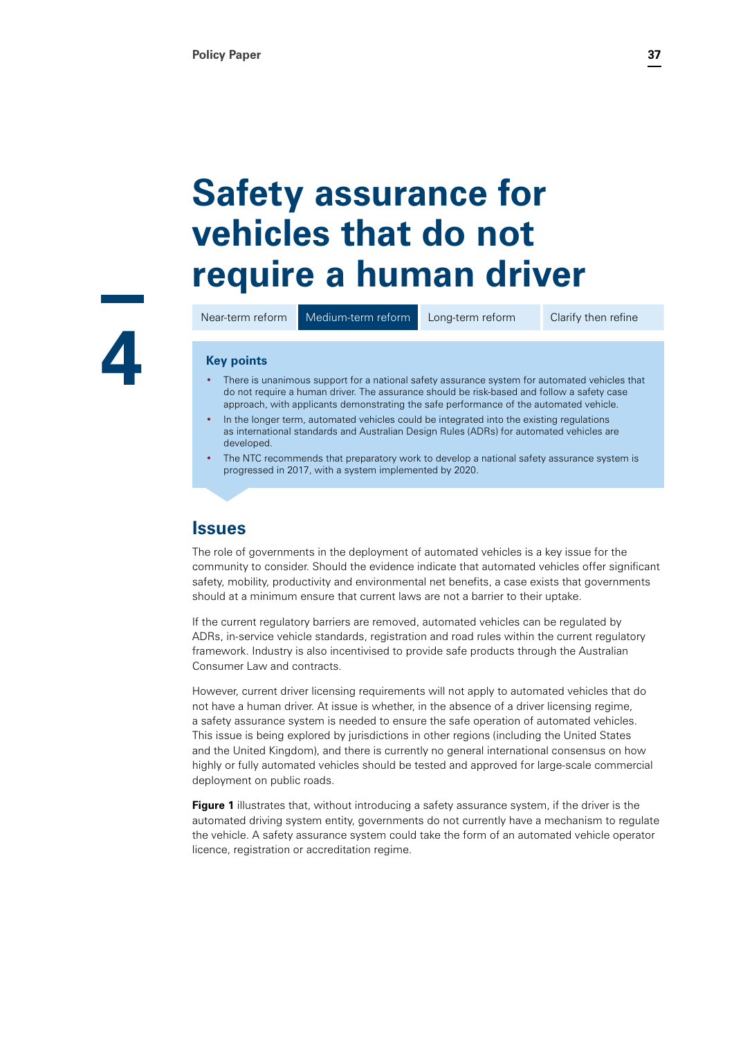# 4 Safety assurance for vehicles that do not require a human driver

Near-term reform | **Medium-term reform** | Long-term reform | Clarify then refine

**Key points**

- There is unanimous support for a national safety assurance system for automated vehicles that do not require a human driver. The assurance should be risk-based and follow a safety case approach, with applicants demonstrating the safe performance of the automated vehicle.
- In the longer term, automated vehicles could be integrated into the existing regulations as international standards and Australian Design Rules (ADRs) for automated vehicles are developed.
- The NTC recommends that preparatory work to develop a national safety assurance system is progressed in 2017, with a system implemented by 2020.

## Issues

The role of governments in the deployment of automated vehicles is a key issue for the community to consider. Should the evidence indicate that automated vehicles offer significant safety, mobility, productivity and environmental net benefits, a case exists that governments should at a minimum ensure that current laws are not a barrier to their uptake.

If the current regulatory barriers are removed, automated vehicles can be regulated by ADRs, in-service vehicle standards, registration and road rules within the current regulatory framework. Industry is also incentivised to provide safe products through the Australian Consumer Law and contracts.

However, current driver licensing requirements will not apply to automated vehicles that do not have a human driver. At issue is whether, in the absence of a driver licensing regime, a safety assurance system is needed to ensure the safe operation of automated vehicles. This issue is being explored by jurisdictions in other regions (including the United States and the United Kingdom), and there is currently no general international consensus on how highly or fully automated vehicles should be tested and approved for large-scale commercial deployment on public roads.

**Figure 1** illustrates that, without introducing a safety assurance system, if the driver is the automated driving system entity, governments do not currently have a mechanism to regulate the vehicle. A safety assurance system could take the form of an automated vehicle operator licence, registration or accreditation regime.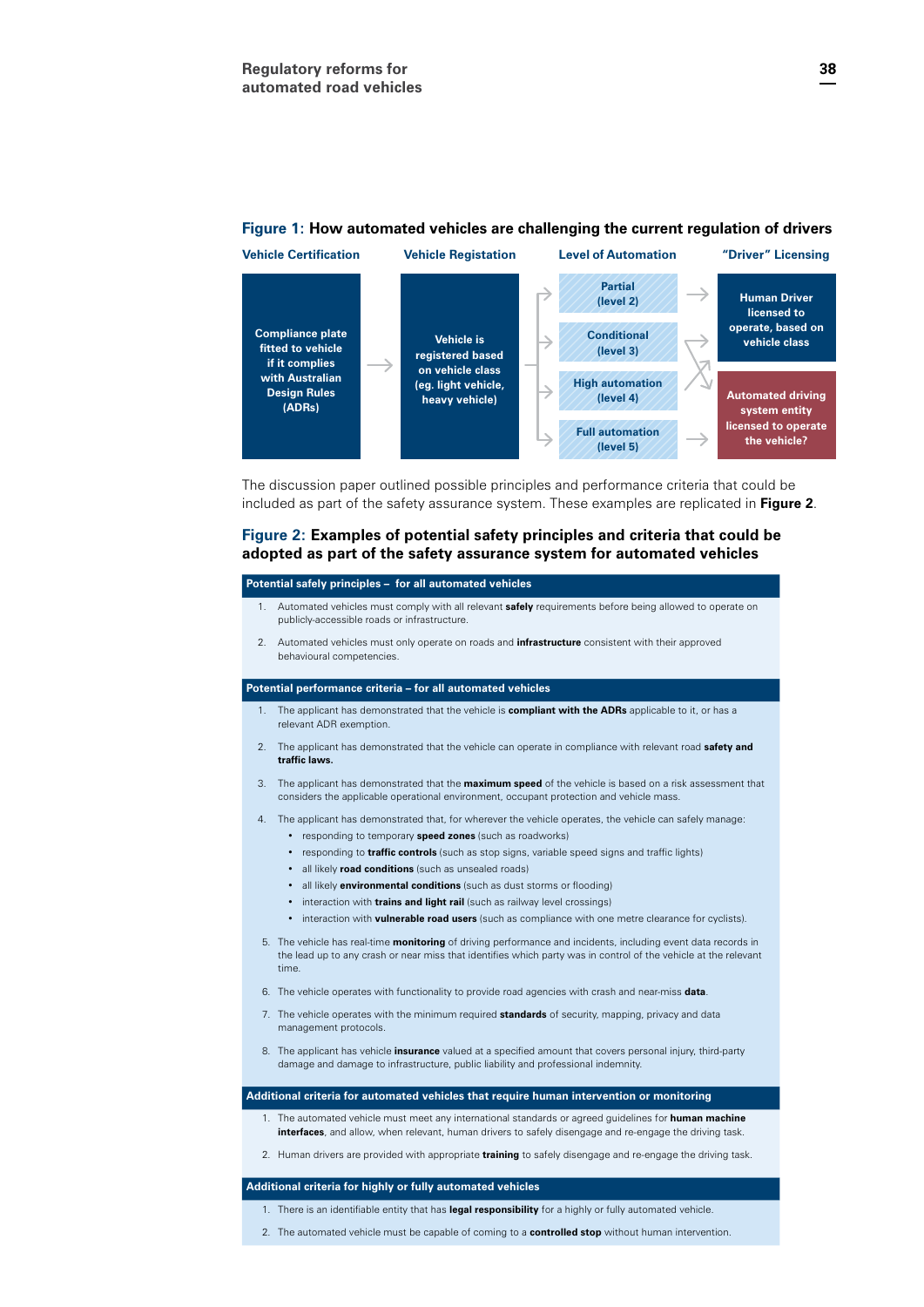**Figure 1: How automated vehicles are challenging the current regulation of drivers**

Vehicle Certification

Compliance plate fitted to vehicle if it complies with Australian Design Rules (ADRs)

Vehicle Registation

Vehicle is registered based on vehicle class (eg. light vehicle, heavy vehicle)

Level of Automation

Partial (level 2)

Conditional (level 3)

High automation (level 4)

Full automation (level 5)

"Driver" Licensing

Human Driver licensed to operate, based on vehicle class

Automated driving system entity licensed to operate the vehicle?

The discussion paper outlined possible principles and performance criteria that could be included as part of the safety assurance system. These examples are replicated in **Figure 2**.

**Figure 2: Examples of potential safety principles and criteria that could be adopted as part of the safety assurance system for automated vehicles**

**Potential safely principles – for all automated vehicles**

1. Automated vehicles must comply with all relevant **safely** requirements before being allowed to operate on publicly-accessible roads or infrastructure.
2. Automated vehicles must only operate on roads and **infrastructure** consistent with their approved behavioural competencies.

**Potential performance criteria – for all automated vehicles**

1. The applicant has demonstrated that the vehicle is **compliant with the ADRs** applicable to it, or has a relevant ADR exemption.
2. The applicant has demonstrated that the vehicle can operate in compliance with relevant road **safety and traffic laws.**
3. The applicant has demonstrated that the **maximum speed** of the vehicle is based on a risk assessment that considers the applicable operational environment, occupant protection and vehicle mass.
4. The applicant has demonstrated that, for wherever the vehicle operates, the vehicle can safely manage:
   - responding to temporary **speed zones** (such as roadworks)
   - responding to **traffic controls** (such as stop signs, variable speed signs and traffic lights)
   - all likely **road conditions** (such as unsealed roads)
   - all likely **environmental conditions** (such as dust storms or flooding)
   - interaction with **trains and light rail** (such as railway level crossings)
   - interaction with **vulnerable road users** (such as compliance with one metre clearance for cyclists).
5. The vehicle has real-time **monitoring** of driving performance and incidents, including event data records in the lead up to any crash or near miss that identifies which party was in control of the vehicle at the relevant time.
6. The vehicle operates with functionality to provide road agencies with crash and near-miss **data**.
7. The vehicle operates with the minimum required **standards** of security, mapping, privacy and data management protocols.
8. The applicant has vehicle **insurance** valued at a specified amount that covers personal injury, third-party damage and damage to infrastructure, public liability and professional indemnity.

**Additional criteria for automated vehicles that require human intervention or monitoring**

1. The automated vehicle must meet any international standards or agreed guidelines for **human machine interfaces**, and allow, when relevant, human drivers to safely disengage and re-engage the driving task.
2. Human drivers are provided with appropriate **training** to safely disengage and re-engage the driving task.

**Additional criteria for highly or fully automated vehicles**

1. There is an identifiable entity that has **legal responsibility** for a highly or fully automated vehicle.
2. The automated vehicle must be capable of coming to a **controlled stop** without human intervention.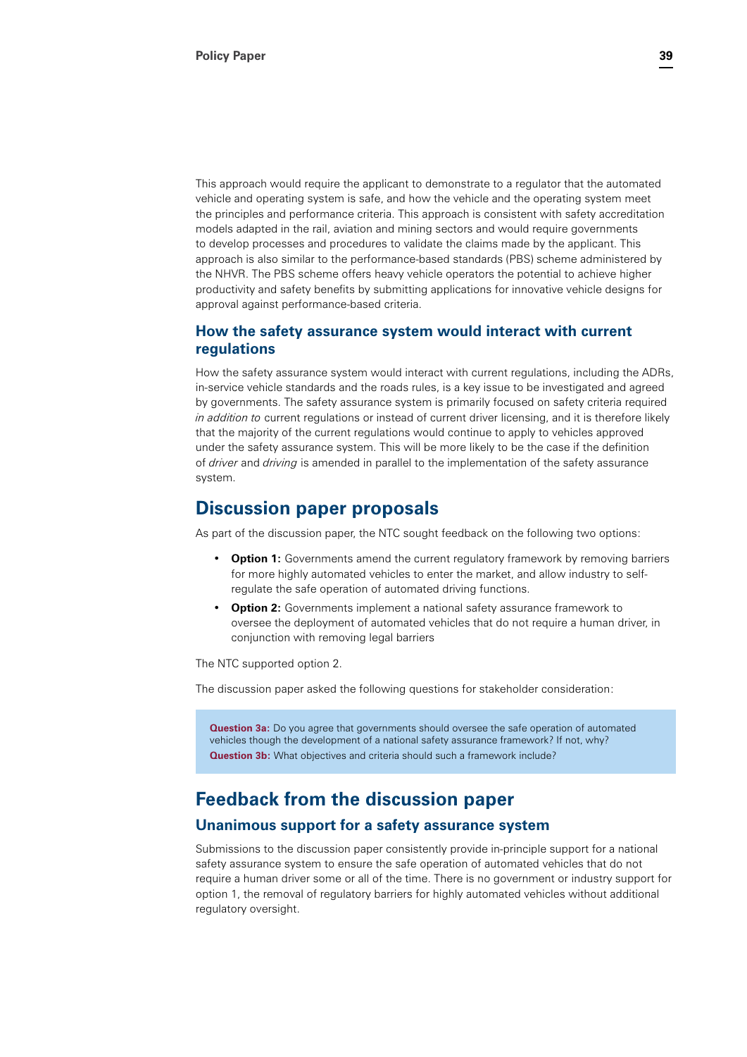This approach would require the applicant to demonstrate to a regulator that the automated vehicle and operating system is safe, and how the vehicle and the operating system meet the principles and performance criteria. This approach is consistent with safety accreditation models adapted in the rail, aviation and mining sectors and would require governments to develop processes and procedures to validate the claims made by the applicant. This approach is also similar to the performance-based standards (PBS) scheme administered by the NHVR. The PBS scheme offers heavy vehicle operators the potential to achieve higher productivity and safety benefits by submitting applications for innovative vehicle designs for approval against performance-based criteria.

### How the safety assurance system would interact with current regulations

How the safety assurance system would interact with current regulations, including the ADRs, in-service vehicle standards and the roads rules, is a key issue to be investigated and agreed by governments. The safety assurance system is primarily focused on safety criteria required *in addition to* current regulations or instead of current driver licensing, and it is therefore likely that the majority of the current regulations would continue to apply to vehicles approved under the safety assurance system. This will be more likely to be the case if the definition of *driver* and *driving* is amended in parallel to the implementation of the safety assurance system.

## Discussion paper proposals

As part of the discussion paper, the NTC sought feedback on the following two options:

- **Option 1:** Governments amend the current regulatory framework by removing barriers for more highly automated vehicles to enter the market, and allow industry to self-regulate the safe operation of automated driving functions.
- **Option 2:** Governments implement a national safety assurance framework to oversee the deployment of automated vehicles that do not require a human driver, in conjunction with removing legal barriers

The NTC supported option 2.

The discussion paper asked the following questions for stakeholder consideration:

> **Question 3a:** Do you agree that governments should oversee the safe operation of automated vehicles though the development of a national safety assurance framework? If not, why?
>
> **Question 3b:** What objectives and criteria should such a framework include?

## Feedback from the discussion paper

### Unanimous support for a safety assurance system

Submissions to the discussion paper consistently provide in-principle support for a national safety assurance system to ensure the safe operation of automated vehicles that do not require a human driver some or all of the time. There is no government or industry support for option 1, the removal of regulatory barriers for highly automated vehicles without additional regulatory oversight.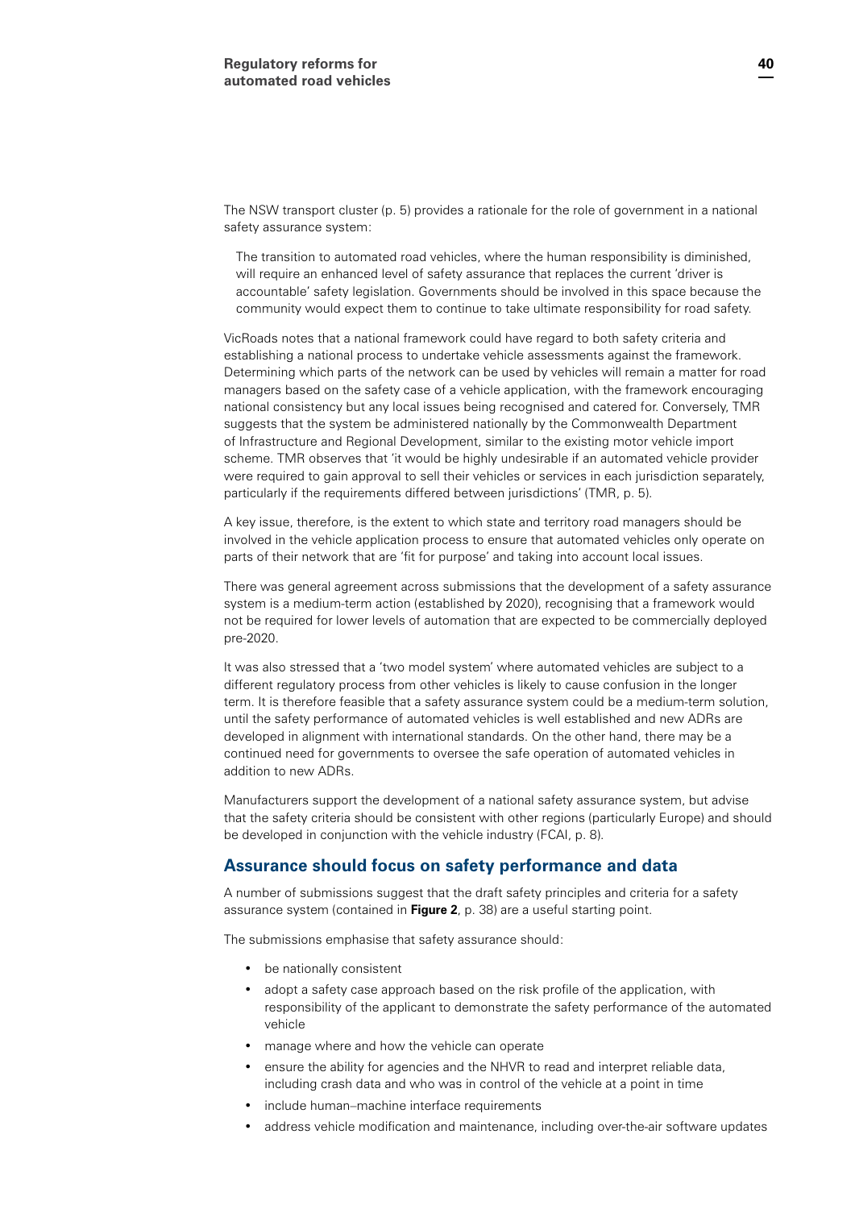The NSW transport cluster (p. 5) provides a rationale for the role of government in a national safety assurance system:

> The transition to automated road vehicles, where the human responsibility is diminished, will require an enhanced level of safety assurance that replaces the current 'driver is accountable' safety legislation. Governments should be involved in this space because the community would expect them to continue to take ultimate responsibility for road safety.

VicRoads notes that a national framework could have regard to both safety criteria and establishing a national process to undertake vehicle assessments against the framework. Determining which parts of the network can be used by vehicles will remain a matter for road managers based on the safety case of a vehicle application, with the framework encouraging national consistency but any local issues being recognised and catered for. Conversely, TMR suggests that the system be administered nationally by the Commonwealth Department of Infrastructure and Regional Development, similar to the existing motor vehicle import scheme. TMR observes that 'it would be highly undesirable if an automated vehicle provider were required to gain approval to sell their vehicles or services in each jurisdiction separately, particularly if the requirements differed between jurisdictions' (TMR, p. 5).

A key issue, therefore, is the extent to which state and territory road managers should be involved in the vehicle application process to ensure that automated vehicles only operate on parts of their network that are 'fit for purpose' and taking into account local issues.

There was general agreement across submissions that the development of a safety assurance system is a medium-term action (established by 2020), recognising that a framework would not be required for lower levels of automation that are expected to be commercially deployed pre-2020.

It was also stressed that a 'two model system' where automated vehicles are subject to a different regulatory process from other vehicles is likely to cause confusion in the longer term. It is therefore feasible that a safety assurance system could be a medium-term solution, until the safety performance of automated vehicles is well established and new ADRs are developed in alignment with international standards. On the other hand, there may be a continued need for governments to oversee the safe operation of automated vehicles in addition to new ADRs.

Manufacturers support the development of a national safety assurance system, but advise that the safety criteria should be consistent with other regions (particularly Europe) and should be developed in conjunction with the vehicle industry (FCAI, p. 8).

## Assurance should focus on safety performance and data

A number of submissions suggest that the draft safety principles and criteria for a safety assurance system (contained in **Figure 2**, p. 38) are a useful starting point.

The submissions emphasise that safety assurance should:

- be nationally consistent
- adopt a safety case approach based on the risk profile of the application, with responsibility of the applicant to demonstrate the safety performance of the automated vehicle
- manage where and how the vehicle can operate
- ensure the ability for agencies and the NHVR to read and interpret reliable data, including crash data and who was in control of the vehicle at a point in time
- include human–machine interface requirements
- address vehicle modification and maintenance, including over-the-air software updates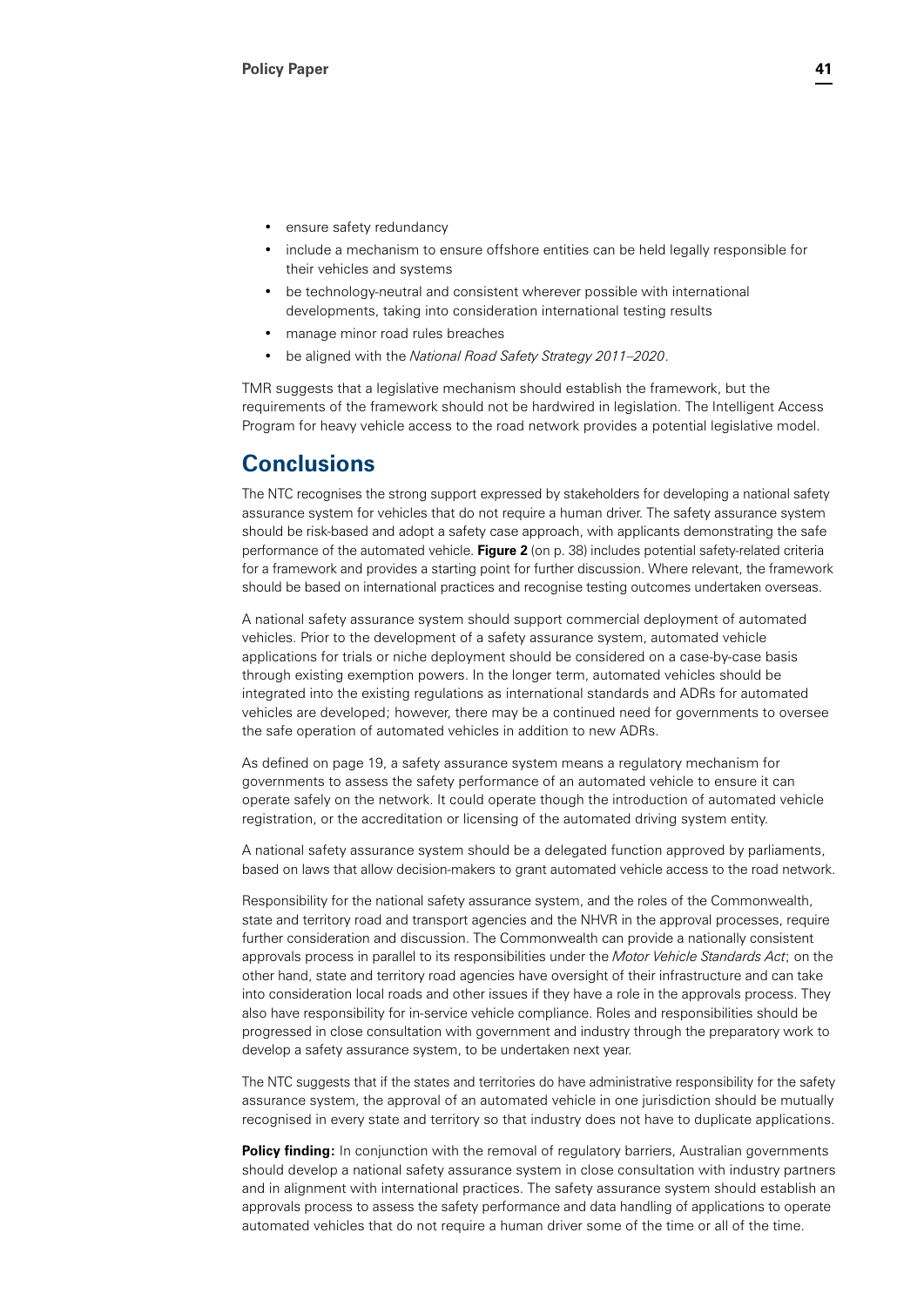- ensure safety redundancy
- include a mechanism to ensure offshore entities can be held legally responsible for their vehicles and systems
- be technology-neutral and consistent wherever possible with international developments, taking into consideration international testing results
- manage minor road rules breaches
- be aligned with the *National Road Safety Strategy 2011–2020*.

TMR suggests that a legislative mechanism should establish the framework, but the requirements of the framework should not be hardwired in legislation. The Intelligent Access Program for heavy vehicle access to the road network provides a potential legislative model.

## Conclusions

The NTC recognises the strong support expressed by stakeholders for developing a national safety assurance system for vehicles that do not require a human driver. The safety assurance system should be risk-based and adopt a safety case approach, with applicants demonstrating the safe performance of the automated vehicle. **Figure 2** (on p. 38) includes potential safety-related criteria for a framework and provides a starting point for further discussion. Where relevant, the framework should be based on international practices and recognise testing outcomes undertaken overseas.

A national safety assurance system should support commercial deployment of automated vehicles. Prior to the development of a safety assurance system, automated vehicle applications for trials or niche deployment should be considered on a case-by-case basis through existing exemption powers. In the longer term, automated vehicles should be integrated into the existing regulations as international standards and ADRs for automated vehicles are developed; however, there may be a continued need for governments to oversee the safe operation of automated vehicles in addition to new ADRs.

As defined on page 19, a safety assurance system means a regulatory mechanism for governments to assess the safety performance of an automated vehicle to ensure it can operate safely on the network. It could operate though the introduction of automated vehicle registration, or the accreditation or licensing of the automated driving system entity.

A national safety assurance system should be a delegated function approved by parliaments, based on laws that allow decision-makers to grant automated vehicle access to the road network.

Responsibility for the national safety assurance system, and the roles of the Commonwealth, state and territory road and transport agencies and the NHVR in the approval processes, require further consideration and discussion. The Commonwealth can provide a nationally consistent approvals process in parallel to its responsibilities under the *Motor Vehicle Standards Act*; on the other hand, state and territory road agencies have oversight of their infrastructure and can take into consideration local roads and other issues if they have a role in the approvals process. They also have responsibility for in-service vehicle compliance. Roles and responsibilities should be progressed in close consultation with government and industry through the preparatory work to develop a safety assurance system, to be undertaken next year.

The NTC suggests that if the states and territories do have administrative responsibility for the safety assurance system, the approval of an automated vehicle in one jurisdiction should be mutually recognised in every state and territory so that industry does not have to duplicate applications.

**Policy finding:** In conjunction with the removal of regulatory barriers, Australian governments should develop a national safety assurance system in close consultation with industry partners and in alignment with international practices. The safety assurance system should establish an approvals process to assess the safety performance and data handling of applications to operate automated vehicles that do not require a human driver some of the time or all of the time.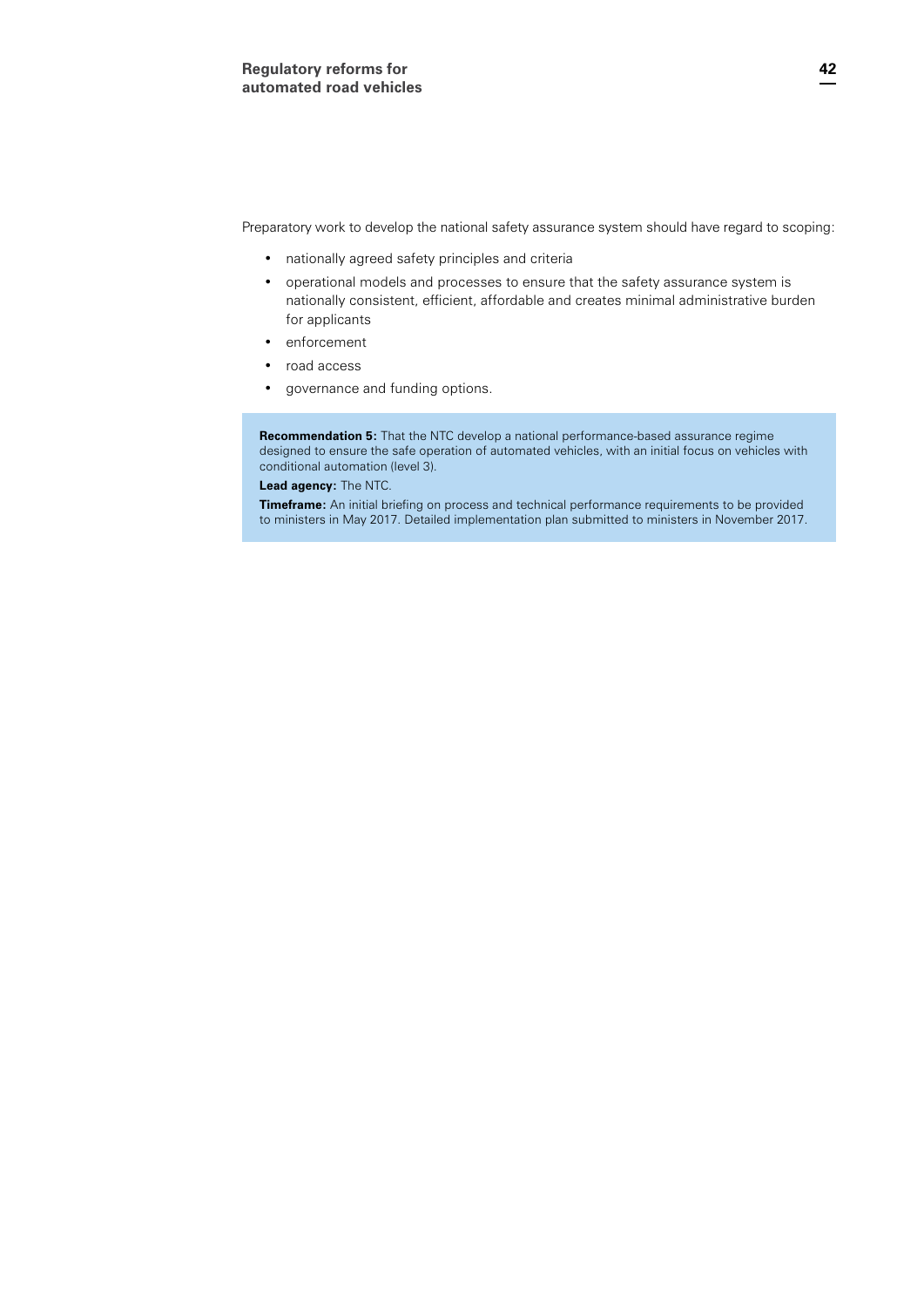Preparatory work to develop the national safety assurance system should have regard to scoping:

- nationally agreed safety principles and criteria
- operational models and processes to ensure that the safety assurance system is nationally consistent, efficient, affordable and creates minimal administrative burden for applicants
- enforcement
- road access
- governance and funding options.

**Recommendation 5:** That the NTC develop a national performance-based assurance regime designed to ensure the safe operation of automated vehicles, with an initial focus on vehicles with conditional automation (level 3).

**Lead agency:** The NTC.

**Timeframe:** An initial briefing on process and technical performance requirements to be provided to ministers in May 2017. Detailed implementation plan submitted to ministers in November 2017.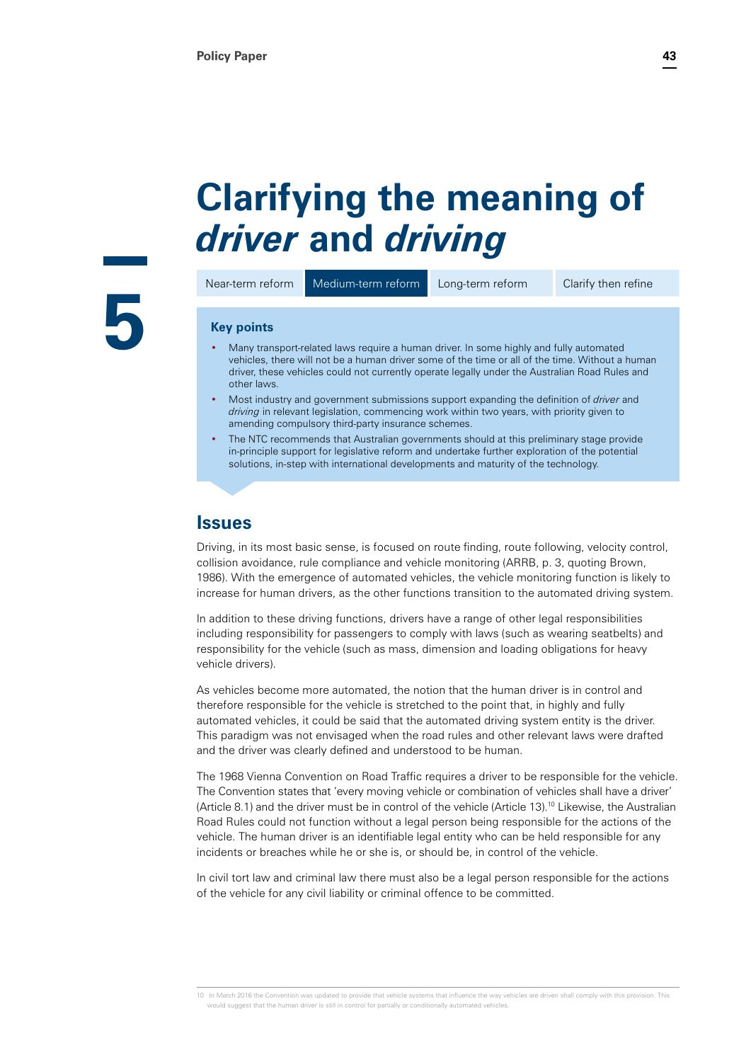# 5 Clarifying the meaning of *driver* and *driving*

| Near-term reform | **Medium-term reform** | Long-term reform | Clarify then refine |
|---|---|---|---|

**Key points**

- Many transport-related laws require a human driver. In some highly and fully automated vehicles, there will not be a human driver some of the time or all of the time. Without a human driver, these vehicles could not currently operate legally under the Australian Road Rules and other laws.
- Most industry and government submissions support expanding the definition of *driver* and *driving* in relevant legislation, commencing work within two years, with priority given to amending compulsory third-party insurance schemes.
- The NTC recommends that Australian governments should at this preliminary stage provide in-principle support for legislative reform and undertake further exploration of the potential solutions, in-step with international developments and maturity of the technology.

## Issues

Driving, in its most basic sense, is focused on route finding, route following, velocity control, collision avoidance, rule compliance and vehicle monitoring (ARRB, p. 3, quoting Brown, 1986). With the emergence of automated vehicles, the vehicle monitoring function is likely to increase for human drivers, as the other functions transition to the automated driving system.

In addition to these driving functions, drivers have a range of other legal responsibilities including responsibility for passengers to comply with laws (such as wearing seatbelts) and responsibility for the vehicle (such as mass, dimension and loading obligations for heavy vehicle drivers).

As vehicles become more automated, the notion that the human driver is in control and therefore responsible for the vehicle is stretched to the point that, in highly and fully automated vehicles, it could be said that the automated driving system entity is the driver. This paradigm was not envisaged when the road rules and other relevant laws were drafted and the driver was clearly defined and understood to be human.

The 1968 Vienna Convention on Road Traffic requires a driver to be responsible for the vehicle. The Convention states that 'every moving vehicle or combination of vehicles shall have a driver' (Article 8.1) and the driver must be in control of the vehicle (Article 13).[10] Likewise, the Australian Road Rules could not function without a legal person being responsible for the actions of the vehicle. The human driver is an identifiable legal entity who can be held responsible for any incidents or breaches while he or she is, or should be, in control of the vehicle.

In civil tort law and criminal law there must also be a legal person responsible for the actions of the vehicle for any civil liability or criminal offence to be committed.

10 In March 2016 the Convention was updated to provide that vehicle systems that influence the way vehicles are driven shall comply with this provision. This would suggest that the human driver is still in control for partially or conditionally automated vehicles.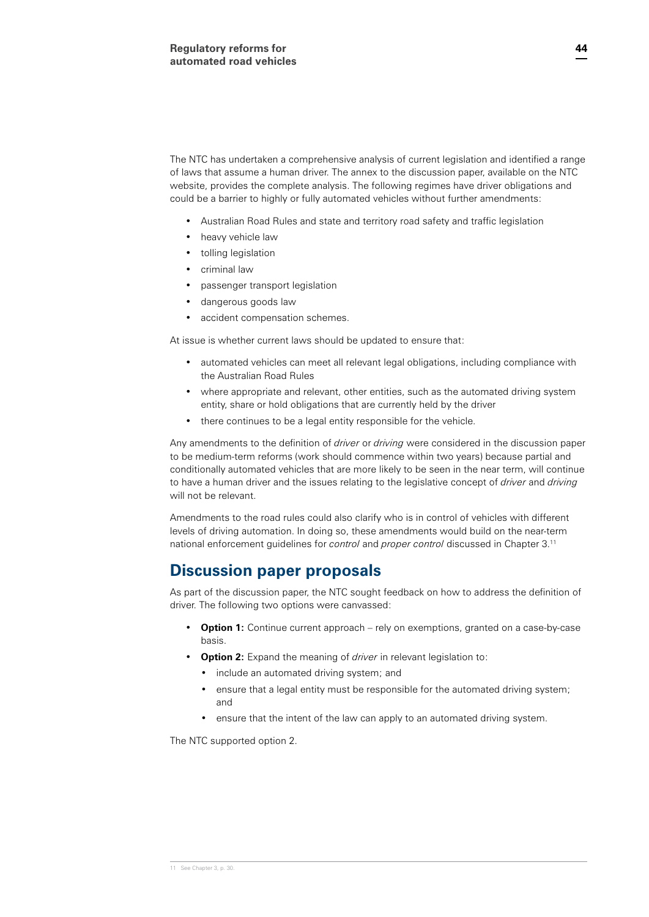The NTC has undertaken a comprehensive analysis of current legislation and identified a range of laws that assume a human driver. The annex to the discussion paper, available on the NTC website, provides the complete analysis. The following regimes have driver obligations and could be a barrier to highly or fully automated vehicles without further amendments:

- Australian Road Rules and state and territory road safety and traffic legislation
- heavy vehicle law
- tolling legislation
- criminal law
- passenger transport legislation
- dangerous goods law
- accident compensation schemes.

At issue is whether current laws should be updated to ensure that:

- automated vehicles can meet all relevant legal obligations, including compliance with the Australian Road Rules
- where appropriate and relevant, other entities, such as the automated driving system entity, share or hold obligations that are currently held by the driver
- there continues to be a legal entity responsible for the vehicle.

Any amendments to the definition of *driver* or *driving* were considered in the discussion paper to be medium-term reforms (work should commence within two years) because partial and conditionally automated vehicles that are more likely to be seen in the near term, will continue to have a human driver and the issues relating to the legislative concept of *driver* and *driving* will not be relevant.

Amendments to the road rules could also clarify who is in control of vehicles with different levels of driving automation. In doing so, these amendments would build on the near-term national enforcement guidelines for *control* and *proper control* discussed in Chapter 3.[11]

## Discussion paper proposals

As part of the discussion paper, the NTC sought feedback on how to address the definition of driver. The following two options were canvassed:

- **Option 1:** Continue current approach – rely on exemptions, granted on a case-by-case basis.
- **Option 2:** Expand the meaning of *driver* in relevant legislation to:
  - include an automated driving system; and
  - ensure that a legal entity must be responsible for the automated driving system; and
  - ensure that the intent of the law can apply to an automated driving system.

The NTC supported option 2.

11 See Chapter 3, p. 30.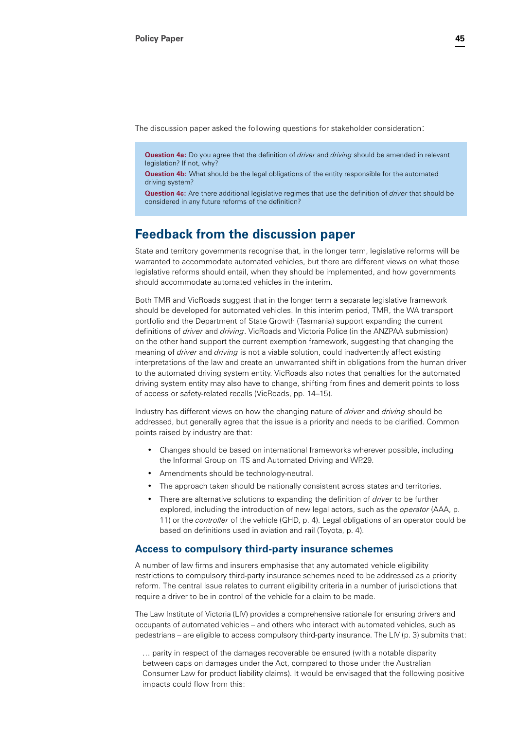The discussion paper asked the following questions for stakeholder consideration:

> **Question 4a:** Do you agree that the definition of *driver* and *driving* should be amended in relevant legislation? If not, why?
>
> **Question 4b:** What should be the legal obligations of the entity responsible for the automated driving system?
>
> **Question 4c:** Are there additional legislative regimes that use the definition of *driver* that should be considered in any future reforms of the definition?

## Feedback from the discussion paper

State and territory governments recognise that, in the longer term, legislative reforms will be warranted to accommodate automated vehicles, but there are different views on what those legislative reforms should entail, when they should be implemented, and how governments should accommodate automated vehicles in the interim.

Both TMR and VicRoads suggest that in the longer term a separate legislative framework should be developed for automated vehicles. In this interim period, TMR, the WA transport portfolio and the Department of State Growth (Tasmania) support expanding the current definitions of *driver* and *driving*. VicRoads and Victoria Police (in the ANZPAA submission) on the other hand support the current exemption framework, suggesting that changing the meaning of *driver* and *driving* is not a viable solution, could inadvertently affect existing interpretations of the law and create an unwarranted shift in obligations from the human driver to the automated driving system entity. VicRoads also notes that penalties for the automated driving system entity may also have to change, shifting from fines and demerit points to loss of access or safety-related recalls (VicRoads, pp. 14–15).

Industry has different views on how the changing nature of *driver* and *driving* should be addressed, but generally agree that the issue is a priority and needs to be clarified. Common points raised by industry are that:

- Changes should be based on international frameworks wherever possible, including the Informal Group on ITS and Automated Driving and WP.29.
- Amendments should be technology-neutral.
- The approach taken should be nationally consistent across states and territories.
- There are alternative solutions to expanding the definition of *driver* to be further explored, including the introduction of new legal actors, such as the *operator* (AAA, p. 11) or the *controller* of the vehicle (GHD, p. 4). Legal obligations of an operator could be based on definitions used in aviation and rail (Toyota, p. 4).

### Access to compulsory third-party insurance schemes

A number of law firms and insurers emphasise that any automated vehicle eligibility restrictions to compulsory third-party insurance schemes need to be addressed as a priority reform. The central issue relates to current eligibility criteria in a number of jurisdictions that require a driver to be in control of the vehicle for a claim to be made.

The Law Institute of Victoria (LIV) provides a comprehensive rationale for ensuring drivers and occupants of automated vehicles – and others who interact with automated vehicles, such as pedestrians – are eligible to access compulsory third-party insurance. The LIV (p. 3) submits that:

> … parity in respect of the damages recoverable be ensured (with a notable disparity between caps on damages under the Act, compared to those under the Australian Consumer Law for product liability claims). It would be envisaged that the following positive impacts could flow from this: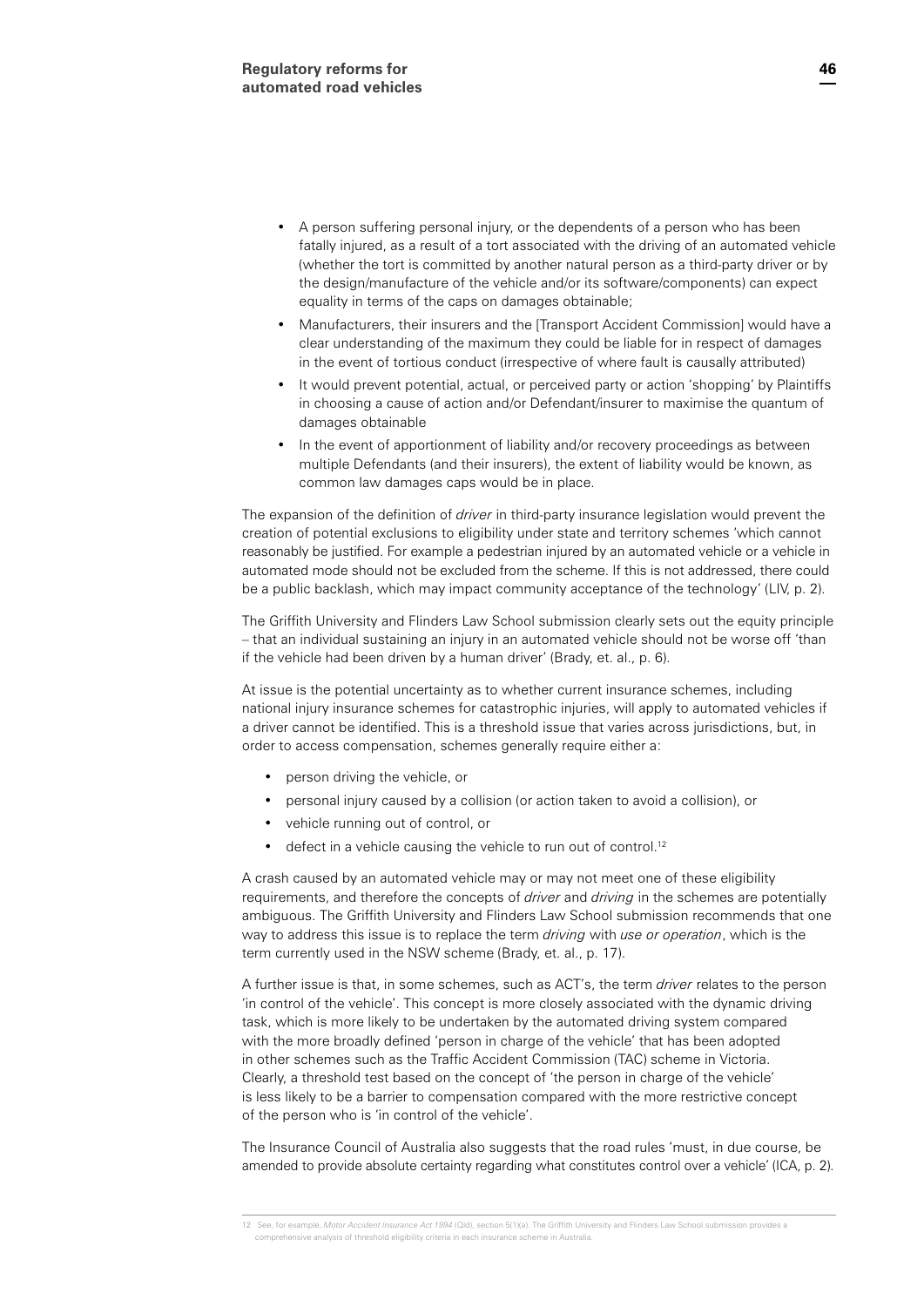- A person suffering personal injury, or the dependents of a person who has been fatally injured, as a result of a tort associated with the driving of an automated vehicle (whether the tort is committed by another natural person as a third-party driver or by the design/manufacture of the vehicle and/or its software/components) can expect equality in terms of the caps on damages obtainable;
- Manufacturers, their insurers and the [Transport Accident Commission] would have a clear understanding of the maximum they could be liable for in respect of damages in the event of tortious conduct (irrespective of where fault is causally attributed)
- It would prevent potential, actual, or perceived party or action 'shopping' by Plaintiffs in choosing a cause of action and/or Defendant/insurer to maximise the quantum of damages obtainable
- In the event of apportionment of liability and/or recovery proceedings as between multiple Defendants (and their insurers), the extent of liability would be known, as common law damages caps would be in place.

The expansion of the definition of *driver* in third-party insurance legislation would prevent the creation of potential exclusions to eligibility under state and territory schemes 'which cannot reasonably be justified. For example a pedestrian injured by an automated vehicle or a vehicle in automated mode should not be excluded from the scheme. If this is not addressed, there could be a public backlash, which may impact community acceptance of the technology' (LIV, p. 2).

The Griffith University and Flinders Law School submission clearly sets out the equity principle – that an individual sustaining an injury in an automated vehicle should not be worse off 'than if the vehicle had been driven by a human driver' (Brady, et. al., p. 6).

At issue is the potential uncertainty as to whether current insurance schemes, including national injury insurance schemes for catastrophic injuries, will apply to automated vehicles if a driver cannot be identified. This is a threshold issue that varies across jurisdictions, but, in order to access compensation, schemes generally require either a:

- person driving the vehicle, or
- personal injury caused by a collision (or action taken to avoid a collision), or
- vehicle running out of control, or
- defect in a vehicle causing the vehicle to run out of control.[12]

A crash caused by an automated vehicle may or may not meet one of these eligibility requirements, and therefore the concepts of *driver* and *driving* in the schemes are potentially ambiguous. The Griffith University and Flinders Law School submission recommends that one way to address this issue is to replace the term *driving* with *use or operation*, which is the term currently used in the NSW scheme (Brady, et. al., p. 17).

A further issue is that, in some schemes, such as ACT's, the term *driver* relates to the person 'in control of the vehicle'. This concept is more closely associated with the dynamic driving task, which is more likely to be undertaken by the automated driving system compared with the more broadly defined 'person in charge of the vehicle' that has been adopted in other schemes such as the Traffic Accident Commission (TAC) scheme in Victoria. Clearly, a threshold test based on the concept of 'the person in charge of the vehicle' is less likely to be a barrier to compensation compared with the more restrictive concept of the person who is 'in control of the vehicle'.

The Insurance Council of Australia also suggests that the road rules 'must, in due course, be amended to provide absolute certainty regarding what constitutes control over a vehicle' (ICA, p. 2).

---

12 See, for example, *Motor Accident Insurance Act 1994* (Qld), section 5(1)(a). The Griffith University and Flinders Law School submission provides a comprehensive analysis of threshold eligibility criteria in each insurance scheme in Australia.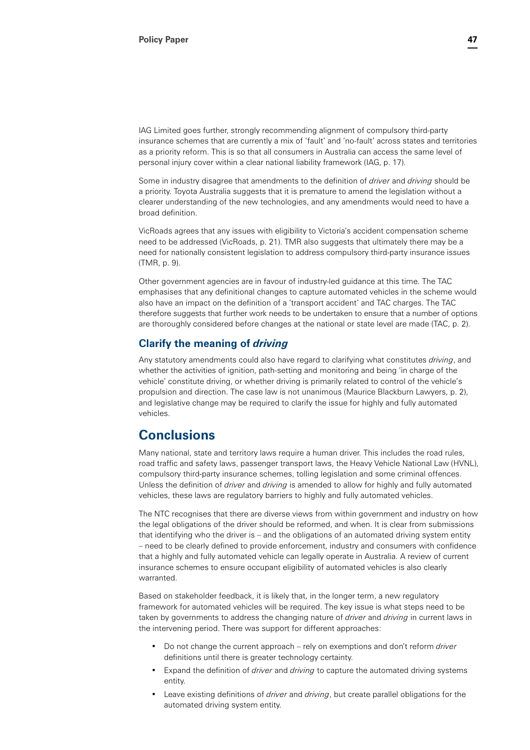IAG Limited goes further, strongly recommending alignment of compulsory third-party insurance schemes that are currently a mix of 'fault' and 'no-fault' across states and territories as a priority reform. This is so that all consumers in Australia can access the same level of personal injury cover within a clear national liability framework (IAG, p. 17).

Some in industry disagree that amendments to the definition of *driver* and *driving* should be a priority. Toyota Australia suggests that it is premature to amend the legislation without a clearer understanding of the new technologies, and any amendments would need to have a broad definition.

VicRoads agrees that any issues with eligibility to Victoria's accident compensation scheme need to be addressed (VicRoads, p. 21). TMR also suggests that ultimately there may be a need for nationally consistent legislation to address compulsory third-party insurance issues (TMR, p. 9).

Other government agencies are in favour of industry-led guidance at this time. The TAC emphasises that any definitional changes to capture automated vehicles in the scheme would also have an impact on the definition of a 'transport accident' and TAC charges. The TAC therefore suggests that further work needs to be undertaken to ensure that a number of options are thoroughly considered before changes at the national or state level are made (TAC, p. 2).

### Clarify the meaning of *driving*

Any statutory amendments could also have regard to clarifying what constitutes *driving*, and whether the activities of ignition, path-setting and monitoring and being 'in charge of the vehicle' constitute driving, or whether driving is primarily related to control of the vehicle's propulsion and direction. The case law is not unanimous (Maurice Blackburn Lawyers, p. 2), and legislative change may be required to clarify the issue for highly and fully automated vehicles.

## Conclusions

Many national, state and territory laws require a human driver. This includes the road rules, road traffic and safety laws, passenger transport laws, the Heavy Vehicle National Law (HVNL), compulsory third-party insurance schemes, tolling legislation and some criminal offences. Unless the definition of *driver* and *driving* is amended to allow for highly and fully automated vehicles, these laws are regulatory barriers to highly and fully automated vehicles.

The NTC recognises that there are diverse views from within government and industry on how the legal obligations of the driver should be reformed, and when. It is clear from submissions that identifying who the driver is – and the obligations of an automated driving system entity – need to be clearly defined to provide enforcement, industry and consumers with confidence that a highly and fully automated vehicle can legally operate in Australia. A review of current insurance schemes to ensure occupant eligibility of automated vehicles is also clearly warranted.

Based on stakeholder feedback, it is likely that, in the longer term, a new regulatory framework for automated vehicles will be required. The key issue is what steps need to be taken by governments to address the changing nature of *driver* and *driving* in current laws in the intervening period. There was support for different approaches:

- Do not change the current approach – rely on exemptions and don't reform *driver* definitions until there is greater technology certainty.
- Expand the definition of *driver* and *driving* to capture the automated driving systems entity.
- Leave existing definitions of *driver* and *driving*, but create parallel obligations for the automated driving system entity.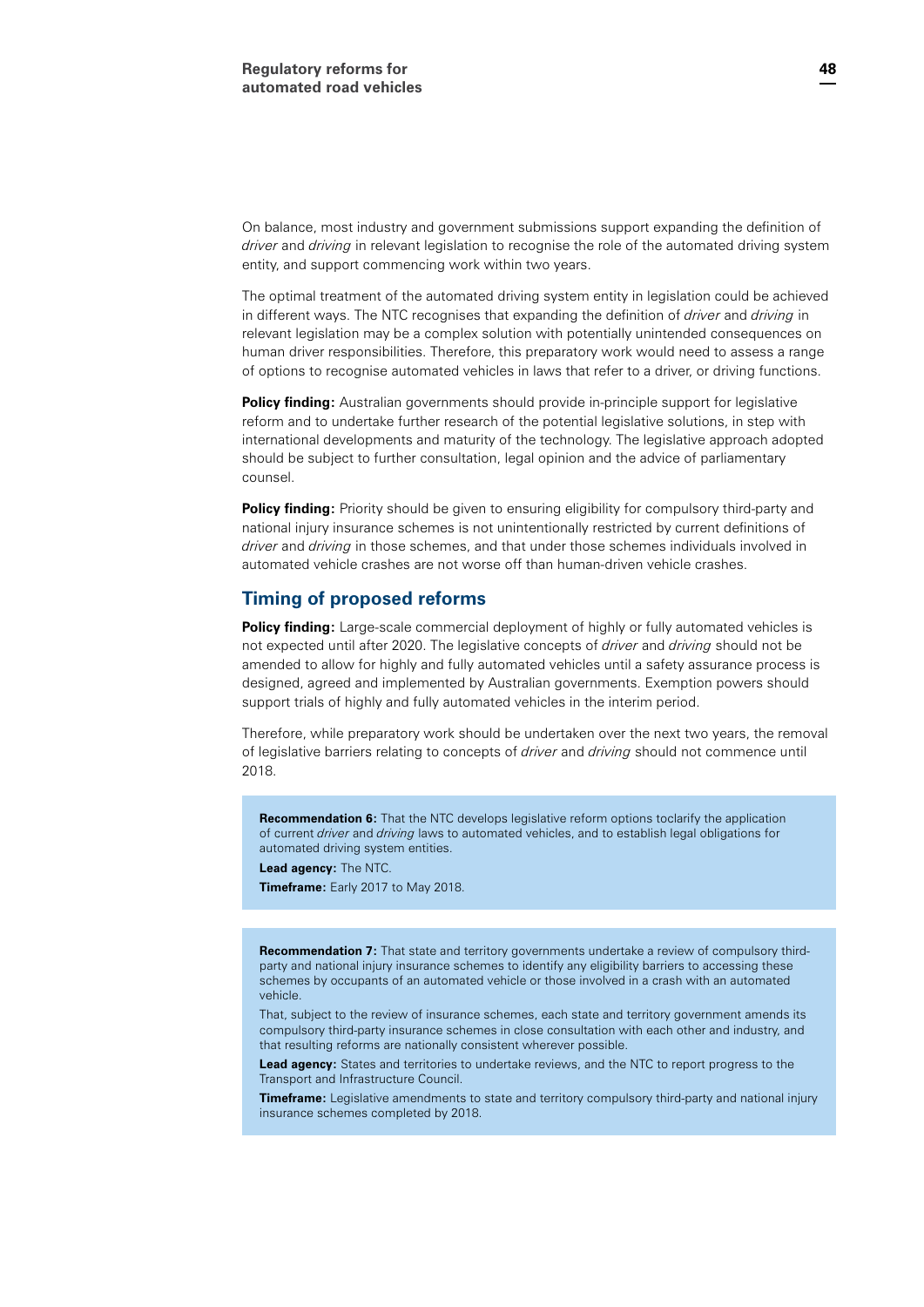On balance, most industry and government submissions support expanding the definition of *driver* and *driving* in relevant legislation to recognise the role of the automated driving system entity, and support commencing work within two years.

The optimal treatment of the automated driving system entity in legislation could be achieved in different ways. The NTC recognises that expanding the definition of *driver* and *driving* in relevant legislation may be a complex solution with potentially unintended consequences on human driver responsibilities. Therefore, this preparatory work would need to assess a range of options to recognise automated vehicles in laws that refer to a driver, or driving functions.

**Policy finding:** Australian governments should provide in-principle support for legislative reform and to undertake further research of the potential legislative solutions, in step with international developments and maturity of the technology. The legislative approach adopted should be subject to further consultation, legal opinion and the advice of parliamentary counsel.

**Policy finding:** Priority should be given to ensuring eligibility for compulsory third-party and national injury insurance schemes is not unintentionally restricted by current definitions of *driver* and *driving* in those schemes, and that under those schemes individuals involved in automated vehicle crashes are not worse off than human-driven vehicle crashes.

## Timing of proposed reforms

**Policy finding:** Large-scale commercial deployment of highly or fully automated vehicles is not expected until after 2020. The legislative concepts of *driver* and *driving* should not be amended to allow for highly and fully automated vehicles until a safety assurance process is designed, agreed and implemented by Australian governments. Exemption powers should support trials of highly and fully automated vehicles in the interim period.

Therefore, while preparatory work should be undertaken over the next two years, the removal of legislative barriers relating to concepts of *driver* and *driving* should not commence until 2018.

**Recommendation 6:** That the NTC develops legislative reform options toclarify the application of current *driver* and *driving* laws to automated vehicles, and to establish legal obligations for automated driving system entities.

**Lead agency:** The NTC.

**Timeframe:** Early 2017 to May 2018.

**Recommendation 7:** That state and territory governments undertake a review of compulsory third-party and national injury insurance schemes to identify any eligibility barriers to accessing these schemes by occupants of an automated vehicle or those involved in a crash with an automated vehicle.

That, subject to the review of insurance schemes, each state and territory government amends its compulsory third-party insurance schemes in close consultation with each other and industry, and that resulting reforms are nationally consistent wherever possible.

**Lead agency:** States and territories to undertake reviews, and the NTC to report progress to the Transport and Infrastructure Council.

**Timeframe:** Legislative amendments to state and territory compulsory third-party and national injury insurance schemes completed by 2018.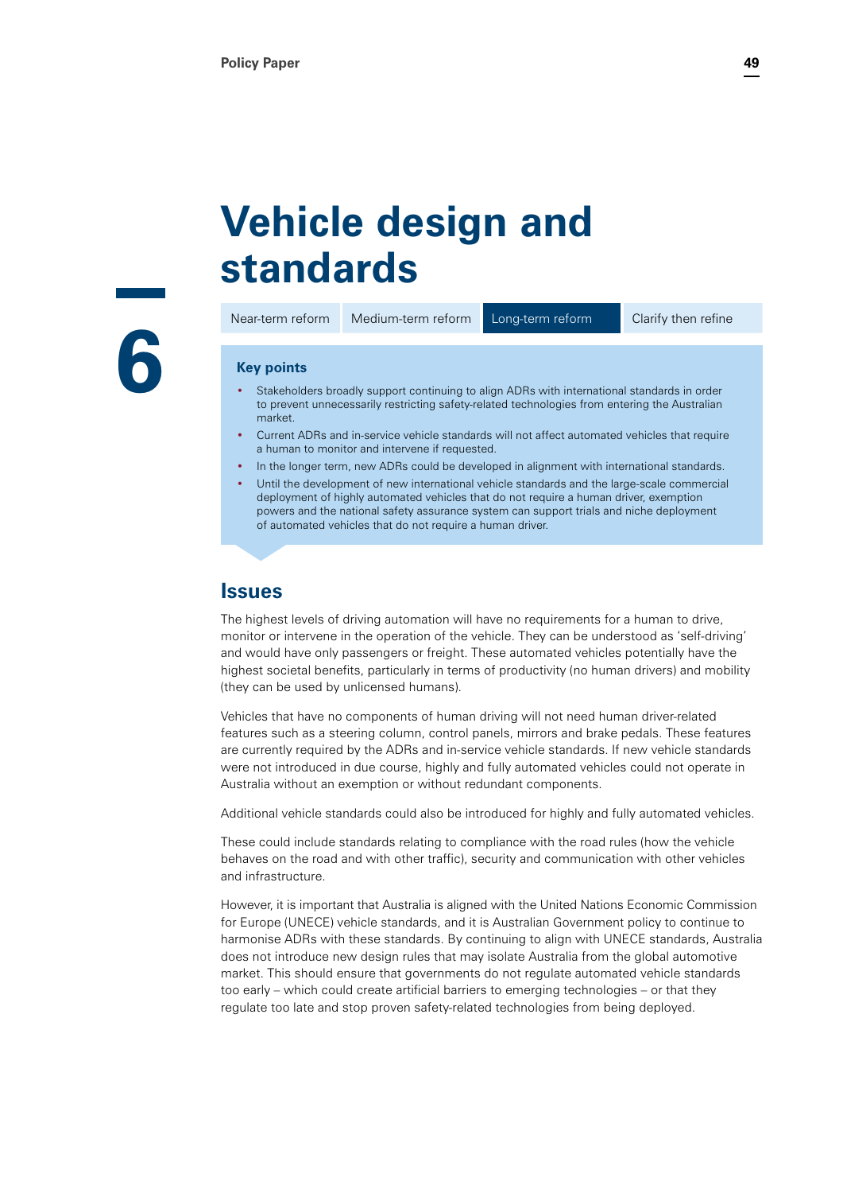# 6 Vehicle design and standards

| Near-term reform | Medium-term reform | Long-term reform | Clarify then refine |
|---|---|---|---|

**Key points**

- Stakeholders broadly support continuing to align ADRs with international standards in order to prevent unnecessarily restricting safety-related technologies from entering the Australian market.
- Current ADRs and in-service vehicle standards will not affect automated vehicles that require a human to monitor and intervene if requested.
- In the longer term, new ADRs could be developed in alignment with international standards.
- Until the development of new international vehicle standards and the large-scale commercial deployment of highly automated vehicles that do not require a human driver, exemption powers and the national safety assurance system can support trials and niche deployment of automated vehicles that do not require a human driver.

## Issues

The highest levels of driving automation will have no requirements for a human to drive, monitor or intervene in the operation of the vehicle. They can be understood as 'self-driving' and would have only passengers or freight. These automated vehicles potentially have the highest societal benefits, particularly in terms of productivity (no human drivers) and mobility (they can be used by unlicensed humans).

Vehicles that have no components of human driving will not need human driver-related features such as a steering column, control panels, mirrors and brake pedals. These features are currently required by the ADRs and in-service vehicle standards. If new vehicle standards were not introduced in due course, highly and fully automated vehicles could not operate in Australia without an exemption or without redundant components.

Additional vehicle standards could also be introduced for highly and fully automated vehicles.

These could include standards relating to compliance with the road rules (how the vehicle behaves on the road and with other traffic), security and communication with other vehicles and infrastructure.

However, it is important that Australia is aligned with the United Nations Economic Commission for Europe (UNECE) vehicle standards, and it is Australian Government policy to continue to harmonise ADRs with these standards. By continuing to align with UNECE standards, Australia does not introduce new design rules that may isolate Australia from the global automotive market. This should ensure that governments do not regulate automated vehicle standards too early – which could create artificial barriers to emerging technologies – or that they regulate too late and stop proven safety-related technologies from being deployed.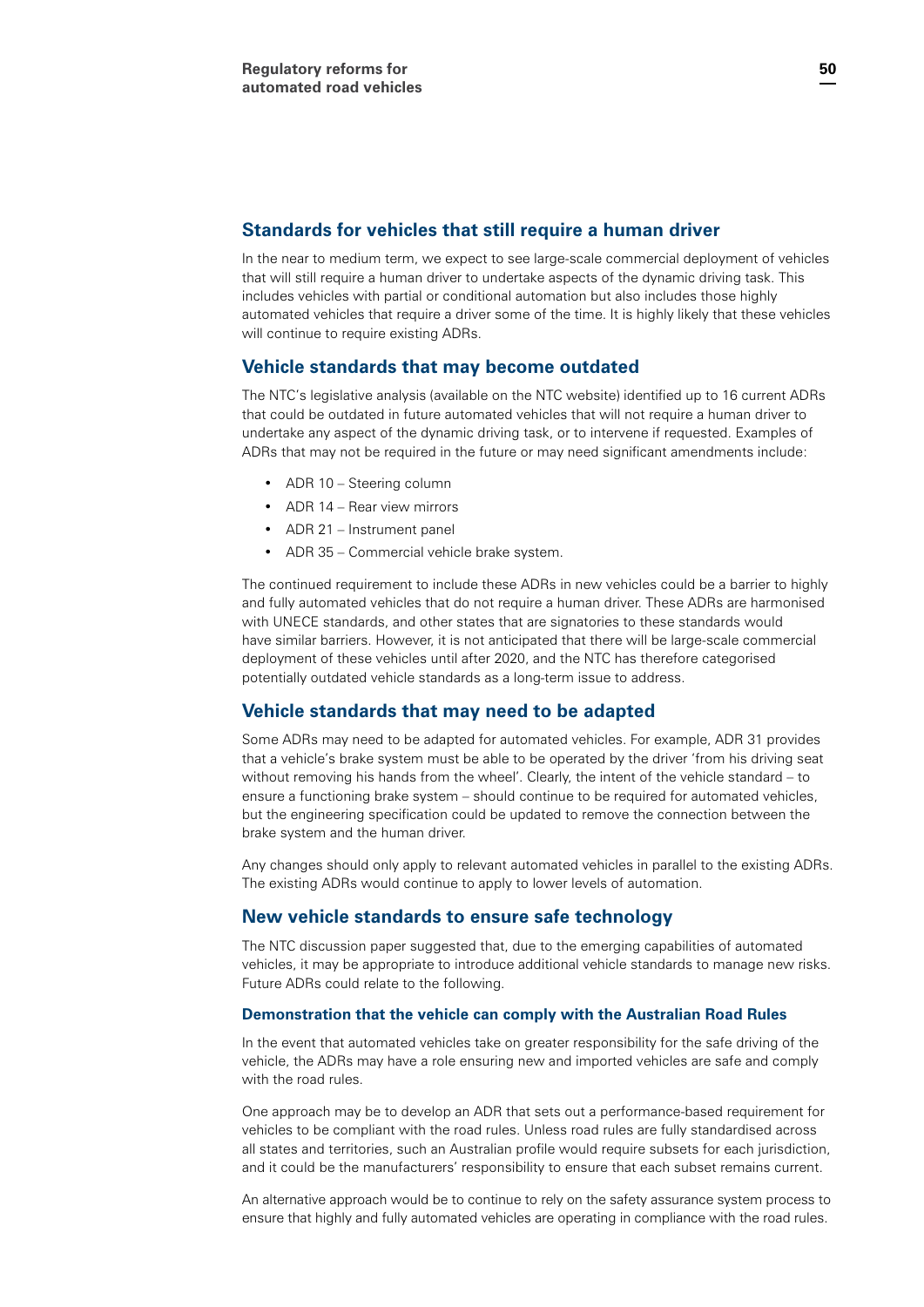## Standards for vehicles that still require a human driver

In the near to medium term, we expect to see large-scale commercial deployment of vehicles that will still require a human driver to undertake aspects of the dynamic driving task. This includes vehicles with partial or conditional automation but also includes those highly automated vehicles that require a driver some of the time. It is highly likely that these vehicles will continue to require existing ADRs.

## Vehicle standards that may become outdated

The NTC's legislative analysis (available on the NTC website) identified up to 16 current ADRs that could be outdated in future automated vehicles that will not require a human driver to undertake any aspect of the dynamic driving task, or to intervene if requested. Examples of ADRs that may not be required in the future or may need significant amendments include:

- ADR 10 – Steering column
- ADR 14 – Rear view mirrors
- ADR 21 – Instrument panel
- ADR 35 – Commercial vehicle brake system.

The continued requirement to include these ADRs in new vehicles could be a barrier to highly and fully automated vehicles that do not require a human driver. These ADRs are harmonised with UNECE standards, and other states that are signatories to these standards would have similar barriers. However, it is not anticipated that there will be large-scale commercial deployment of these vehicles until after 2020, and the NTC has therefore categorised potentially outdated vehicle standards as a long-term issue to address.

## Vehicle standards that may need to be adapted

Some ADRs may need to be adapted for automated vehicles. For example, ADR 31 provides that a vehicle's brake system must be able to be operated by the driver 'from his driving seat without removing his hands from the wheel'. Clearly, the intent of the vehicle standard – to ensure a functioning brake system – should continue to be required for automated vehicles, but the engineering specification could be updated to remove the connection between the brake system and the human driver.

Any changes should only apply to relevant automated vehicles in parallel to the existing ADRs. The existing ADRs would continue to apply to lower levels of automation.

## New vehicle standards to ensure safe technology

The NTC discussion paper suggested that, due to the emerging capabilities of automated vehicles, it may be appropriate to introduce additional vehicle standards to manage new risks. Future ADRs could relate to the following.

### Demonstration that the vehicle can comply with the Australian Road Rules

In the event that automated vehicles take on greater responsibility for the safe driving of the vehicle, the ADRs may have a role ensuring new and imported vehicles are safe and comply with the road rules.

One approach may be to develop an ADR that sets out a performance-based requirement for vehicles to be compliant with the road rules. Unless road rules are fully standardised across all states and territories, such an Australian profile would require subsets for each jurisdiction, and it could be the manufacturers' responsibility to ensure that each subset remains current.

An alternative approach would be to continue to rely on the safety assurance system process to ensure that highly and fully automated vehicles are operating in compliance with the road rules.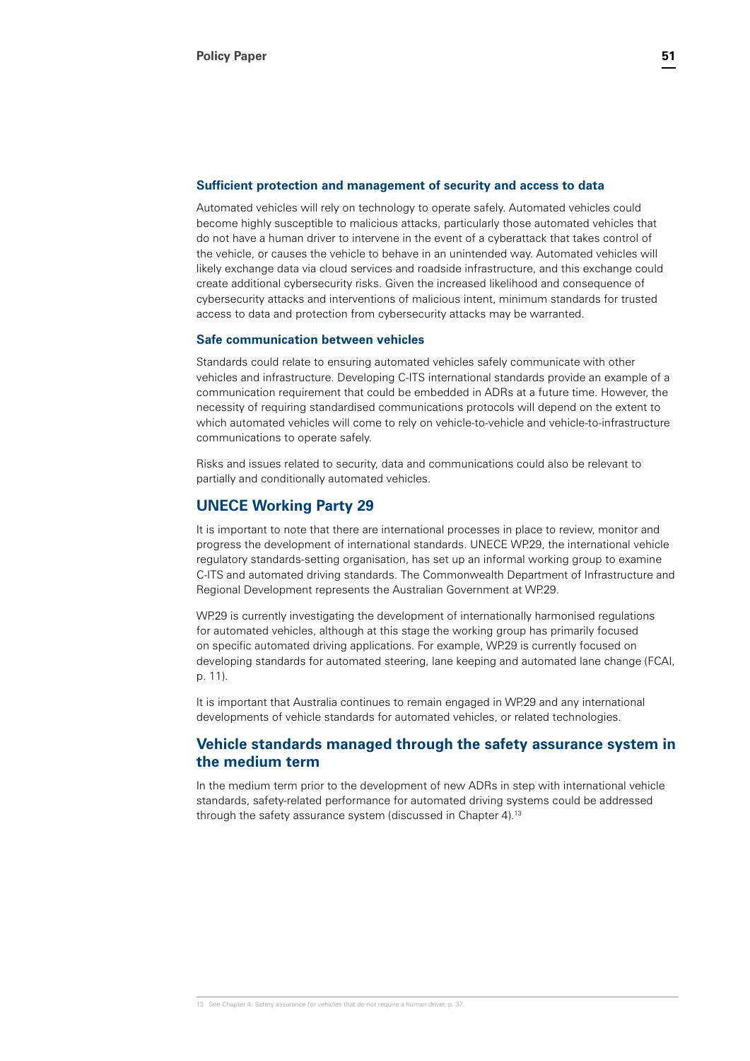### Sufficient protection and management of security and access to data

Automated vehicles will rely on technology to operate safely. Automated vehicles could become highly susceptible to malicious attacks, particularly those automated vehicles that do not have a human driver to intervene in the event of a cyberattack that takes control of the vehicle, or causes the vehicle to behave in an unintended way. Automated vehicles will likely exchange data via cloud services and roadside infrastructure, and this exchange could create additional cybersecurity risks. Given the increased likelihood and consequence of cybersecurity attacks and interventions of malicious intent, minimum standards for trusted access to data and protection from cybersecurity attacks may be warranted.

### Safe communication between vehicles

Standards could relate to ensuring automated vehicles safely communicate with other vehicles and infrastructure. Developing C-ITS international standards provide an example of a communication requirement that could be embedded in ADRs at a future time. However, the necessity of requiring standardised communications protocols will depend on the extent to which automated vehicles will come to rely on vehicle-to-vehicle and vehicle-to-infrastructure communications to operate safely.

Risks and issues related to security, data and communications could also be relevant to partially and conditionally automated vehicles.

## UNECE Working Party 29

It is important to note that there are international processes in place to review, monitor and progress the development of international standards. UNECE WP.29, the international vehicle regulatory standards-setting organisation, has set up an informal working group to examine C-ITS and automated driving standards. The Commonwealth Department of Infrastructure and Regional Development represents the Australian Government at WP.29.

WP.29 is currently investigating the development of internationally harmonised regulations for automated vehicles, although at this stage the working group has primarily focused on specific automated driving applications. For example, WP.29 is currently focused on developing standards for automated steering, lane keeping and automated lane change (FCAI, p. 11).

It is important that Australia continues to remain engaged in WP.29 and any international developments of vehicle standards for automated vehicles, or related technologies.

## Vehicle standards managed through the safety assurance system in the medium term

In the medium term prior to the development of new ADRs in step with international vehicle standards, safety-related performance for automated driving systems could be addressed through the safety assurance system (discussed in Chapter 4).[13]

13 See Chapter 4: Safety assurance for vehicles that do not require a human driver, p. 37.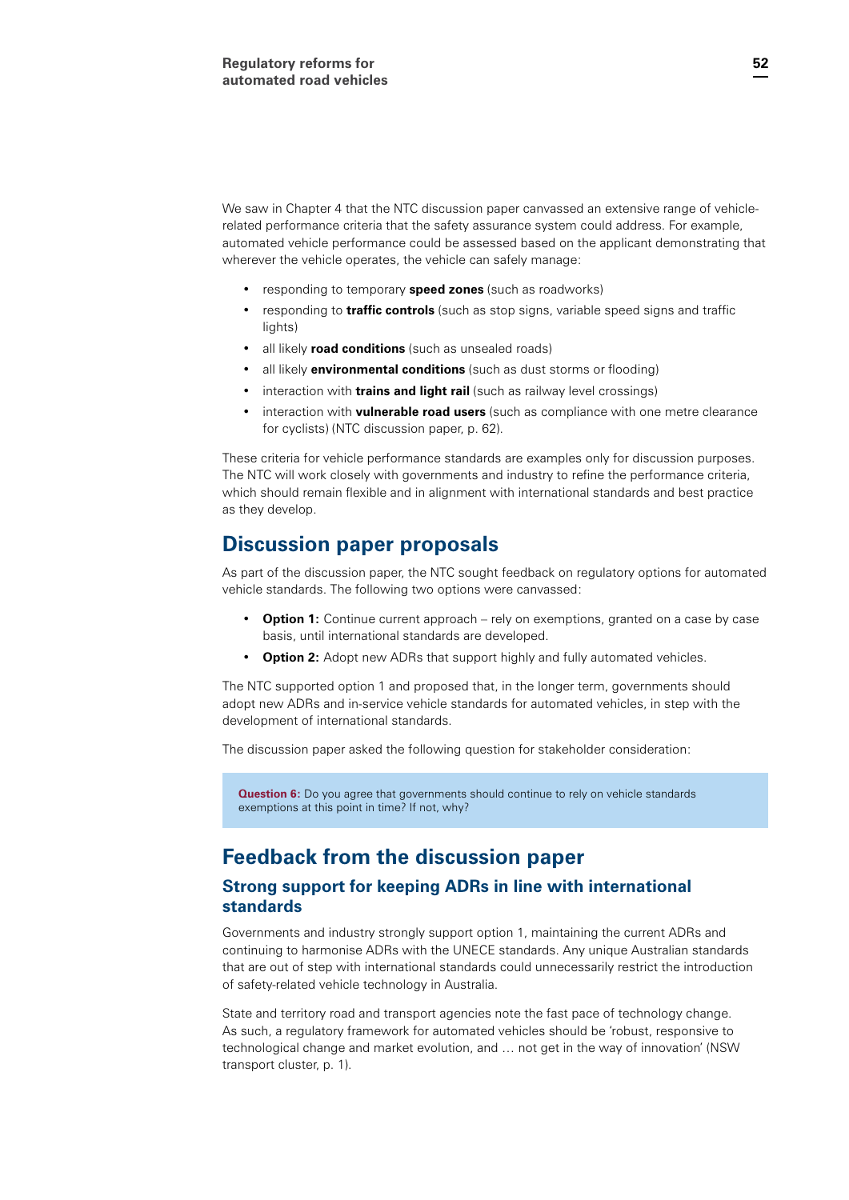We saw in Chapter 4 that the NTC discussion paper canvassed an extensive range of vehicle-related performance criteria that the safety assurance system could address. For example, automated vehicle performance could be assessed based on the applicant demonstrating that wherever the vehicle operates, the vehicle can safely manage:

- responding to temporary **speed zones** (such as roadworks)
- responding to **traffic controls** (such as stop signs, variable speed signs and traffic lights)
- all likely **road conditions** (such as unsealed roads)
- all likely **environmental conditions** (such as dust storms or flooding)
- interaction with **trains and light rail** (such as railway level crossings)
- interaction with **vulnerable road users** (such as compliance with one metre clearance for cyclists) (NTC discussion paper, p. 62).

These criteria for vehicle performance standards are examples only for discussion purposes. The NTC will work closely with governments and industry to refine the performance criteria, which should remain flexible and in alignment with international standards and best practice as they develop.

## Discussion paper proposals

As part of the discussion paper, the NTC sought feedback on regulatory options for automated vehicle standards. The following two options were canvassed:

- **Option 1:** Continue current approach – rely on exemptions, granted on a case by case basis, until international standards are developed.
- **Option 2:** Adopt new ADRs that support highly and fully automated vehicles.

The NTC supported option 1 and proposed that, in the longer term, governments should adopt new ADRs and in-service vehicle standards for automated vehicles, in step with the development of international standards.

The discussion paper asked the following question for stakeholder consideration:

> **Question 6:** Do you agree that governments should continue to rely on vehicle standards exemptions at this point in time? If not, why?

## Feedback from the discussion paper

### Strong support for keeping ADRs in line with international standards

Governments and industry strongly support option 1, maintaining the current ADRs and continuing to harmonise ADRs with the UNECE standards. Any unique Australian standards that are out of step with international standards could unnecessarily restrict the introduction of safety-related vehicle technology in Australia.

State and territory road and transport agencies note the fast pace of technology change. As such, a regulatory framework for automated vehicles should be 'robust, responsive to technological change and market evolution, and … not get in the way of innovation' (NSW transport cluster, p. 1).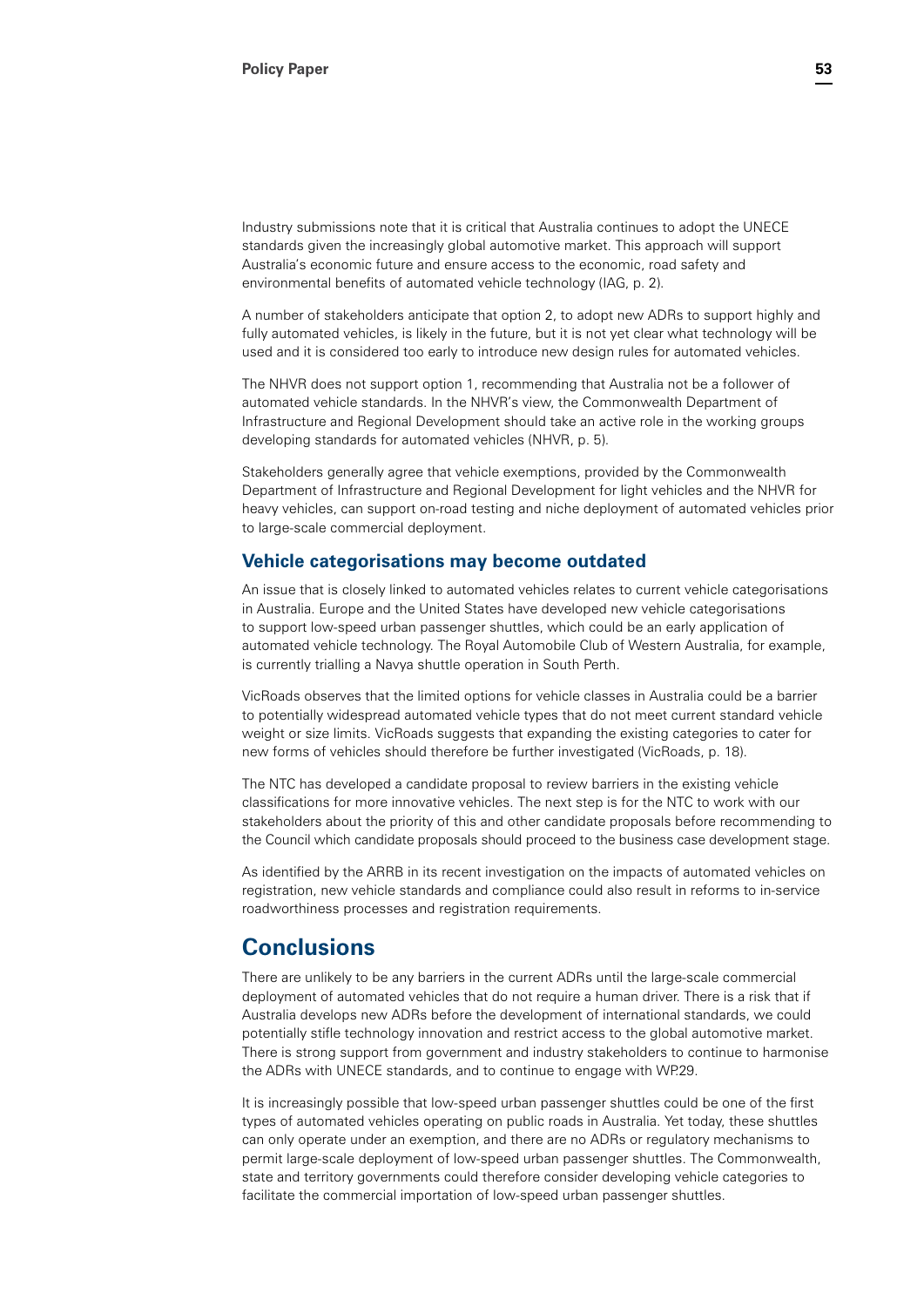Industry submissions note that it is critical that Australia continues to adopt the UNECE standards given the increasingly global automotive market. This approach will support Australia's economic future and ensure access to the economic, road safety and environmental benefits of automated vehicle technology (IAG, p. 2).

A number of stakeholders anticipate that option 2, to adopt new ADRs to support highly and fully automated vehicles, is likely in the future, but it is not yet clear what technology will be used and it is considered too early to introduce new design rules for automated vehicles.

The NHVR does not support option 1, recommending that Australia not be a follower of automated vehicle standards. In the NHVR's view, the Commonwealth Department of Infrastructure and Regional Development should take an active role in the working groups developing standards for automated vehicles (NHVR, p. 5).

Stakeholders generally agree that vehicle exemptions, provided by the Commonwealth Department of Infrastructure and Regional Development for light vehicles and the NHVR for heavy vehicles, can support on-road testing and niche deployment of automated vehicles prior to large-scale commercial deployment.

### Vehicle categorisations may become outdated

An issue that is closely linked to automated vehicles relates to current vehicle categorisations in Australia. Europe and the United States have developed new vehicle categorisations to support low-speed urban passenger shuttles, which could be an early application of automated vehicle technology. The Royal Automobile Club of Western Australia, for example, is currently trialling a Navya shuttle operation in South Perth.

VicRoads observes that the limited options for vehicle classes in Australia could be a barrier to potentially widespread automated vehicle types that do not meet current standard vehicle weight or size limits. VicRoads suggests that expanding the existing categories to cater for new forms of vehicles should therefore be further investigated (VicRoads, p. 18).

The NTC has developed a candidate proposal to review barriers in the existing vehicle classifications for more innovative vehicles. The next step is for the NTC to work with our stakeholders about the priority of this and other candidate proposals before recommending to the Council which candidate proposals should proceed to the business case development stage.

As identified by the ARRB in its recent investigation on the impacts of automated vehicles on registration, new vehicle standards and compliance could also result in reforms to in-service roadworthiness processes and registration requirements.

## Conclusions

There are unlikely to be any barriers in the current ADRs until the large-scale commercial deployment of automated vehicles that do not require a human driver. There is a risk that if Australia develops new ADRs before the development of international standards, we could potentially stifle technology innovation and restrict access to the global automotive market. There is strong support from government and industry stakeholders to continue to harmonise the ADRs with UNECE standards, and to continue to engage with WP.29.

It is increasingly possible that low-speed urban passenger shuttles could be one of the first types of automated vehicles operating on public roads in Australia. Yet today, these shuttles can only operate under an exemption, and there are no ADRs or regulatory mechanisms to permit large-scale deployment of low-speed urban passenger shuttles. The Commonwealth, state and territory governments could therefore consider developing vehicle categories to facilitate the commercial importation of low-speed urban passenger shuttles.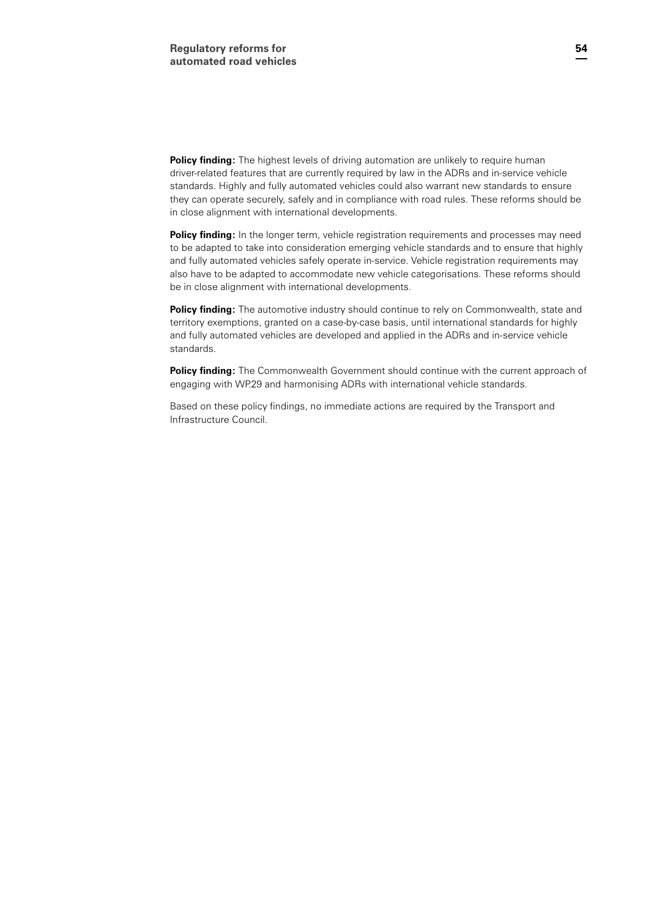**Policy finding:** The highest levels of driving automation are unlikely to require human driver-related features that are currently required by law in the ADRs and in-service vehicle standards. Highly and fully automated vehicles could also warrant new standards to ensure they can operate securely, safely and in compliance with road rules. These reforms should be in close alignment with international developments.

**Policy finding:** In the longer term, vehicle registration requirements and processes may need to be adapted to take into consideration emerging vehicle standards and to ensure that highly and fully automated vehicles safely operate in-service. Vehicle registration requirements may also have to be adapted to accommodate new vehicle categorisations. These reforms should be in close alignment with international developments.

**Policy finding:** The automotive industry should continue to rely on Commonwealth, state and territory exemptions, granted on a case-by-case basis, until international standards for highly and fully automated vehicles are developed and applied in the ADRs and in-service vehicle standards.

**Policy finding:** The Commonwealth Government should continue with the current approach of engaging with WP.29 and harmonising ADRs with international vehicle standards.

Based on these policy findings, no immediate actions are required by the Transport and Infrastructure Council.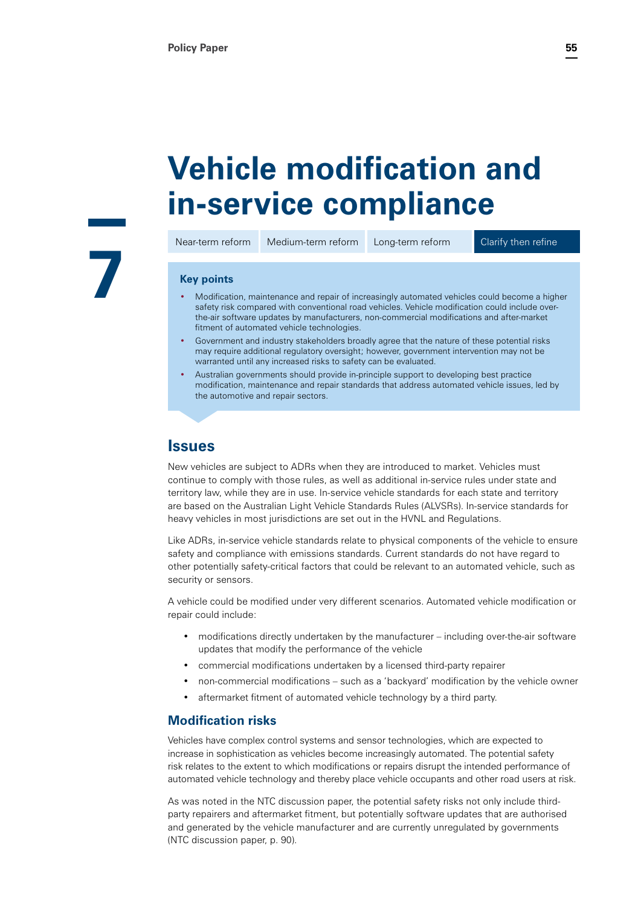# 7 Vehicle modification and in-service compliance

| Near-term reform | Medium-term reform | Long-term reform | Clarify then refine |
| --- | --- | --- | --- |

**Key points**

- Modification, maintenance and repair of increasingly automated vehicles could become a higher safety risk compared with conventional road vehicles. Vehicle modification could include over-the-air software updates by manufacturers, non-commercial modifications and after-market fitment of automated vehicle technologies.
- Government and industry stakeholders broadly agree that the nature of these potential risks may require additional regulatory oversight; however, government intervention may not be warranted until any increased risks to safety can be evaluated.
- Australian governments should provide in-principle support to developing best practice modification, maintenance and repair standards that address automated vehicle issues, led by the automotive and repair sectors.

## Issues

New vehicles are subject to ADRs when they are introduced to market. Vehicles must continue to comply with those rules, as well as additional in-service rules under state and territory law, while they are in use. In-service vehicle standards for each state and territory are based on the Australian Light Vehicle Standards Rules (ALVSRs). In-service standards for heavy vehicles in most jurisdictions are set out in the HVNL and Regulations.

Like ADRs, in-service vehicle standards relate to physical components of the vehicle to ensure safety and compliance with emissions standards. Current standards do not have regard to other potentially safety-critical factors that could be relevant to an automated vehicle, such as security or sensors.

A vehicle could be modified under very different scenarios. Automated vehicle modification or repair could include:

- modifications directly undertaken by the manufacturer – including over-the-air software updates that modify the performance of the vehicle
- commercial modifications undertaken by a licensed third-party repairer
- non-commercial modifications – such as a 'backyard' modification by the vehicle owner
- aftermarket fitment of automated vehicle technology by a third party.

### Modification risks

Vehicles have complex control systems and sensor technologies, which are expected to increase in sophistication as vehicles become increasingly automated. The potential safety risk relates to the extent to which modifications or repairs disrupt the intended performance of automated vehicle technology and thereby place vehicle occupants and other road users at risk.

As was noted in the NTC discussion paper, the potential safety risks not only include third-party repairers and aftermarket fitment, but potentially software updates that are authorised and generated by the vehicle manufacturer and are currently unregulated by governments (NTC discussion paper, p. 90).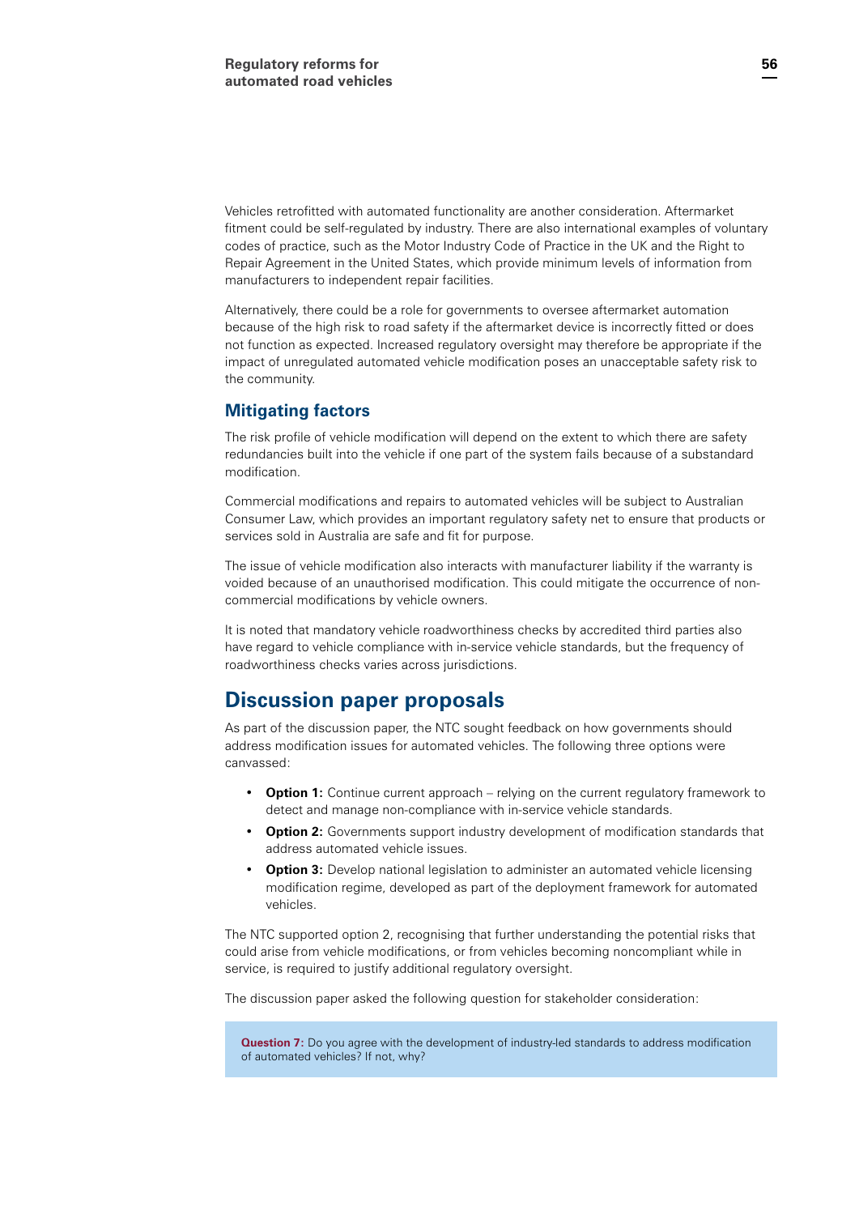Vehicles retrofitted with automated functionality are another consideration. Aftermarket fitment could be self-regulated by industry. There are also international examples of voluntary codes of practice, such as the Motor Industry Code of Practice in the UK and the Right to Repair Agreement in the United States, which provide minimum levels of information from manufacturers to independent repair facilities.

Alternatively, there could be a role for governments to oversee aftermarket automation because of the high risk to road safety if the aftermarket device is incorrectly fitted or does not function as expected. Increased regulatory oversight may therefore be appropriate if the impact of unregulated automated vehicle modification poses an unacceptable safety risk to the community.

### Mitigating factors

The risk profile of vehicle modification will depend on the extent to which there are safety redundancies built into the vehicle if one part of the system fails because of a substandard modification.

Commercial modifications and repairs to automated vehicles will be subject to Australian Consumer Law, which provides an important regulatory safety net to ensure that products or services sold in Australia are safe and fit for purpose.

The issue of vehicle modification also interacts with manufacturer liability if the warranty is voided because of an unauthorised modification. This could mitigate the occurrence of non-commercial modifications by vehicle owners.

It is noted that mandatory vehicle roadworthiness checks by accredited third parties also have regard to vehicle compliance with in-service vehicle standards, but the frequency of roadworthiness checks varies across jurisdictions.

## Discussion paper proposals

As part of the discussion paper, the NTC sought feedback on how governments should address modification issues for automated vehicles. The following three options were canvassed:

- **Option 1:** Continue current approach – relying on the current regulatory framework to detect and manage non-compliance with in-service vehicle standards.
- **Option 2:** Governments support industry development of modification standards that address automated vehicle issues.
- **Option 3:** Develop national legislation to administer an automated vehicle licensing modification regime, developed as part of the deployment framework for automated vehicles.

The NTC supported option 2, recognising that further understanding the potential risks that could arise from vehicle modifications, or from vehicles becoming noncompliant while in service, is required to justify additional regulatory oversight.

The discussion paper asked the following question for stakeholder consideration:

> **Question 7:** Do you agree with the development of industry-led standards to address modification of automated vehicles? If not, why?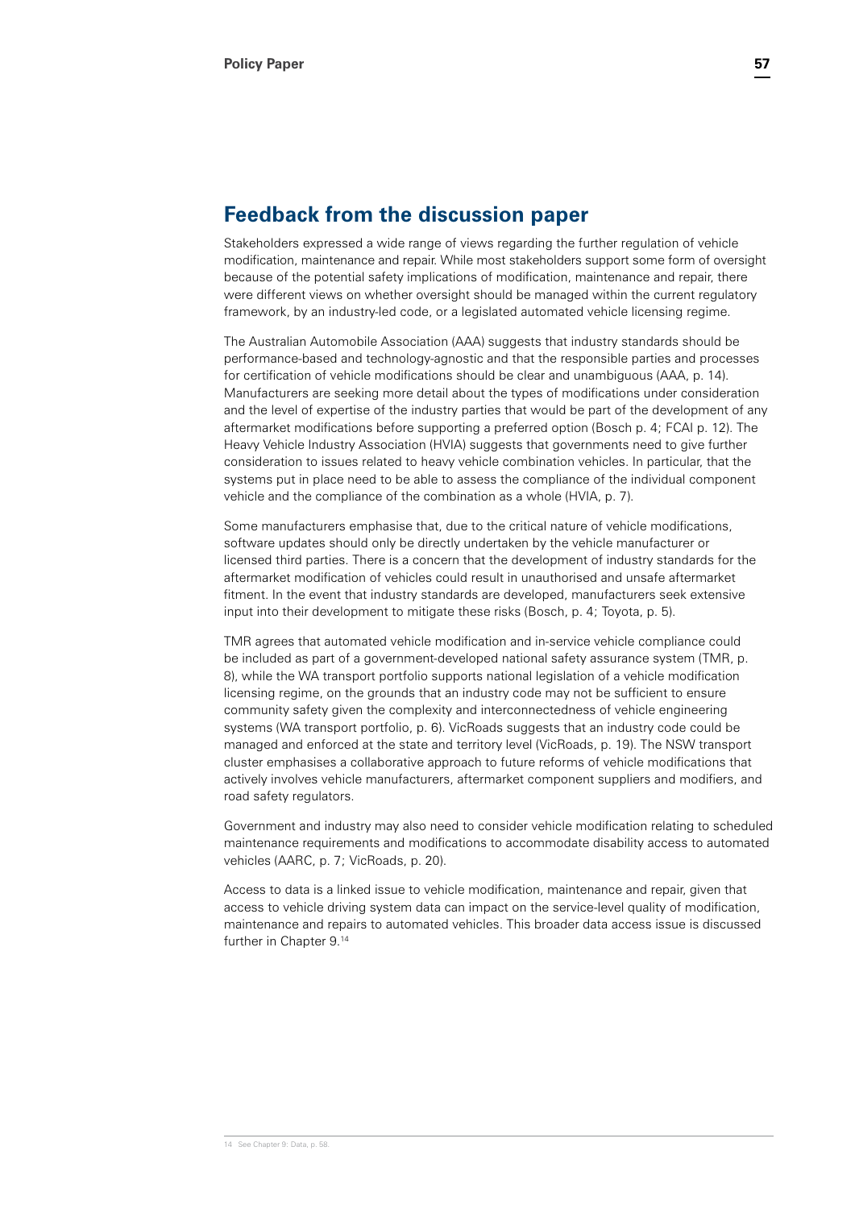## Feedback from the discussion paper

Stakeholders expressed a wide range of views regarding the further regulation of vehicle modification, maintenance and repair. While most stakeholders support some form of oversight because of the potential safety implications of modification, maintenance and repair, there were different views on whether oversight should be managed within the current regulatory framework, by an industry-led code, or a legislated automated vehicle licensing regime.

The Australian Automobile Association (AAA) suggests that industry standards should be performance-based and technology-agnostic and that the responsible parties and processes for certification of vehicle modifications should be clear and unambiguous (AAA, p. 14). Manufacturers are seeking more detail about the types of modifications under consideration and the level of expertise of the industry parties that would be part of the development of any aftermarket modifications before supporting a preferred option (Bosch p. 4; FCAI p. 12). The Heavy Vehicle Industry Association (HVIA) suggests that governments need to give further consideration to issues related to heavy vehicle combination vehicles. In particular, that the systems put in place need to be able to assess the compliance of the individual component vehicle and the compliance of the combination as a whole (HVIA, p. 7).

Some manufacturers emphasise that, due to the critical nature of vehicle modifications, software updates should only be directly undertaken by the vehicle manufacturer or licensed third parties. There is a concern that the development of industry standards for the aftermarket modification of vehicles could result in unauthorised and unsafe aftermarket fitment. In the event that industry standards are developed, manufacturers seek extensive input into their development to mitigate these risks (Bosch, p. 4; Toyota, p. 5).

TMR agrees that automated vehicle modification and in-service vehicle compliance could be included as part of a government-developed national safety assurance system (TMR, p. 8), while the WA transport portfolio supports national legislation of a vehicle modification licensing regime, on the grounds that an industry code may not be sufficient to ensure community safety given the complexity and interconnectedness of vehicle engineering systems (WA transport portfolio, p. 6). VicRoads suggests that an industry code could be managed and enforced at the state and territory level (VicRoads, p. 19). The NSW transport cluster emphasises a collaborative approach to future reforms of vehicle modifications that actively involves vehicle manufacturers, aftermarket component suppliers and modifiers, and road safety regulators.

Government and industry may also need to consider vehicle modification relating to scheduled maintenance requirements and modifications to accommodate disability access to automated vehicles (AARC, p. 7; VicRoads, p. 20).

Access to data is a linked issue to vehicle modification, maintenance and repair, given that access to vehicle driving system data can impact on the service-level quality of modification, maintenance and repairs to automated vehicles. This broader data access issue is discussed further in Chapter 9.[14]

[14] See Chapter 9: Data, p. 58.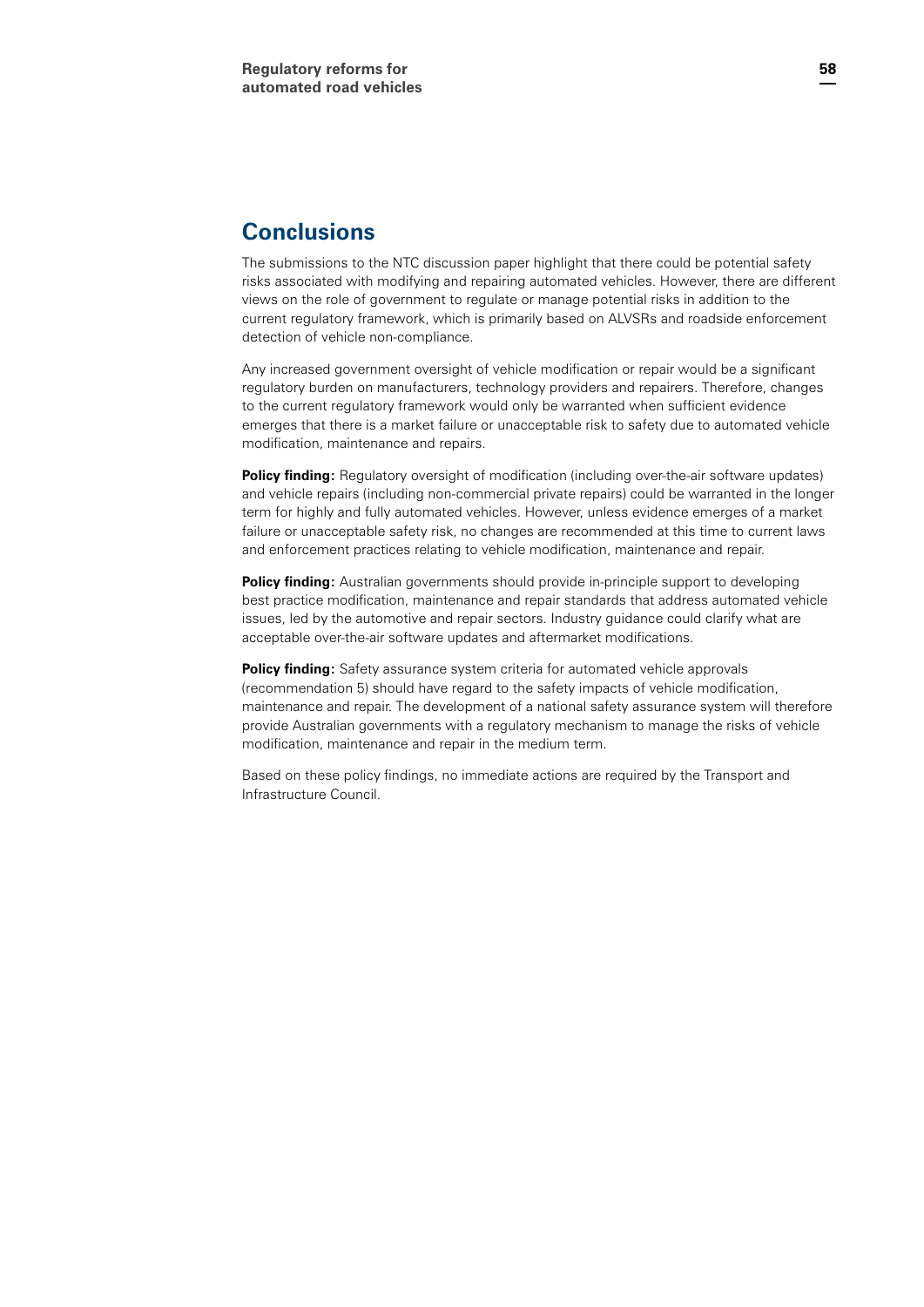## Conclusions

The submissions to the NTC discussion paper highlight that there could be potential safety risks associated with modifying and repairing automated vehicles. However, there are different views on the role of government to regulate or manage potential risks in addition to the current regulatory framework, which is primarily based on ALVSRs and roadside enforcement detection of vehicle non-compliance.

Any increased government oversight of vehicle modification or repair would be a significant regulatory burden on manufacturers, technology providers and repairers. Therefore, changes to the current regulatory framework would only be warranted when sufficient evidence emerges that there is a market failure or unacceptable risk to safety due to automated vehicle modification, maintenance and repairs.

**Policy finding:** Regulatory oversight of modification (including over-the-air software updates) and vehicle repairs (including non-commercial private repairs) could be warranted in the longer term for highly and fully automated vehicles. However, unless evidence emerges of a market failure or unacceptable safety risk, no changes are recommended at this time to current laws and enforcement practices relating to vehicle modification, maintenance and repair.

**Policy finding:** Australian governments should provide in-principle support to developing best practice modification, maintenance and repair standards that address automated vehicle issues, led by the automotive and repair sectors. Industry guidance could clarify what are acceptable over-the-air software updates and aftermarket modifications.

**Policy finding:** Safety assurance system criteria for automated vehicle approvals (recommendation 5) should have regard to the safety impacts of vehicle modification, maintenance and repair. The development of a national safety assurance system will therefore provide Australian governments with a regulatory mechanism to manage the risks of vehicle modification, maintenance and repair in the medium term.

Based on these policy findings, no immediate actions are required by the Transport and Infrastructure Council.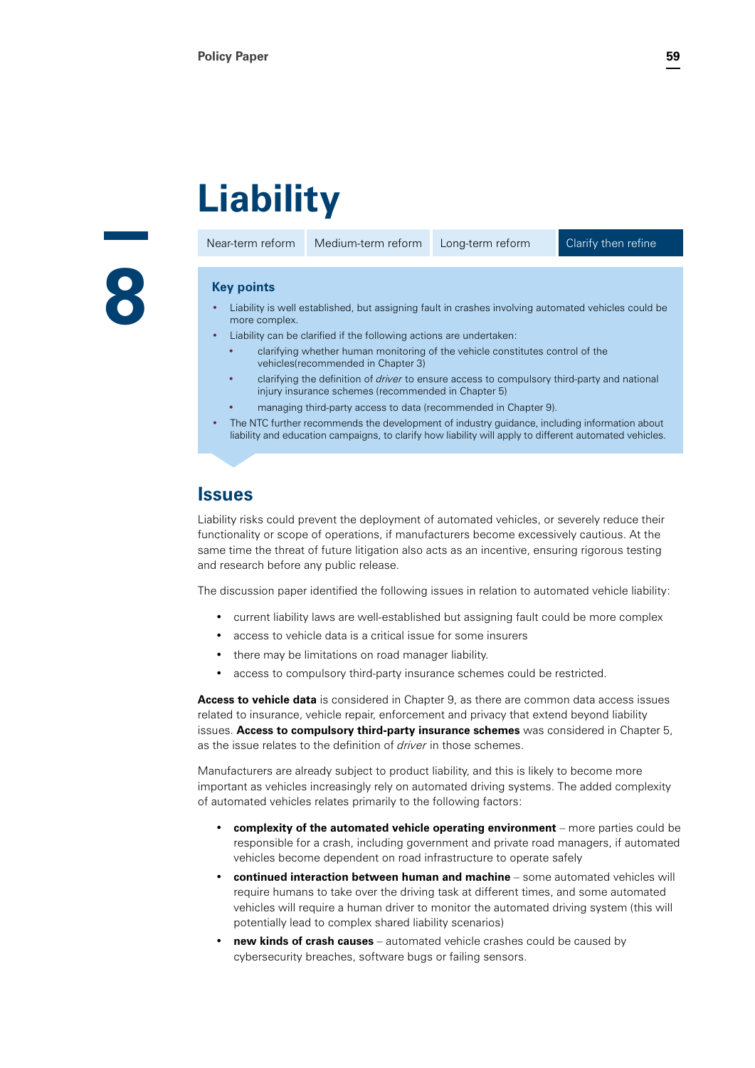# 8 Liability

| Near-term reform | Medium-term reform | Long-term reform | Clarify then refine |
|---|---|---|---|

### Key points

- Liability is well established, but assigning fault in crashes involving automated vehicles could be more complex.
- Liability can be clarified if the following actions are undertaken:
  - clarifying whether human monitoring of the vehicle constitutes control of the vehicles(recommended in Chapter 3)
  - clarifying the definition of *driver* to ensure access to compulsory third-party and national injury insurance schemes (recommended in Chapter 5)
  - managing third-party access to data (recommended in Chapter 9).
- The NTC further recommends the development of industry guidance, including information about liability and education campaigns, to clarify how liability will apply to different automated vehicles.

## Issues

Liability risks could prevent the deployment of automated vehicles, or severely reduce their functionality or scope of operations, if manufacturers become excessively cautious. At the same time the threat of future litigation also acts as an incentive, ensuring rigorous testing and research before any public release.

The discussion paper identified the following issues in relation to automated vehicle liability:

- current liability laws are well-established but assigning fault could be more complex
- access to vehicle data is a critical issue for some insurers
- there may be limitations on road manager liability.
- access to compulsory third-party insurance schemes could be restricted.

**Access to vehicle data** is considered in Chapter 9, as there are common data access issues related to insurance, vehicle repair, enforcement and privacy that extend beyond liability issues. **Access to compulsory third-party insurance schemes** was considered in Chapter 5, as the issue relates to the definition of *driver* in those schemes.

Manufacturers are already subject to product liability, and this is likely to become more important as vehicles increasingly rely on automated driving systems. The added complexity of automated vehicles relates primarily to the following factors:

- **complexity of the automated vehicle operating environment** – more parties could be responsible for a crash, including government and private road managers, if automated vehicles become dependent on road infrastructure to operate safely
- **continued interaction between human and machine** – some automated vehicles will require humans to take over the driving task at different times, and some automated vehicles will require a human driver to monitor the automated driving system (this will potentially lead to complex shared liability scenarios)
- **new kinds of crash causes** – automated vehicle crashes could be caused by cybersecurity breaches, software bugs or failing sensors.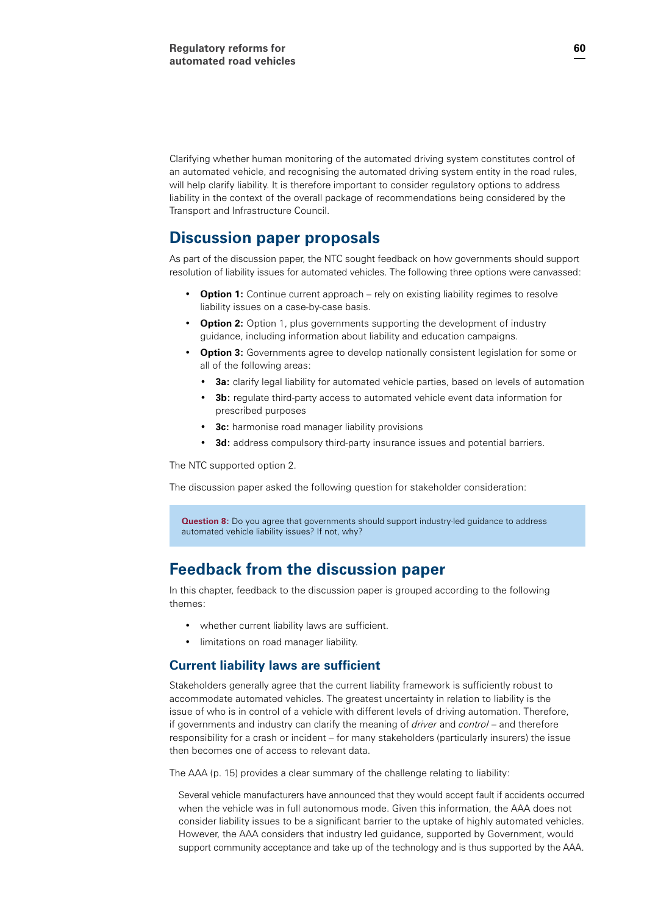Clarifying whether human monitoring of the automated driving system constitutes control of an automated vehicle, and recognising the automated driving system entity in the road rules, will help clarify liability. It is therefore important to consider regulatory options to address liability in the context of the overall package of recommendations being considered by the Transport and Infrastructure Council.

## Discussion paper proposals

As part of the discussion paper, the NTC sought feedback on how governments should support resolution of liability issues for automated vehicles. The following three options were canvassed:

- **Option 1:** Continue current approach – rely on existing liability regimes to resolve liability issues on a case-by-case basis.
- **Option 2:** Option 1, plus governments supporting the development of industry guidance, including information about liability and education campaigns.
- **Option 3:** Governments agree to develop nationally consistent legislation for some or all of the following areas:
  - **3a:** clarify legal liability for automated vehicle parties, based on levels of automation
  - **3b:** regulate third-party access to automated vehicle event data information for prescribed purposes
  - **3c:** harmonise road manager liability provisions
  - **3d:** address compulsory third-party insurance issues and potential barriers.

The NTC supported option 2.

The discussion paper asked the following question for stakeholder consideration:

> **Question 8:** Do you agree that governments should support industry-led guidance to address automated vehicle liability issues? If not, why?

## Feedback from the discussion paper

In this chapter, feedback to the discussion paper is grouped according to the following themes:

- whether current liability laws are sufficient.
- limitations on road manager liability.

### Current liability laws are sufficient

Stakeholders generally agree that the current liability framework is sufficiently robust to accommodate automated vehicles. The greatest uncertainty in relation to liability is the issue of who is in control of a vehicle with different levels of driving automation. Therefore, if governments and industry can clarify the meaning of *driver* and *control* – and therefore responsibility for a crash or incident – for many stakeholders (particularly insurers) the issue then becomes one of access to relevant data.

The AAA (p. 15) provides a clear summary of the challenge relating to liability:

> Several vehicle manufacturers have announced that they would accept fault if accidents occurred when the vehicle was in full autonomous mode. Given this information, the AAA does not consider liability issues to be a significant barrier to the uptake of highly automated vehicles. However, the AAA considers that industry led guidance, supported by Government, would support community acceptance and take up of the technology and is thus supported by the AAA.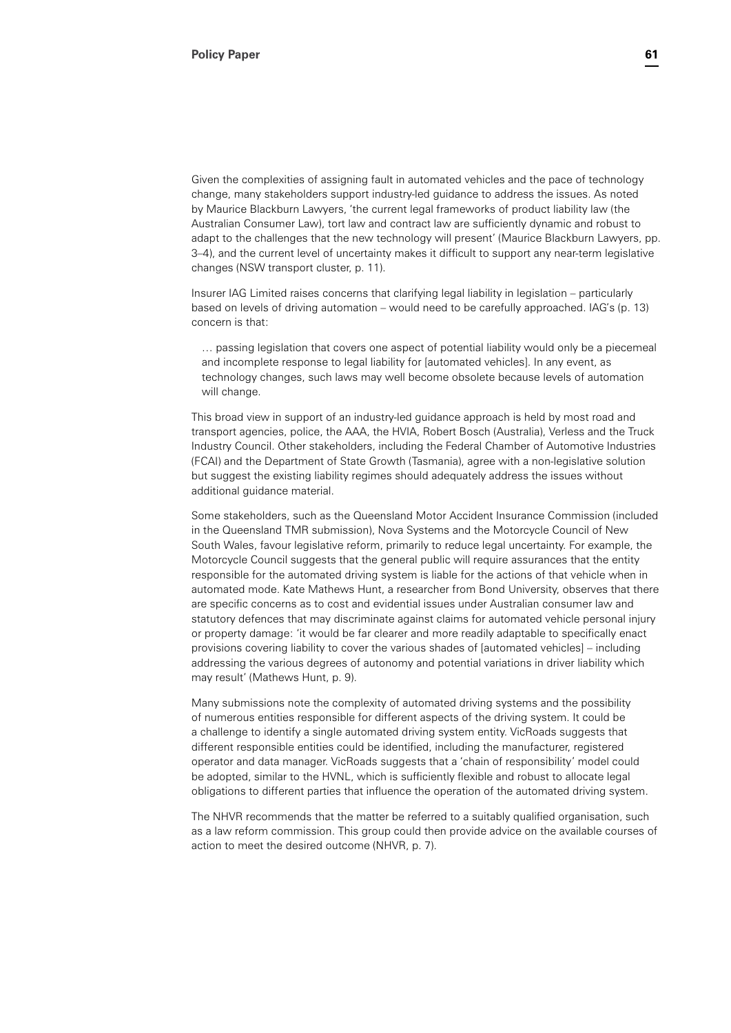Given the complexities of assigning fault in automated vehicles and the pace of technology change, many stakeholders support industry-led guidance to address the issues. As noted by Maurice Blackburn Lawyers, 'the current legal frameworks of product liability law (the Australian Consumer Law), tort law and contract law are sufficiently dynamic and robust to adapt to the challenges that the new technology will present' (Maurice Blackburn Lawyers, pp. 3–4), and the current level of uncertainty makes it difficult to support any near-term legislative changes (NSW transport cluster, p. 11).

Insurer IAG Limited raises concerns that clarifying legal liability in legislation – particularly based on levels of driving automation – would need to be carefully approached. IAG's (p. 13) concern is that:

> … passing legislation that covers one aspect of potential liability would only be a piecemeal and incomplete response to legal liability for [automated vehicles]. In any event, as technology changes, such laws may well become obsolete because levels of automation will change.

This broad view in support of an industry-led guidance approach is held by most road and transport agencies, police, the AAA, the HVIA, Robert Bosch (Australia), Verless and the Truck Industry Council. Other stakeholders, including the Federal Chamber of Automotive Industries (FCAI) and the Department of State Growth (Tasmania), agree with a non-legislative solution but suggest the existing liability regimes should adequately address the issues without additional guidance material.

Some stakeholders, such as the Queensland Motor Accident Insurance Commission (included in the Queensland TMR submission), Nova Systems and the Motorcycle Council of New South Wales, favour legislative reform, primarily to reduce legal uncertainty. For example, the Motorcycle Council suggests that the general public will require assurances that the entity responsible for the automated driving system is liable for the actions of that vehicle when in automated mode. Kate Mathews Hunt, a researcher from Bond University, observes that there are specific concerns as to cost and evidential issues under Australian consumer law and statutory defences that may discriminate against claims for automated vehicle personal injury or property damage: 'it would be far clearer and more readily adaptable to specifically enact provisions covering liability to cover the various shades of [automated vehicles] – including addressing the various degrees of autonomy and potential variations in driver liability which may result' (Mathews Hunt, p. 9).

Many submissions note the complexity of automated driving systems and the possibility of numerous entities responsible for different aspects of the driving system. It could be a challenge to identify a single automated driving system entity. VicRoads suggests that different responsible entities could be identified, including the manufacturer, registered operator and data manager. VicRoads suggests that a 'chain of responsibility' model could be adopted, similar to the HVNL, which is sufficiently flexible and robust to allocate legal obligations to different parties that influence the operation of the automated driving system.

The NHVR recommends that the matter be referred to a suitably qualified organisation, such as a law reform commission. This group could then provide advice on the available courses of action to meet the desired outcome (NHVR, p. 7).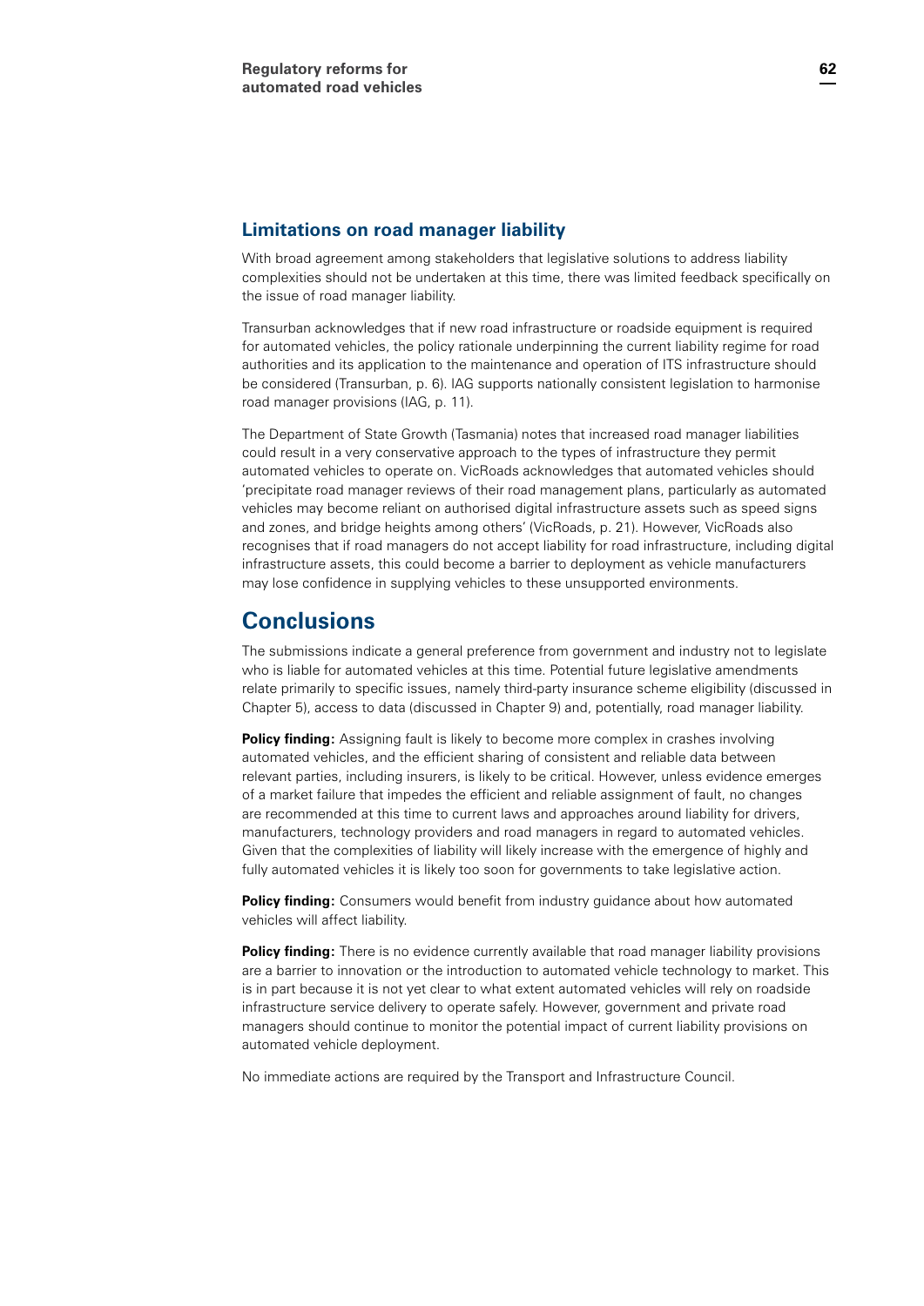### Limitations on road manager liability

With broad agreement among stakeholders that legislative solutions to address liability complexities should not be undertaken at this time, there was limited feedback specifically on the issue of road manager liability.

Transurban acknowledges that if new road infrastructure or roadside equipment is required for automated vehicles, the policy rationale underpinning the current liability regime for road authorities and its application to the maintenance and operation of ITS infrastructure should be considered (Transurban, p. 6). IAG supports nationally consistent legislation to harmonise road manager provisions (IAG, p. 11).

The Department of State Growth (Tasmania) notes that increased road manager liabilities could result in a very conservative approach to the types of infrastructure they permit automated vehicles to operate on. VicRoads acknowledges that automated vehicles should 'precipitate road manager reviews of their road management plans, particularly as automated vehicles may become reliant on authorised digital infrastructure assets such as speed signs and zones, and bridge heights among others' (VicRoads, p. 21). However, VicRoads also recognises that if road managers do not accept liability for road infrastructure, including digital infrastructure assets, this could become a barrier to deployment as vehicle manufacturers may lose confidence in supplying vehicles to these unsupported environments.

## Conclusions

The submissions indicate a general preference from government and industry not to legislate who is liable for automated vehicles at this time. Potential future legislative amendments relate primarily to specific issues, namely third-party insurance scheme eligibility (discussed in Chapter 5), access to data (discussed in Chapter 9) and, potentially, road manager liability.

**Policy finding:** Assigning fault is likely to become more complex in crashes involving automated vehicles, and the efficient sharing of consistent and reliable data between relevant parties, including insurers, is likely to be critical. However, unless evidence emerges of a market failure that impedes the efficient and reliable assignment of fault, no changes are recommended at this time to current laws and approaches around liability for drivers, manufacturers, technology providers and road managers in regard to automated vehicles. Given that the complexities of liability will likely increase with the emergence of highly and fully automated vehicles it is likely too soon for governments to take legislative action.

**Policy finding:** Consumers would benefit from industry guidance about how automated vehicles will affect liability.

**Policy finding:** There is no evidence currently available that road manager liability provisions are a barrier to innovation or the introduction to automated vehicle technology to market. This is in part because it is not yet clear to what extent automated vehicles will rely on roadside infrastructure service delivery to operate safely. However, government and private road managers should continue to monitor the potential impact of current liability provisions on automated vehicle deployment.

No immediate actions are required by the Transport and Infrastructure Council.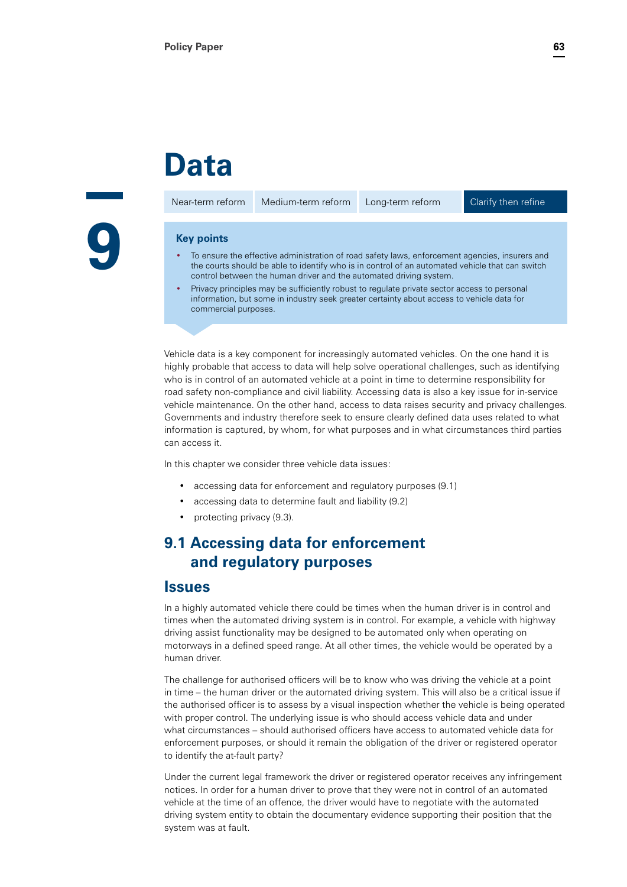# 9 Data

| Near-term reform | Medium-term reform | Long-term reform | Clarify then refine |
|---|---|---|---|

**Key points**

- To ensure the effective administration of road safety laws, enforcement agencies, insurers and the courts should be able to identify who is in control of an automated vehicle that can switch control between the human driver and the automated driving system.
- Privacy principles may be sufficiently robust to regulate private sector access to personal information, but some in industry seek greater certainty about access to vehicle data for commercial purposes.

Vehicle data is a key component for increasingly automated vehicles. On the one hand it is highly probable that access to data will help solve operational challenges, such as identifying who is in control of an automated vehicle at a point in time to determine responsibility for road safety non-compliance and civil liability. Accessing data is also a key issue for in-service vehicle maintenance. On the other hand, access to data raises security and privacy challenges. Governments and industry therefore seek to ensure clearly defined data uses related to what information is captured, by whom, for what purposes and in what circumstances third parties can access it.

In this chapter we consider three vehicle data issues:

- accessing data for enforcement and regulatory purposes (9.1)
- accessing data to determine fault and liability (9.2)
- protecting privacy (9.3).

## 9.1 Accessing data for enforcement and regulatory purposes

### Issues

In a highly automated vehicle there could be times when the human driver is in control and times when the automated driving system is in control. For example, a vehicle with highway driving assist functionality may be designed to be automated only when operating on motorways in a defined speed range. At all other times, the vehicle would be operated by a human driver.

The challenge for authorised officers will be to know who was driving the vehicle at a point in time – the human driver or the automated driving system. This will also be a critical issue if the authorised officer is to assess by a visual inspection whether the vehicle is being operated with proper control. The underlying issue is who should access vehicle data and under what circumstances – should authorised officers have access to automated vehicle data for enforcement purposes, or should it remain the obligation of the driver or registered operator to identify the at-fault party?

Under the current legal framework the driver or registered operator receives any infringement notices. In order for a human driver to prove that they were not in control of an automated vehicle at the time of an offence, the driver would have to negotiate with the automated driving system entity to obtain the documentary evidence supporting their position that the system was at fault.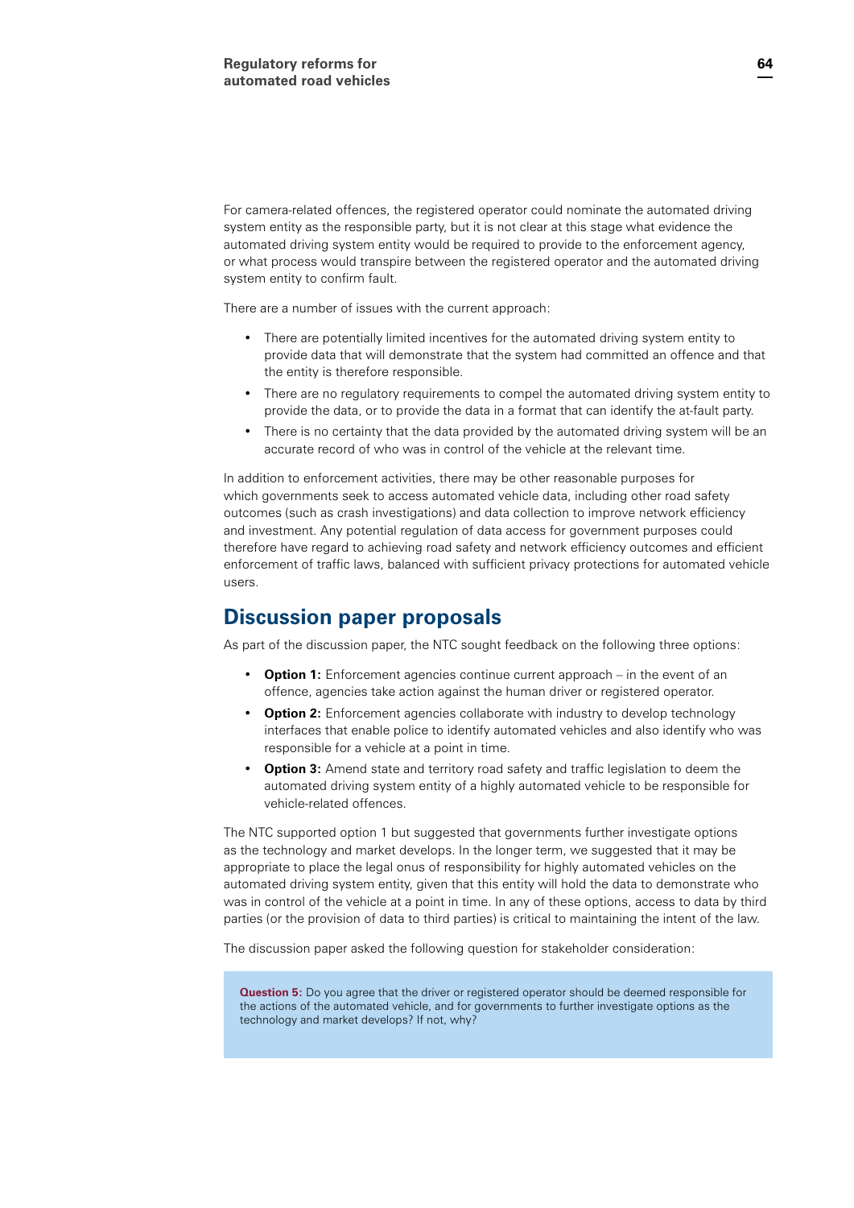For camera-related offences, the registered operator could nominate the automated driving system entity as the responsible party, but it is not clear at this stage what evidence the automated driving system entity would be required to provide to the enforcement agency, or what process would transpire between the registered operator and the automated driving system entity to confirm fault.

There are a number of issues with the current approach:

- There are potentially limited incentives for the automated driving system entity to provide data that will demonstrate that the system had committed an offence and that the entity is therefore responsible.
- There are no regulatory requirements to compel the automated driving system entity to provide the data, or to provide the data in a format that can identify the at-fault party.
- There is no certainty that the data provided by the automated driving system will be an accurate record of who was in control of the vehicle at the relevant time.

In addition to enforcement activities, there may be other reasonable purposes for which governments seek to access automated vehicle data, including other road safety outcomes (such as crash investigations) and data collection to improve network efficiency and investment. Any potential regulation of data access for government purposes could therefore have regard to achieving road safety and network efficiency outcomes and efficient enforcement of traffic laws, balanced with sufficient privacy protections for automated vehicle users.

## Discussion paper proposals

As part of the discussion paper, the NTC sought feedback on the following three options:

- **Option 1:** Enforcement agencies continue current approach – in the event of an offence, agencies take action against the human driver or registered operator.
- **Option 2:** Enforcement agencies collaborate with industry to develop technology interfaces that enable police to identify automated vehicles and also identify who was responsible for a vehicle at a point in time.
- **Option 3:** Amend state and territory road safety and traffic legislation to deem the automated driving system entity of a highly automated vehicle to be responsible for vehicle-related offences.

The NTC supported option 1 but suggested that governments further investigate options as the technology and market develops. In the longer term, we suggested that it may be appropriate to place the legal onus of responsibility for highly automated vehicles on the automated driving system entity, given that this entity will hold the data to demonstrate who was in control of the vehicle at a point in time. In any of these options, access to data by third parties (or the provision of data to third parties) is critical to maintaining the intent of the law.

The discussion paper asked the following question for stakeholder consideration:

**Question 5:** Do you agree that the driver or registered operator should be deemed responsible for the actions of the automated vehicle, and for governments to further investigate options as the technology and market develops? If not, why?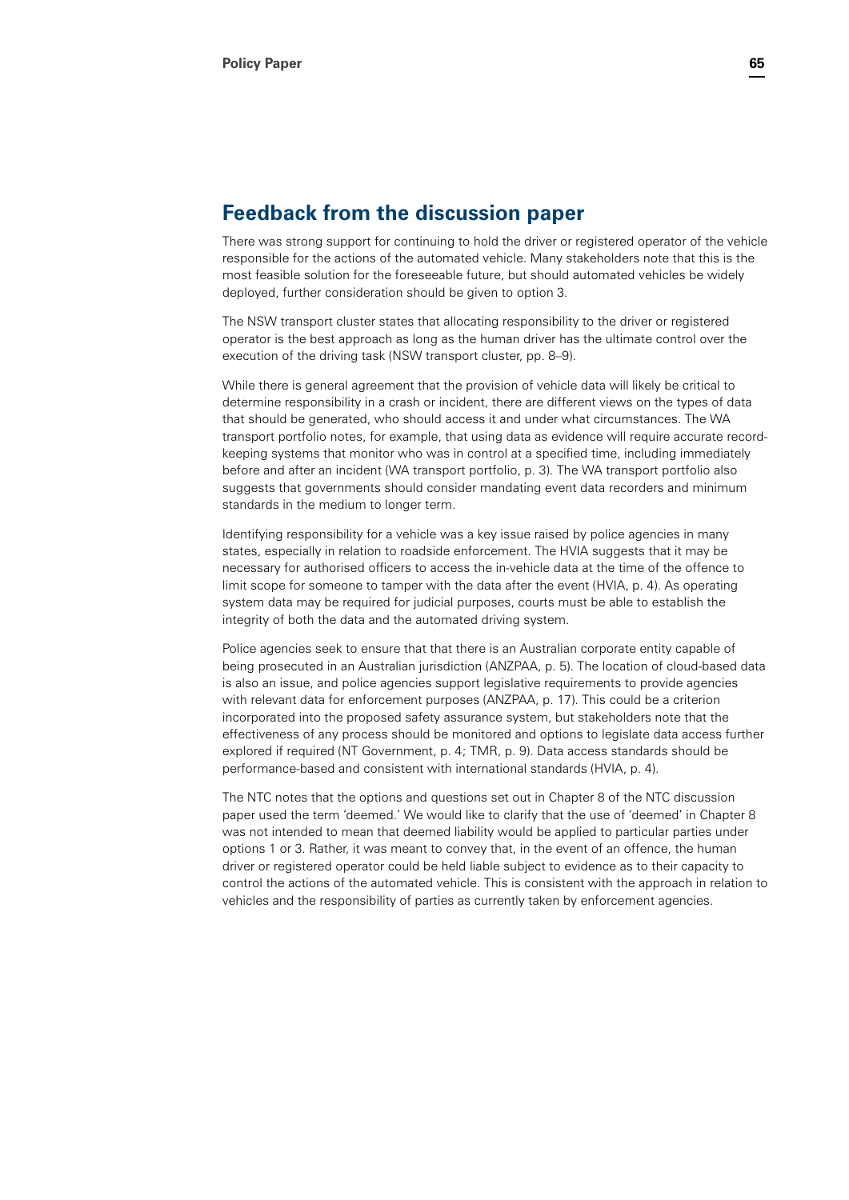## Feedback from the discussion paper

There was strong support for continuing to hold the driver or registered operator of the vehicle responsible for the actions of the automated vehicle. Many stakeholders note that this is the most feasible solution for the foreseeable future, but should automated vehicles be widely deployed, further consideration should be given to option 3.

The NSW transport cluster states that allocating responsibility to the driver or registered operator is the best approach as long as the human driver has the ultimate control over the execution of the driving task (NSW transport cluster, pp. 8–9).

While there is general agreement that the provision of vehicle data will likely be critical to determine responsibility in a crash or incident, there are different views on the types of data that should be generated, who should access it and under what circumstances. The WA transport portfolio notes, for example, that using data as evidence will require accurate record-keeping systems that monitor who was in control at a specified time, including immediately before and after an incident (WA transport portfolio, p. 3). The WA transport portfolio also suggests that governments should consider mandating event data recorders and minimum standards in the medium to longer term.

Identifying responsibility for a vehicle was a key issue raised by police agencies in many states, especially in relation to roadside enforcement. The HVIA suggests that it may be necessary for authorised officers to access the in-vehicle data at the time of the offence to limit scope for someone to tamper with the data after the event (HVIA, p. 4). As operating system data may be required for judicial purposes, courts must be able to establish the integrity of both the data and the automated driving system.

Police agencies seek to ensure that that there is an Australian corporate entity capable of being prosecuted in an Australian jurisdiction (ANZPAA, p. 5). The location of cloud-based data is also an issue, and police agencies support legislative requirements to provide agencies with relevant data for enforcement purposes (ANZPAA, p. 17). This could be a criterion incorporated into the proposed safety assurance system, but stakeholders note that the effectiveness of any process should be monitored and options to legislate data access further explored if required (NT Government, p. 4; TMR, p. 9). Data access standards should be performance-based and consistent with international standards (HVIA, p. 4).

The NTC notes that the options and questions set out in Chapter 8 of the NTC discussion paper used the term 'deemed.' We would like to clarify that the use of 'deemed' in Chapter 8 was not intended to mean that deemed liability would be applied to particular parties under options 1 or 3. Rather, it was meant to convey that, in the event of an offence, the human driver or registered operator could be held liable subject to evidence as to their capacity to control the actions of the automated vehicle. This is consistent with the approach in relation to vehicles and the responsibility of parties as currently taken by enforcement agencies.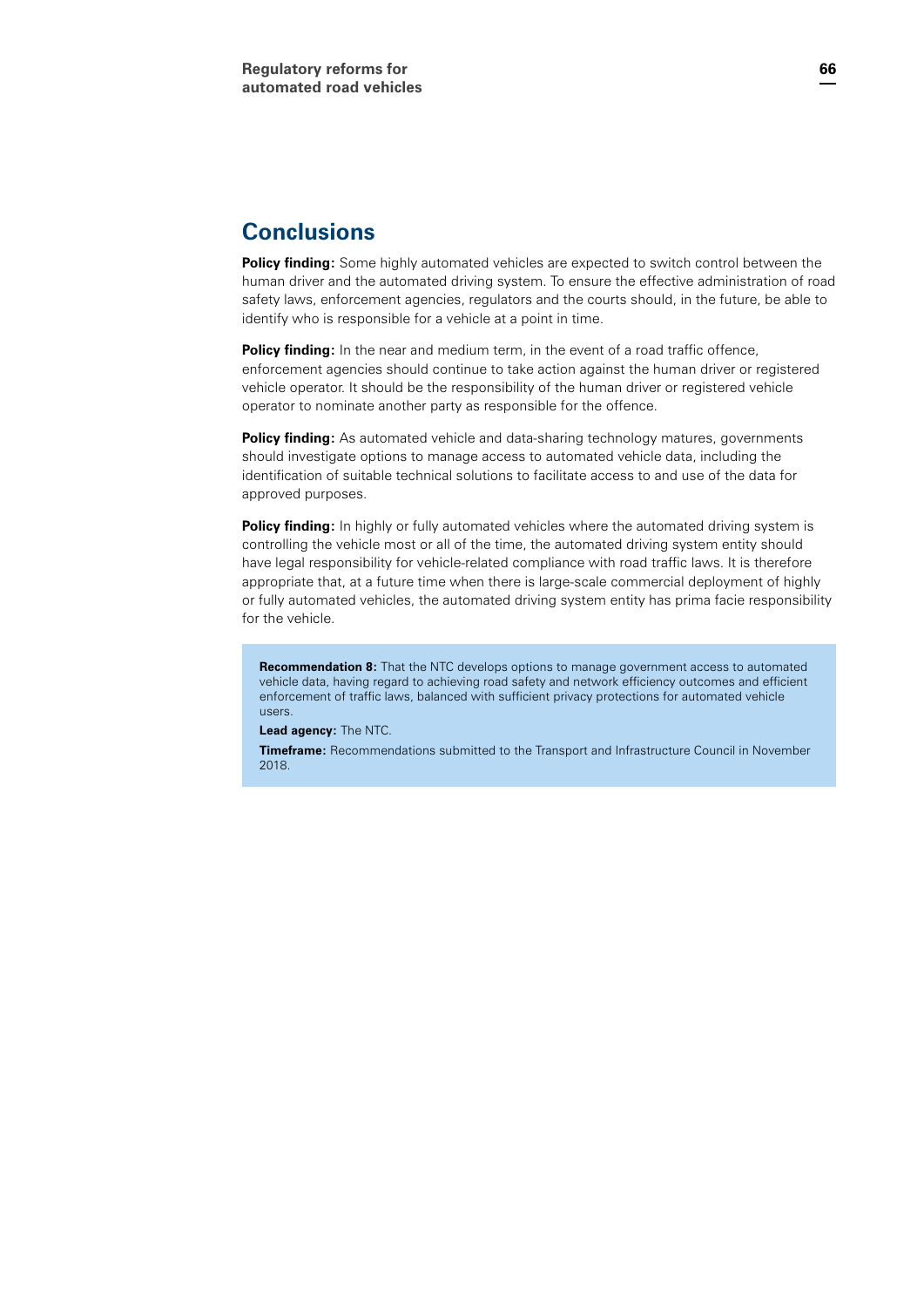## Conclusions

**Policy finding:** Some highly automated vehicles are expected to switch control between the human driver and the automated driving system. To ensure the effective administration of road safety laws, enforcement agencies, regulators and the courts should, in the future, be able to identify who is responsible for a vehicle at a point in time.

**Policy finding:** In the near and medium term, in the event of a road traffic offence, enforcement agencies should continue to take action against the human driver or registered vehicle operator. It should be the responsibility of the human driver or registered vehicle operator to nominate another party as responsible for the offence.

**Policy finding:** As automated vehicle and data-sharing technology matures, governments should investigate options to manage access to automated vehicle data, including the identification of suitable technical solutions to facilitate access to and use of the data for approved purposes.

**Policy finding:** In highly or fully automated vehicles where the automated driving system is controlling the vehicle most or all of the time, the automated driving system entity should have legal responsibility for vehicle-related compliance with road traffic laws. It is therefore appropriate that, at a future time when there is large-scale commercial deployment of highly or fully automated vehicles, the automated driving system entity has prima facie responsibility for the vehicle.

**Recommendation 8:** That the NTC develops options to manage government access to automated vehicle data, having regard to achieving road safety and network efficiency outcomes and efficient enforcement of traffic laws, balanced with sufficient privacy protections for automated vehicle users.

**Lead agency:** The NTC.

**Timeframe:** Recommendations submitted to the Transport and Infrastructure Council in November 2018.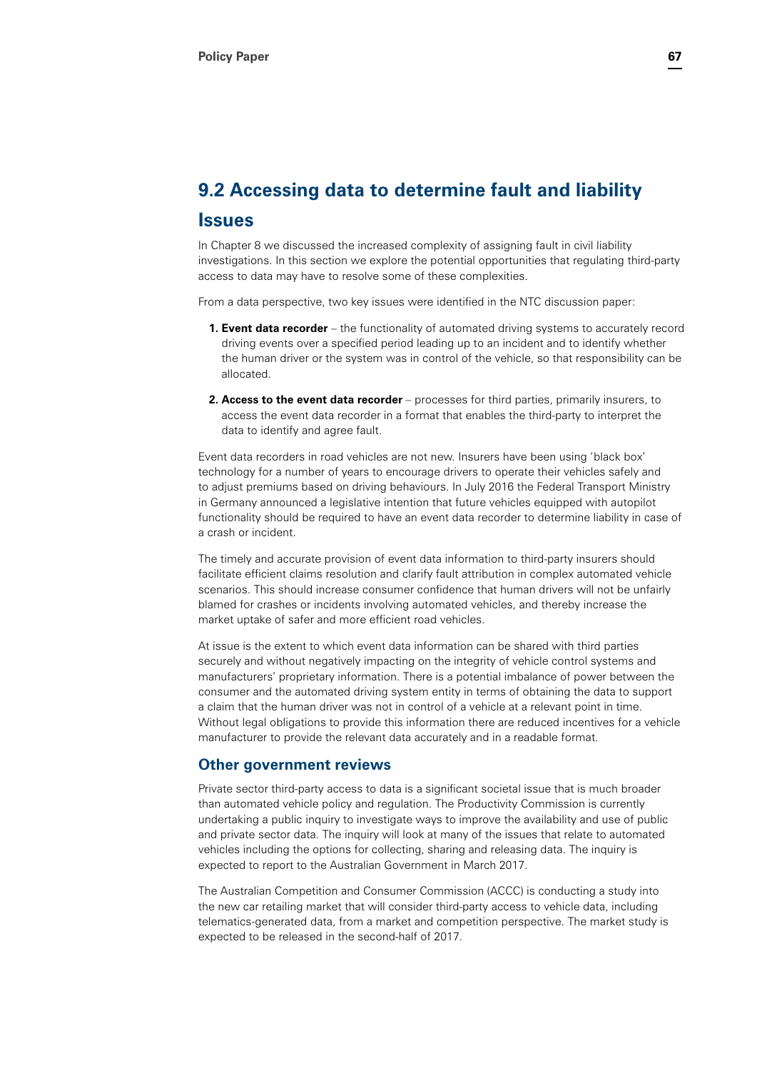## 9.2 Accessing data to determine fault and liability

### Issues

In Chapter 8 we discussed the increased complexity of assigning fault in civil liability investigations. In this section we explore the potential opportunities that regulating third-party access to data may have to resolve some of these complexities.

From a data perspective, two key issues were identified in the NTC discussion paper:

1. **Event data recorder** – the functionality of automated driving systems to accurately record driving events over a specified period leading up to an incident and to identify whether the human driver or the system was in control of the vehicle, so that responsibility can be allocated.
2. **Access to the event data recorder** – processes for third parties, primarily insurers, to access the event data recorder in a format that enables the third-party to interpret the data to identify and agree fault.

Event data recorders in road vehicles are not new. Insurers have been using 'black box' technology for a number of years to encourage drivers to operate their vehicles safely and to adjust premiums based on driving behaviours. In July 2016 the Federal Transport Ministry in Germany announced a legislative intention that future vehicles equipped with autopilot functionality should be required to have an event data recorder to determine liability in case of a crash or incident.

The timely and accurate provision of event data information to third-party insurers should facilitate efficient claims resolution and clarify fault attribution in complex automated vehicle scenarios. This should increase consumer confidence that human drivers will not be unfairly blamed for crashes or incidents involving automated vehicles, and thereby increase the market uptake of safer and more efficient road vehicles.

At issue is the extent to which event data information can be shared with third parties securely and without negatively impacting on the integrity of vehicle control systems and manufacturers' proprietary information. There is a potential imbalance of power between the consumer and the automated driving system entity in terms of obtaining the data to support a claim that the human driver was not in control of a vehicle at a relevant point in time. Without legal obligations to provide this information there are reduced incentives for a vehicle manufacturer to provide the relevant data accurately and in a readable format.

### Other government reviews

Private sector third-party access to data is a significant societal issue that is much broader than automated vehicle policy and regulation. The Productivity Commission is currently undertaking a public inquiry to investigate ways to improve the availability and use of public and private sector data. The inquiry will look at many of the issues that relate to automated vehicles including the options for collecting, sharing and releasing data. The inquiry is expected to report to the Australian Government in March 2017.

The Australian Competition and Consumer Commission (ACCC) is conducting a study into the new car retailing market that will consider third-party access to vehicle data, including telematics-generated data, from a market and competition perspective. The market study is expected to be released in the second-half of 2017.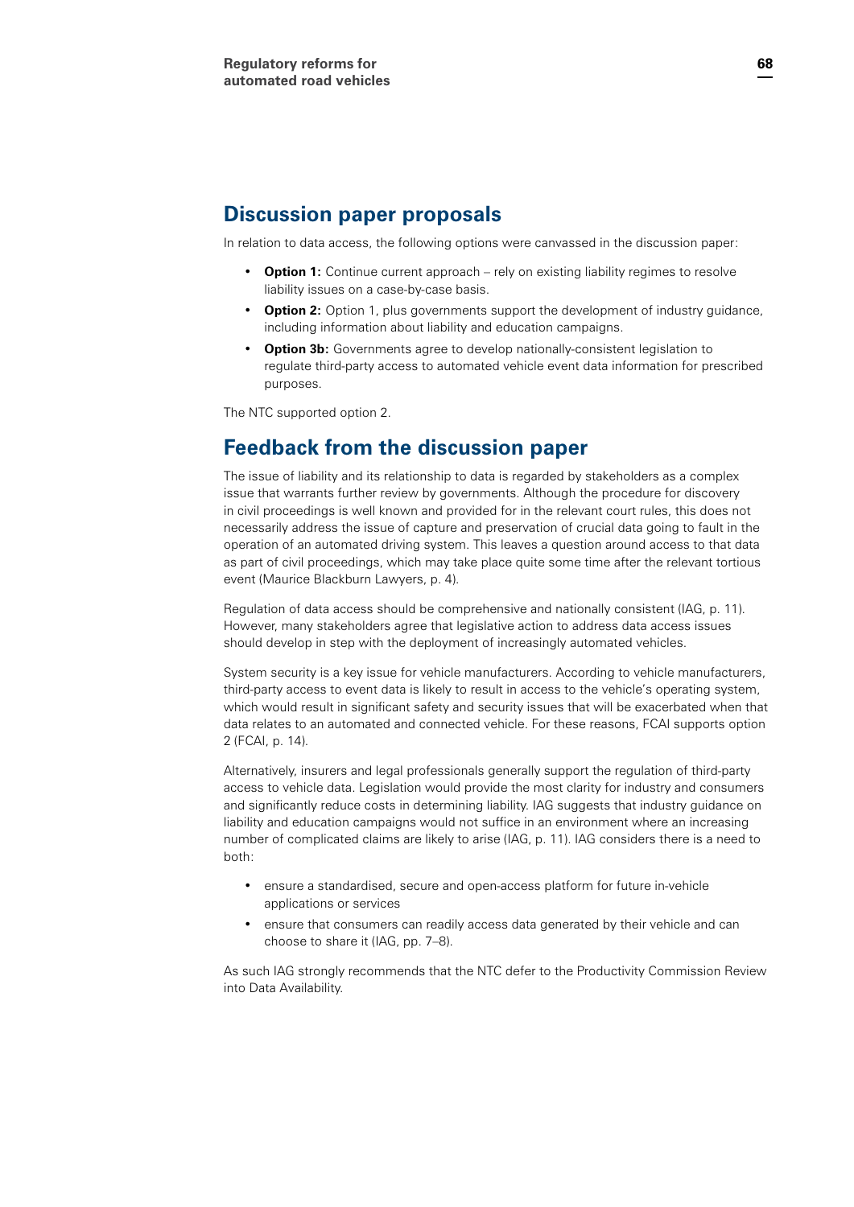## Discussion paper proposals

In relation to data access, the following options were canvassed in the discussion paper:

- **Option 1:** Continue current approach – rely on existing liability regimes to resolve liability issues on a case-by-case basis.
- **Option 2:** Option 1, plus governments support the development of industry guidance, including information about liability and education campaigns.
- **Option 3b:** Governments agree to develop nationally-consistent legislation to regulate third-party access to automated vehicle event data information for prescribed purposes.

The NTC supported option 2.

## Feedback from the discussion paper

The issue of liability and its relationship to data is regarded by stakeholders as a complex issue that warrants further review by governments. Although the procedure for discovery in civil proceedings is well known and provided for in the relevant court rules, this does not necessarily address the issue of capture and preservation of crucial data going to fault in the operation of an automated driving system. This leaves a question around access to that data as part of civil proceedings, which may take place quite some time after the relevant tortious event (Maurice Blackburn Lawyers, p. 4).

Regulation of data access should be comprehensive and nationally consistent (IAG, p. 11). However, many stakeholders agree that legislative action to address data access issues should develop in step with the deployment of increasingly automated vehicles.

System security is a key issue for vehicle manufacturers. According to vehicle manufacturers, third-party access to event data is likely to result in access to the vehicle's operating system, which would result in significant safety and security issues that will be exacerbated when that data relates to an automated and connected vehicle. For these reasons, FCAI supports option 2 (FCAI, p. 14).

Alternatively, insurers and legal professionals generally support the regulation of third-party access to vehicle data. Legislation would provide the most clarity for industry and consumers and significantly reduce costs in determining liability. IAG suggests that industry guidance on liability and education campaigns would not suffice in an environment where an increasing number of complicated claims are likely to arise (IAG, p. 11). IAG considers there is a need to both:

- ensure a standardised, secure and open-access platform for future in-vehicle applications or services
- ensure that consumers can readily access data generated by their vehicle and can choose to share it (IAG, pp. 7–8).

As such IAG strongly recommends that the NTC defer to the Productivity Commission Review into Data Availability.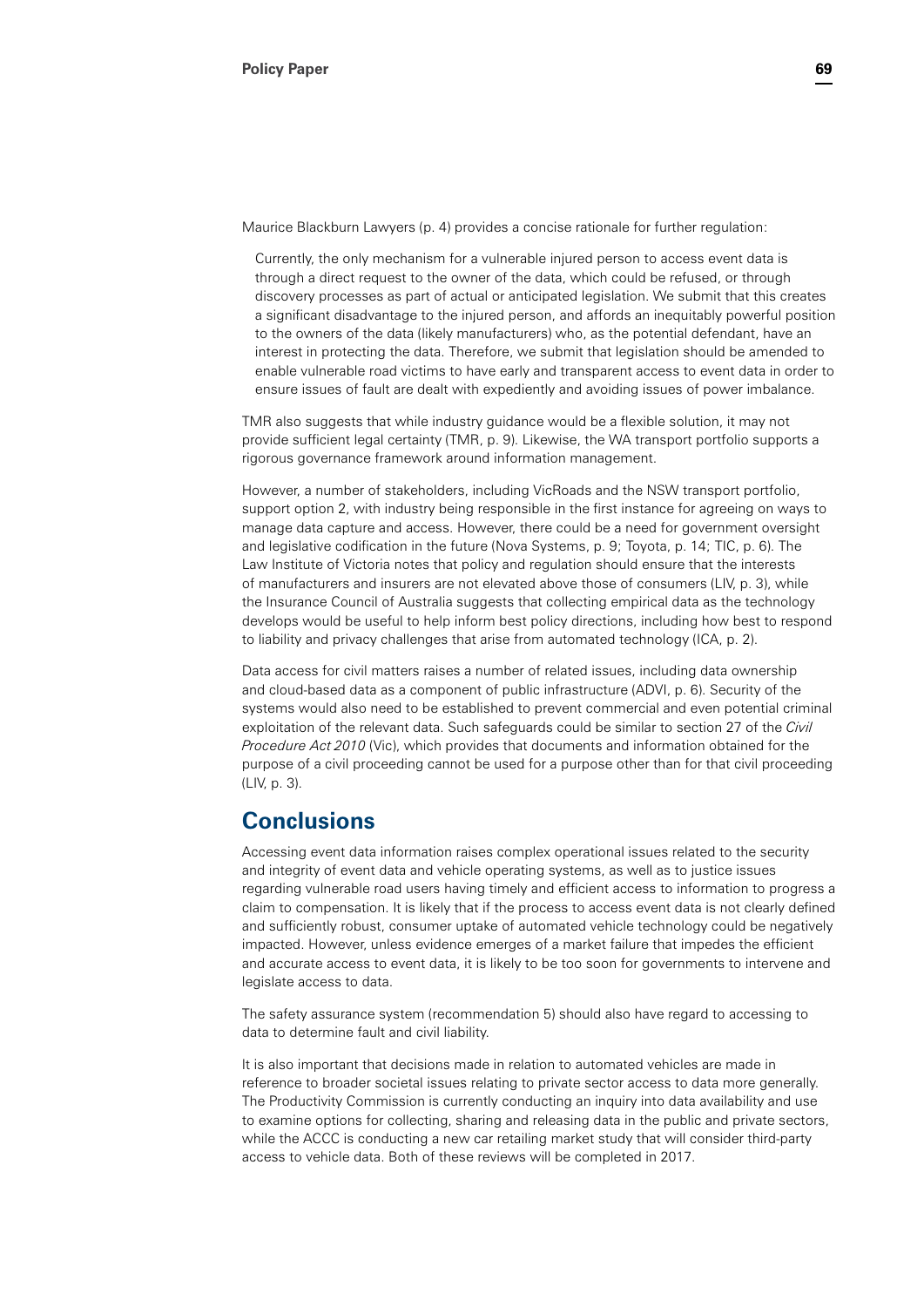Maurice Blackburn Lawyers (p. 4) provides a concise rationale for further regulation:

> Currently, the only mechanism for a vulnerable injured person to access event data is through a direct request to the owner of the data, which could be refused, or through discovery processes as part of actual or anticipated legislation. We submit that this creates a significant disadvantage to the injured person, and affords an inequitably powerful position to the owners of the data (likely manufacturers) who, as the potential defendant, have an interest in protecting the data. Therefore, we submit that legislation should be amended to enable vulnerable road victims to have early and transparent access to event data in order to ensure issues of fault are dealt with expediently and avoiding issues of power imbalance.

TMR also suggests that while industry guidance would be a flexible solution, it may not provide sufficient legal certainty (TMR, p. 9). Likewise, the WA transport portfolio supports a rigorous governance framework around information management.

However, a number of stakeholders, including VicRoads and the NSW transport portfolio, support option 2, with industry being responsible in the first instance for agreeing on ways to manage data capture and access. However, there could be a need for government oversight and legislative codification in the future (Nova Systems, p. 9; Toyota, p. 14; TIC, p. 6). The Law Institute of Victoria notes that policy and regulation should ensure that the interests of manufacturers and insurers are not elevated above those of consumers (LIV, p. 3), while the Insurance Council of Australia suggests that collecting empirical data as the technology develops would be useful to help inform best policy directions, including how best to respond to liability and privacy challenges that arise from automated technology (ICA, p. 2).

Data access for civil matters raises a number of related issues, including data ownership and cloud-based data as a component of public infrastructure (ADVI, p. 6). Security of the systems would also need to be established to prevent commercial and even potential criminal exploitation of the relevant data. Such safeguards could be similar to section 27 of the *Civil Procedure Act 2010* (Vic), which provides that documents and information obtained for the purpose of a civil proceeding cannot be used for a purpose other than for that civil proceeding (LIV, p. 3).

## Conclusions

Accessing event data information raises complex operational issues related to the security and integrity of event data and vehicle operating systems, as well as to justice issues regarding vulnerable road users having timely and efficient access to information to progress a claim to compensation. It is likely that if the process to access event data is not clearly defined and sufficiently robust, consumer uptake of automated vehicle technology could be negatively impacted. However, unless evidence emerges of a market failure that impedes the efficient and accurate access to event data, it is likely to be too soon for governments to intervene and legislate access to data.

The safety assurance system (recommendation 5) should also have regard to accessing to data to determine fault and civil liability.

It is also important that decisions made in relation to automated vehicles are made in reference to broader societal issues relating to private sector access to data more generally. The Productivity Commission is currently conducting an inquiry into data availability and use to examine options for collecting, sharing and releasing data in the public and private sectors, while the ACCC is conducting a new car retailing market study that will consider third-party access to vehicle data. Both of these reviews will be completed in 2017.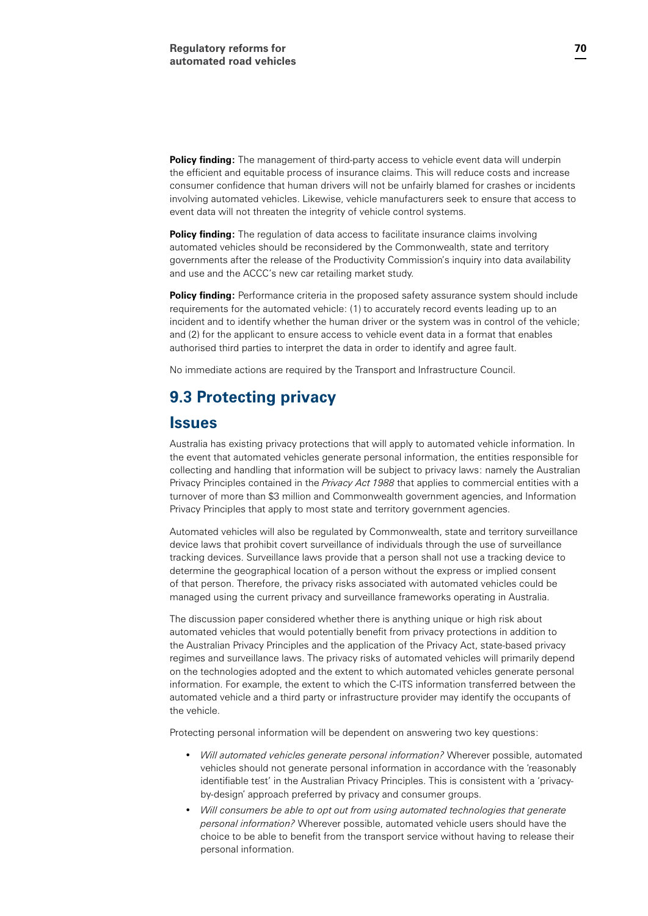**Policy finding:** The management of third-party access to vehicle event data will underpin the efficient and equitable process of insurance claims. This will reduce costs and increase consumer confidence that human drivers will not be unfairly blamed for crashes or incidents involving automated vehicles. Likewise, vehicle manufacturers seek to ensure that access to event data will not threaten the integrity of vehicle control systems.

**Policy finding:** The regulation of data access to facilitate insurance claims involving automated vehicles should be reconsidered by the Commonwealth, state and territory governments after the release of the Productivity Commission's inquiry into data availability and use and the ACCC's new car retailing market study.

**Policy finding:** Performance criteria in the proposed safety assurance system should include requirements for the automated vehicle: (1) to accurately record events leading up to an incident and to identify whether the human driver or the system was in control of the vehicle; and (2) for the applicant to ensure access to vehicle event data in a format that enables authorised third parties to interpret the data in order to identify and agree fault.

No immediate actions are required by the Transport and Infrastructure Council.

## 9.3 Protecting privacy

### Issues

Australia has existing privacy protections that will apply to automated vehicle information. In the event that automated vehicles generate personal information, the entities responsible for collecting and handling that information will be subject to privacy laws: namely the Australian Privacy Principles contained in the *Privacy Act 1988* that applies to commercial entities with a turnover of more than $3 million and Commonwealth government agencies, and Information Privacy Principles that apply to most state and territory government agencies.

Automated vehicles will also be regulated by Commonwealth, state and territory surveillance device laws that prohibit covert surveillance of individuals through the use of surveillance tracking devices. Surveillance laws provide that a person shall not use a tracking device to determine the geographical location of a person without the express or implied consent of that person. Therefore, the privacy risks associated with automated vehicles could be managed using the current privacy and surveillance frameworks operating in Australia.

The discussion paper considered whether there is anything unique or high risk about automated vehicles that would potentially benefit from privacy protections in addition to the Australian Privacy Principles and the application of the Privacy Act, state-based privacy regimes and surveillance laws. The privacy risks of automated vehicles will primarily depend on the technologies adopted and the extent to which automated vehicles generate personal information. For example, the extent to which the C-ITS information transferred between the automated vehicle and a third party or infrastructure provider may identify the occupants of the vehicle.

Protecting personal information will be dependent on answering two key questions:

- *Will automated vehicles generate personal information?* Wherever possible, automated vehicles should not generate personal information in accordance with the 'reasonably identifiable test' in the Australian Privacy Principles. This is consistent with a 'privacy-by-design' approach preferred by privacy and consumer groups.
- *Will consumers be able to opt out from using automated technologies that generate personal information?* Wherever possible, automated vehicle users should have the choice to be able to benefit from the transport service without having to release their personal information.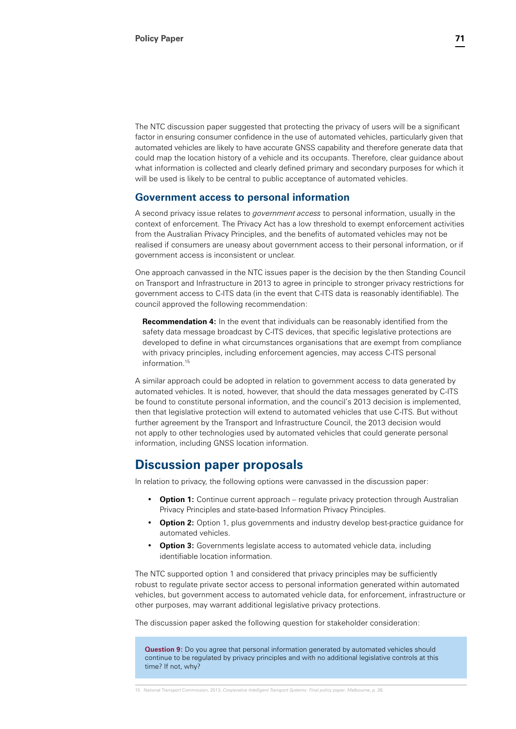The NTC discussion paper suggested that protecting the privacy of users will be a significant factor in ensuring consumer confidence in the use of automated vehicles, particularly given that automated vehicles are likely to have accurate GNSS capability and therefore generate data that could map the location history of a vehicle and its occupants. Therefore, clear guidance about what information is collected and clearly defined primary and secondary purposes for which it will be used is likely to be central to public acceptance of automated vehicles.

### Government access to personal information

A second privacy issue relates to *government access* to personal information, usually in the context of enforcement. The Privacy Act has a low threshold to exempt enforcement activities from the Australian Privacy Principles, and the benefits of automated vehicles may not be realised if consumers are uneasy about government access to their personal information, or if government access is inconsistent or unclear.

One approach canvassed in the NTC issues paper is the decision by the then Standing Council on Transport and Infrastructure in 2013 to agree in principle to stronger privacy restrictions for government access to C-ITS data (in the event that C-ITS data is reasonably identifiable). The council approved the following recommendation:

> **Recommendation 4:** In the event that individuals can be reasonably identified from the safety data message broadcast by C-ITS devices, that specific legislative protections are developed to define in what circumstances organisations that are exempt from compliance with privacy principles, including enforcement agencies, may access C-ITS personal information.[15]

A similar approach could be adopted in relation to government access to data generated by automated vehicles. It is noted, however, that should the data messages generated by C-ITS be found to constitute personal information, and the council's 2013 decision is implemented, then that legislative protection will extend to automated vehicles that use C-ITS. But without further agreement by the Transport and Infrastructure Council, the 2013 decision would not apply to other technologies used by automated vehicles that could generate personal information, including GNSS location information.

## Discussion paper proposals

In relation to privacy, the following options were canvassed in the discussion paper:

- **Option 1:** Continue current approach – regulate privacy protection through Australian Privacy Principles and state-based Information Privacy Principles.
- **Option 2:** Option 1, plus governments and industry develop best-practice guidance for automated vehicles.
- **Option 3:** Governments legislate access to automated vehicle data, including identifiable location information.

The NTC supported option 1 and considered that privacy principles may be sufficiently robust to regulate private sector access to personal information generated within automated vehicles, but government access to automated vehicle data, for enforcement, infrastructure or other purposes, may warrant additional legislative privacy protections.

The discussion paper asked the following question for stakeholder consideration:

> **Question 9:** Do you agree that personal information generated by automated vehicles should continue to be regulated by privacy principles and with no additional legislative controls at this time? If not, why?

15 National Transport Commission, 2013, *Cooperative Intelligent Transport Systems: Final policy paper*, Melbourne, p. 26.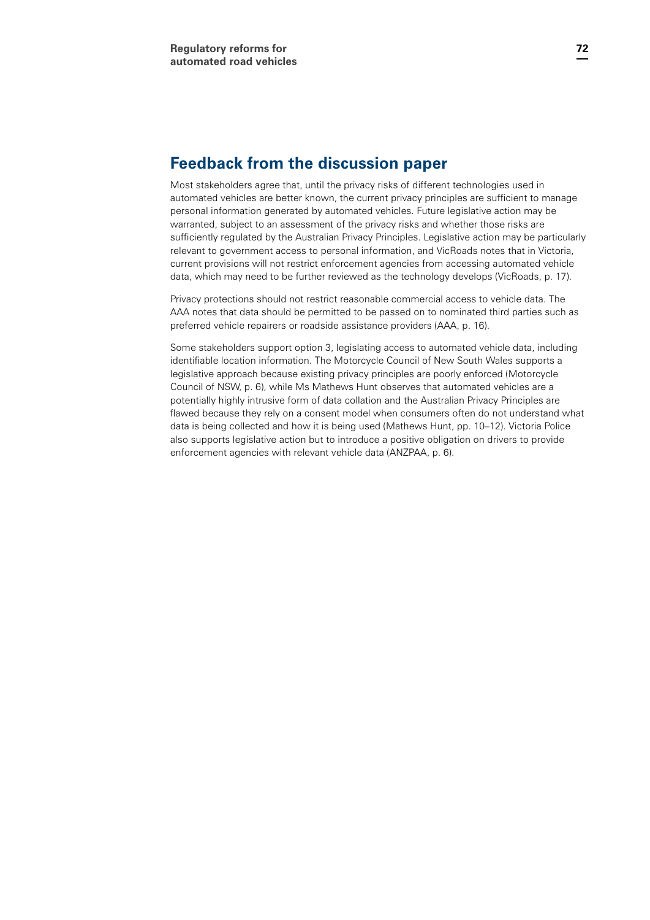## Feedback from the discussion paper

Most stakeholders agree that, until the privacy risks of different technologies used in automated vehicles are better known, the current privacy principles are sufficient to manage personal information generated by automated vehicles. Future legislative action may be warranted, subject to an assessment of the privacy risks and whether those risks are sufficiently regulated by the Australian Privacy Principles. Legislative action may be particularly relevant to government access to personal information, and VicRoads notes that in Victoria, current provisions will not restrict enforcement agencies from accessing automated vehicle data, which may need to be further reviewed as the technology develops (VicRoads, p. 17).

Privacy protections should not restrict reasonable commercial access to vehicle data. The AAA notes that data should be permitted to be passed on to nominated third parties such as preferred vehicle repairers or roadside assistance providers (AAA, p. 16).

Some stakeholders support option 3, legislating access to automated vehicle data, including identifiable location information. The Motorcycle Council of New South Wales supports a legislative approach because existing privacy principles are poorly enforced (Motorcycle Council of NSW, p. 6), while Ms Mathews Hunt observes that automated vehicles are a potentially highly intrusive form of data collation and the Australian Privacy Principles are flawed because they rely on a consent model when consumers often do not understand what data is being collected and how it is being used (Mathews Hunt, pp. 10–12). Victoria Police also supports legislative action but to introduce a positive obligation on drivers to provide enforcement agencies with relevant vehicle data (ANZPAA, p. 6).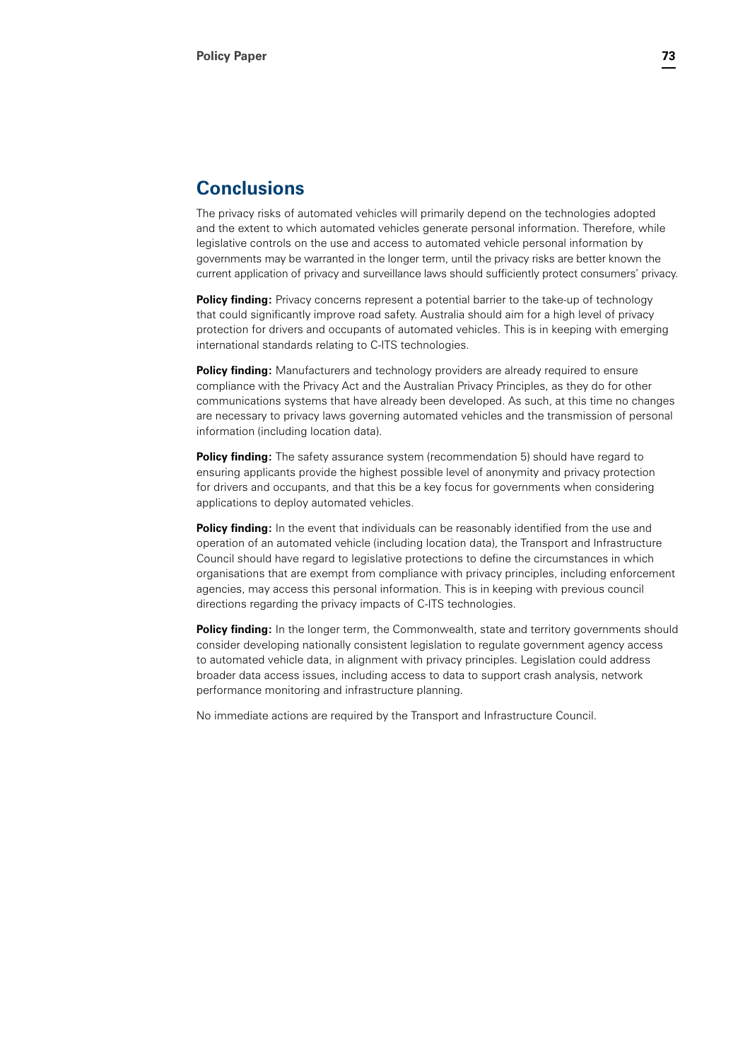## Conclusions

The privacy risks of automated vehicles will primarily depend on the technologies adopted and the extent to which automated vehicles generate personal information. Therefore, while legislative controls on the use and access to automated vehicle personal information by governments may be warranted in the longer term, until the privacy risks are better known the current application of privacy and surveillance laws should sufficiently protect consumers' privacy.

**Policy finding:** Privacy concerns represent a potential barrier to the take-up of technology that could significantly improve road safety. Australia should aim for a high level of privacy protection for drivers and occupants of automated vehicles. This is in keeping with emerging international standards relating to C-ITS technologies.

**Policy finding:** Manufacturers and technology providers are already required to ensure compliance with the Privacy Act and the Australian Privacy Principles, as they do for other communications systems that have already been developed. As such, at this time no changes are necessary to privacy laws governing automated vehicles and the transmission of personal information (including location data).

**Policy finding:** The safety assurance system (recommendation 5) should have regard to ensuring applicants provide the highest possible level of anonymity and privacy protection for drivers and occupants, and that this be a key focus for governments when considering applications to deploy automated vehicles.

**Policy finding:** In the event that individuals can be reasonably identified from the use and operation of an automated vehicle (including location data), the Transport and Infrastructure Council should have regard to legislative protections to define the circumstances in which organisations that are exempt from compliance with privacy principles, including enforcement agencies, may access this personal information. This is in keeping with previous council directions regarding the privacy impacts of C-ITS technologies.

**Policy finding:** In the longer term, the Commonwealth, state and territory governments should consider developing nationally consistent legislation to regulate government agency access to automated vehicle data, in alignment with privacy principles. Legislation could address broader data access issues, including access to data to support crash analysis, network performance monitoring and infrastructure planning.

No immediate actions are required by the Transport and Infrastructure Council.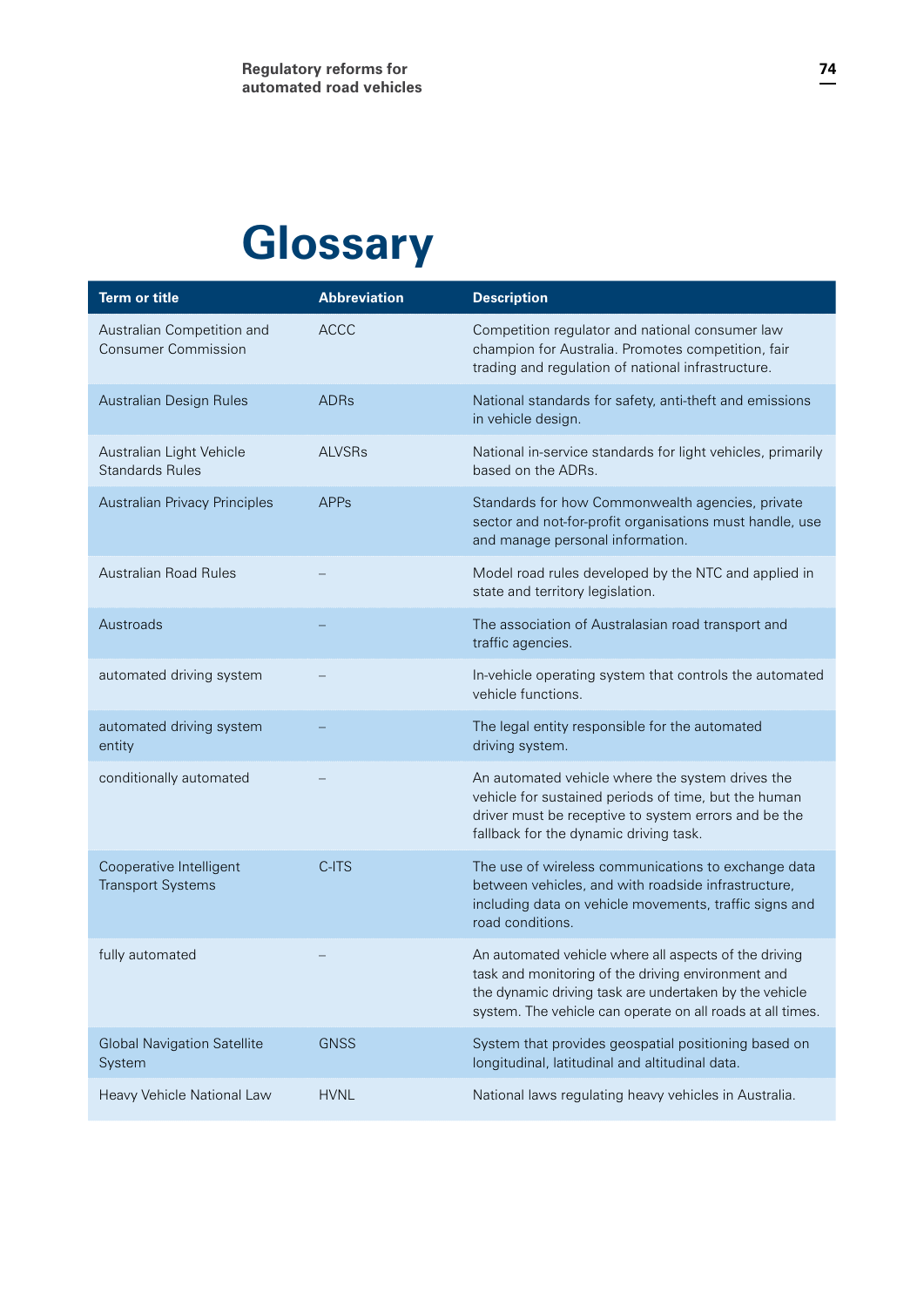# Glossary

| Term or title | Abbreviation | Description |
|---|---|---|
| Australian Competition and Consumer Commission | ACCC | Competition regulator and national consumer law champion for Australia. Promotes competition, fair trading and regulation of national infrastructure. |
| Australian Design Rules | ADRs | National standards for safety, anti-theft and emissions in vehicle design. |
| Australian Light Vehicle Standards Rules | ALVSRs | National in-service standards for light vehicles, primarily based on the ADRs. |
| Australian Privacy Principles | APPs | Standards for how Commonwealth agencies, private sector and not-for-profit organisations must handle, use and manage personal information. |
| Australian Road Rules | – | Model road rules developed by the NTC and applied in state and territory legislation. |
| Austroads | – | The association of Australasian road transport and traffic agencies. |
| automated driving system | – | In-vehicle operating system that controls the automated vehicle functions. |
| automated driving system entity | – | The legal entity responsible for the automated driving system. |
| conditionally automated | – | An automated vehicle where the system drives the vehicle for sustained periods of time, but the human driver must be receptive to system errors and be the fallback for the dynamic driving task. |
| Cooperative Intelligent Transport Systems | C-ITS | The use of wireless communications to exchange data between vehicles, and with roadside infrastructure, including data on vehicle movements, traffic signs and road conditions. |
| fully automated | – | An automated vehicle where all aspects of the driving task and monitoring of the driving environment and the dynamic driving task are undertaken by the vehicle system. The vehicle can operate on all roads at all times. |
| Global Navigation Satellite System | GNSS | System that provides geospatial positioning based on longitudinal, latitudinal and altitudinal data. |
| Heavy Vehicle National Law | HVNL | National laws regulating heavy vehicles in Australia. |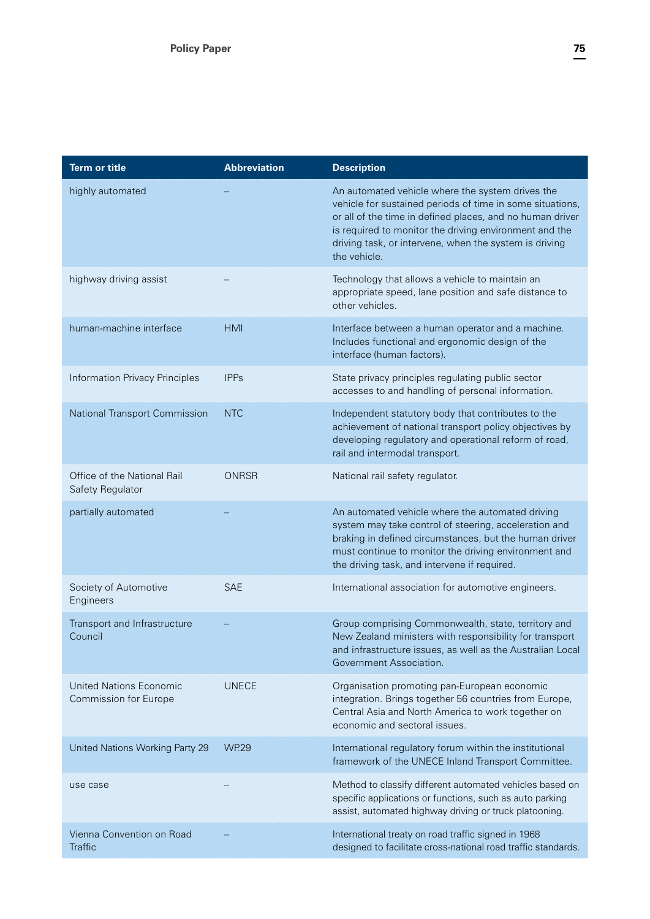| Term or title | Abbreviation | Description |
|---|---|---|
| highly automated | – | An automated vehicle where the system drives the vehicle for sustained periods of time in some situations, or all of the time in defined places, and no human driver is required to monitor the driving environment and the driving task, or intervene, when the system is driving the vehicle. |
| highway driving assist | – | Technology that allows a vehicle to maintain an appropriate speed, lane position and safe distance to other vehicles. |
| human-machine interface | HMI | Interface between a human operator and a machine. Includes functional and ergonomic design of the interface (human factors). |
| Information Privacy Principles | IPPs | State privacy principles regulating public sector accesses to and handling of personal information. |
| National Transport Commission | NTC | Independent statutory body that contributes to the achievement of national transport policy objectives by developing regulatory and operational reform of road, rail and intermodal transport. |
| Office of the National Rail Safety Regulator | ONRSR | National rail safety regulator. |
| partially automated | – | An automated vehicle where the automated driving system may take control of steering, acceleration and braking in defined circumstances, but the human driver must continue to monitor the driving environment and the driving task, and intervene if required. |
| Society of Automotive Engineers | SAE | International association for automotive engineers. |
| Transport and Infrastructure Council | – | Group comprising Commonwealth, state, territory and New Zealand ministers with responsibility for transport and infrastructure issues, as well as the Australian Local Government Association. |
| United Nations Economic Commission for Europe | UNECE | Organisation promoting pan-European economic integration. Brings together 56 countries from Europe, Central Asia and North America to work together on economic and sectoral issues. |
| United Nations Working Party 29 | WP.29 | International regulatory forum within the institutional framework of the UNECE Inland Transport Committee. |
| use case | – | Method to classify different automated vehicles based on specific applications or functions, such as auto parking assist, automated highway driving or truck platooning. |
| Vienna Convention on Road Traffic | – | International treaty on road traffic signed in 1968 designed to facilitate cross-national road traffic standards. |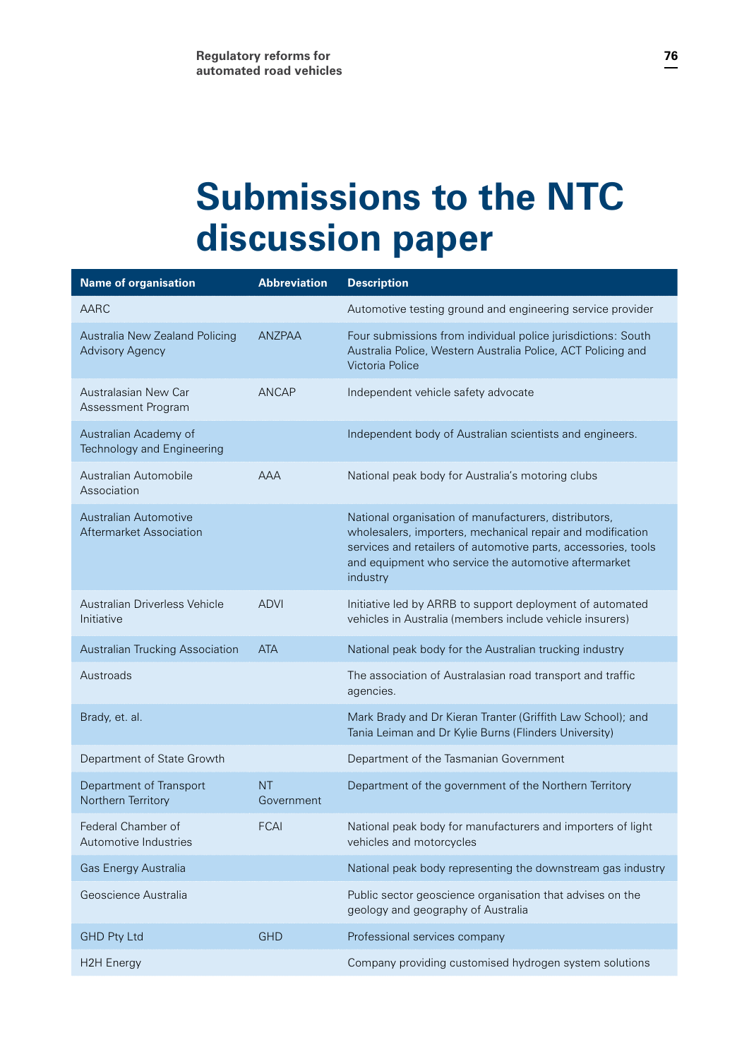# Submissions to the NTC discussion paper

| Name of organisation | Abbreviation | Description |
|---|---|---|
| AARC | | Automotive testing ground and engineering service provider |
| Australia New Zealand Policing Advisory Agency | ANZPAA | Four submissions from individual police jurisdictions: South Australia Police, Western Australia Police, ACT Policing and Victoria Police |
| Australasian New Car Assessment Program | ANCAP | Independent vehicle safety advocate |
| Australian Academy of Technology and Engineering | | Independent body of Australian scientists and engineers. |
| Australian Automobile Association | AAA | National peak body for Australia's motoring clubs |
| Australian Automotive Aftermarket Association | | National organisation of manufacturers, distributors, wholesalers, importers, mechanical repair and modification services and retailers of automotive parts, accessories, tools and equipment who service the automotive aftermarket industry |
| Australian Driverless Vehicle Initiative | ADVI | Initiative led by ARRB to support deployment of automated vehicles in Australia (members include vehicle insurers) |
| Australian Trucking Association | ATA | National peak body for the Australian trucking industry |
| Austroads | | The association of Australasian road transport and traffic agencies. |
| Brady, et. al. | | Mark Brady and Dr Kieran Tranter (Griffith Law School); and Tania Leiman and Dr Kylie Burns (Flinders University) |
| Department of State Growth | | Department of the Tasmanian Government |
| Department of Transport Northern Territory | NT Government | Department of the government of the Northern Territory |
| Federal Chamber of Automotive Industries | FCAI | National peak body for manufacturers and importers of light vehicles and motorcycles |
| Gas Energy Australia | | National peak body representing the downstream gas industry |
| Geoscience Australia | | Public sector geoscience organisation that advises on the geology and geography of Australia |
| GHD Pty Ltd | GHD | Professional services company |
| H2H Energy | | Company providing customised hydrogen system solutions |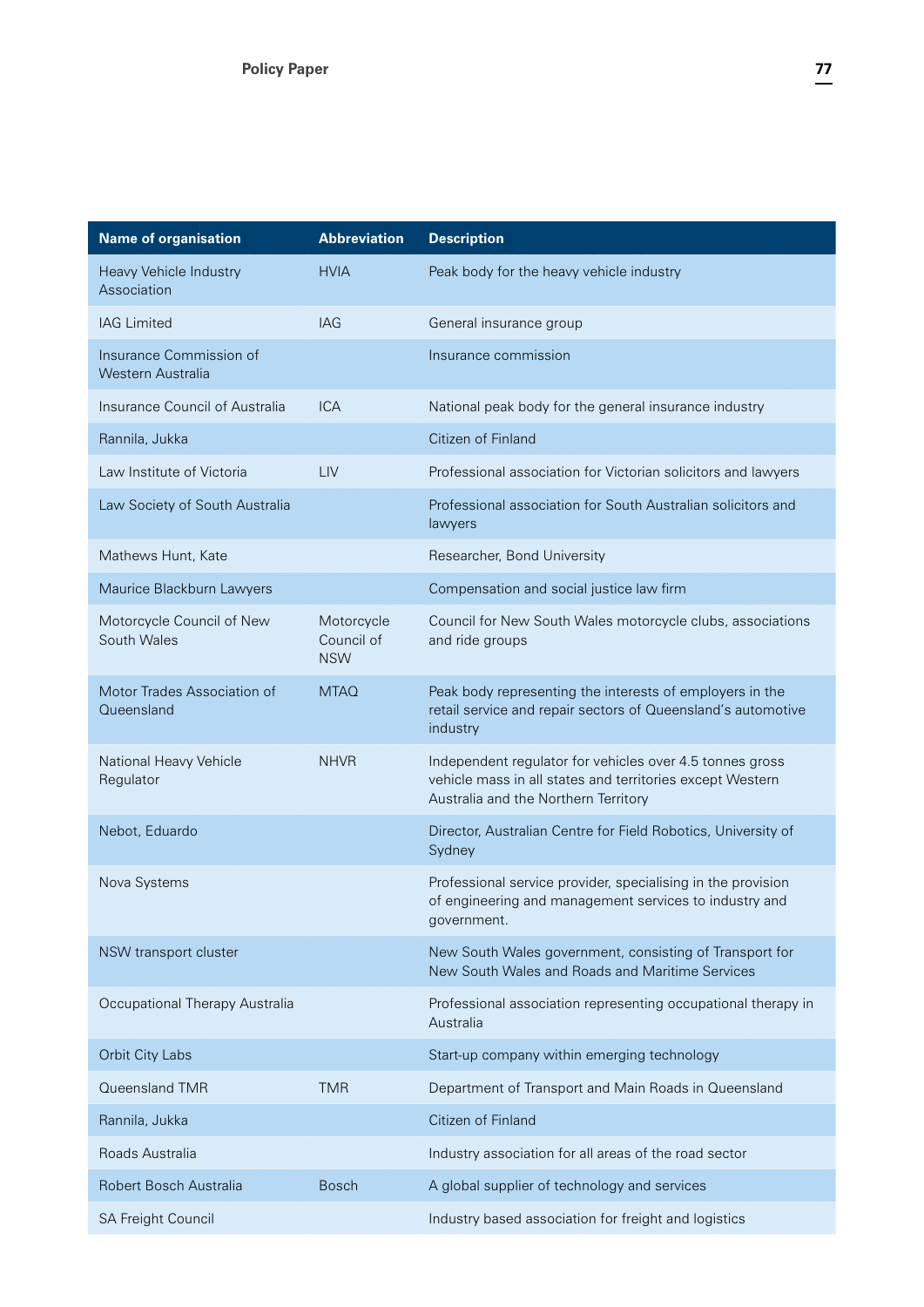| Name of organisation | Abbreviation | Description |
|---|---|---|
| Heavy Vehicle Industry Association | HVIA | Peak body for the heavy vehicle industry |
| IAG Limited | IAG | General insurance group |
| Insurance Commission of Western Australia | | Insurance commission |
| Insurance Council of Australia | ICA | National peak body for the general insurance industry |
| Rannila, Jukka | | Citizen of Finland |
| Law Institute of Victoria | LIV | Professional association for Victorian solicitors and lawyers |
| Law Society of South Australia | | Professional association for South Australian solicitors and lawyers |
| Mathews Hunt, Kate | | Researcher, Bond University |
| Maurice Blackburn Lawyers | | Compensation and social justice law firm |
| Motorcycle Council of New South Wales | Motorcycle Council of NSW | Council for New South Wales motorcycle clubs, associations and ride groups |
| Motor Trades Association of Queensland | MTAQ | Peak body representing the interests of employers in the retail service and repair sectors of Queensland's automotive industry |
| National Heavy Vehicle Regulator | NHVR | Independent regulator for vehicles over 4.5 tonnes gross vehicle mass in all states and territories except Western Australia and the Northern Territory |
| Nebot, Eduardo | | Director, Australian Centre for Field Robotics, University of Sydney |
| Nova Systems | | Professional service provider, specialising in the provision of engineering and management services to industry and government. |
| NSW transport cluster | | New South Wales government, consisting of Transport for New South Wales and Roads and Maritime Services |
| Occupational Therapy Australia | | Professional association representing occupational therapy in Australia |
| Orbit City Labs | | Start-up company within emerging technology |
| Queensland TMR | TMR | Department of Transport and Main Roads in Queensland |
| Rannila, Jukka | | Citizen of Finland |
| Roads Australia | | Industry association for all areas of the road sector |
| Robert Bosch Australia | Bosch | A global supplier of technology and services |
| SA Freight Council | | Industry based association for freight and logistics |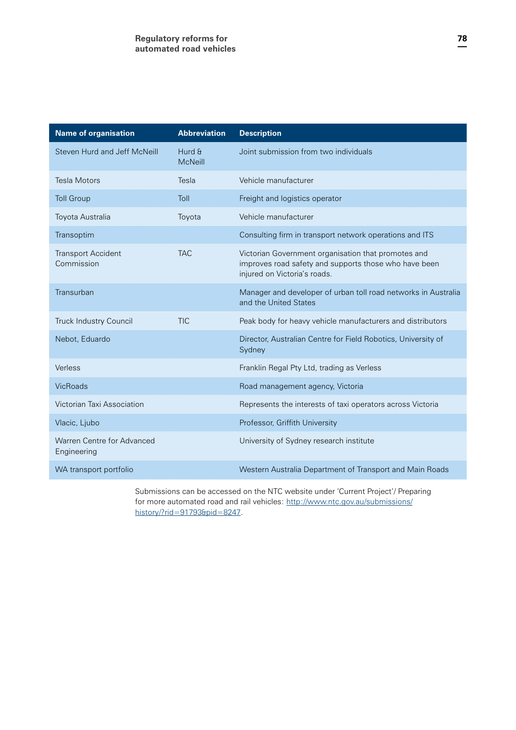| Name of organisation | Abbreviation | Description |
|---|---|---|
| Steven Hurd and Jeff McNeill | Hurd & McNeill | Joint submission from two individuals |
| Tesla Motors | Tesla | Vehicle manufacturer |
| Toll Group | Toll | Freight and logistics operator |
| Toyota Australia | Toyota | Vehicle manufacturer |
| Transoptim | | Consulting firm in transport network operations and ITS |
| Transport Accident Commission | TAC | Victorian Government organisation that promotes and improves road safety and supports those who have been injured on Victoria's roads. |
| Transurban | | Manager and developer of urban toll road networks in Australia and the United States |
| Truck Industry Council | TIC | Peak body for heavy vehicle manufacturers and distributors |
| Nebot, Eduardo | | Director, Australian Centre for Field Robotics, University of Sydney |
| Verless | | Franklin Regal Pty Ltd, trading as Verless |
| VicRoads | | Road management agency, Victoria |
| Victorian Taxi Association | | Represents the interests of taxi operators across Victoria |
| Vlacic, Ljubo | | Professor, Griffith University |
| Warren Centre for Advanced Engineering | | University of Sydney research institute |
| WA transport portfolio | | Western Australia Department of Transport and Main Roads |

Submissions can be accessed on the NTC website under 'Current Project'/ Preparing for more automated road and rail vehicles: http://www.ntc.gov.au/submissions/history/?rid=91793&pid=8247.